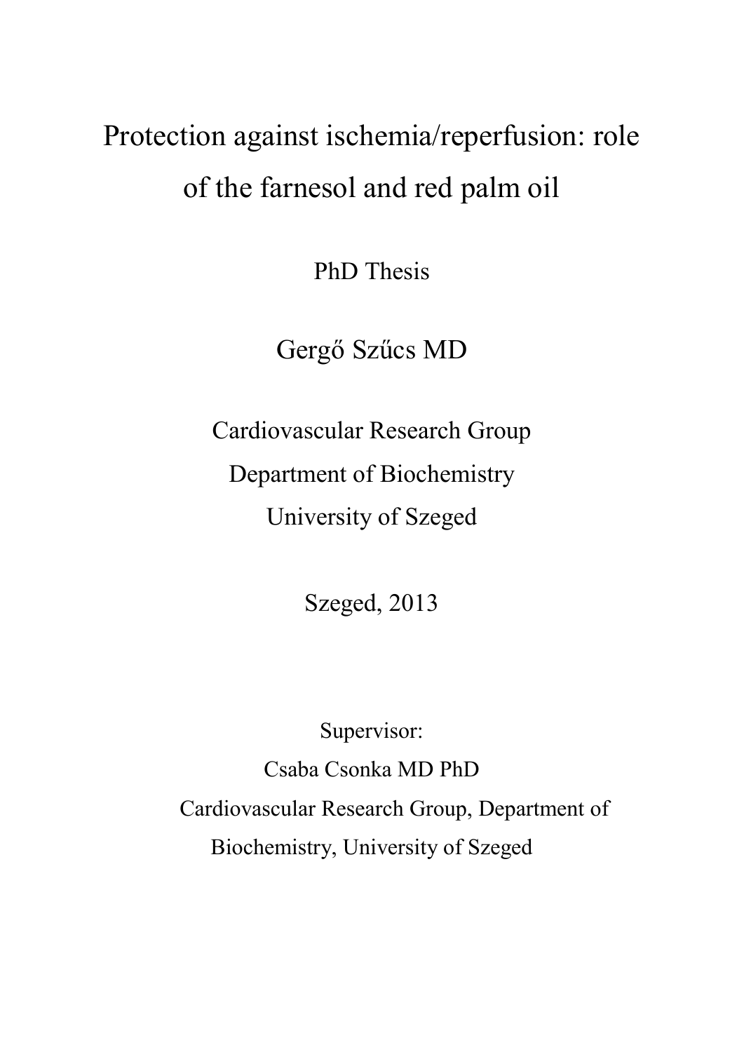# Protection against ischemia/reperfusion: role of the farnesol and red palm oil

PhD Thesis

Gergő Szűcs MD

Cardiovascular Research Group

Department of Biochemistry

University of Szeged

Szeged, 2013

Supervisor:

Csaba Csonka MD PhD

Cardiovascular Research Group, Department of Biochemistry, University of Szeged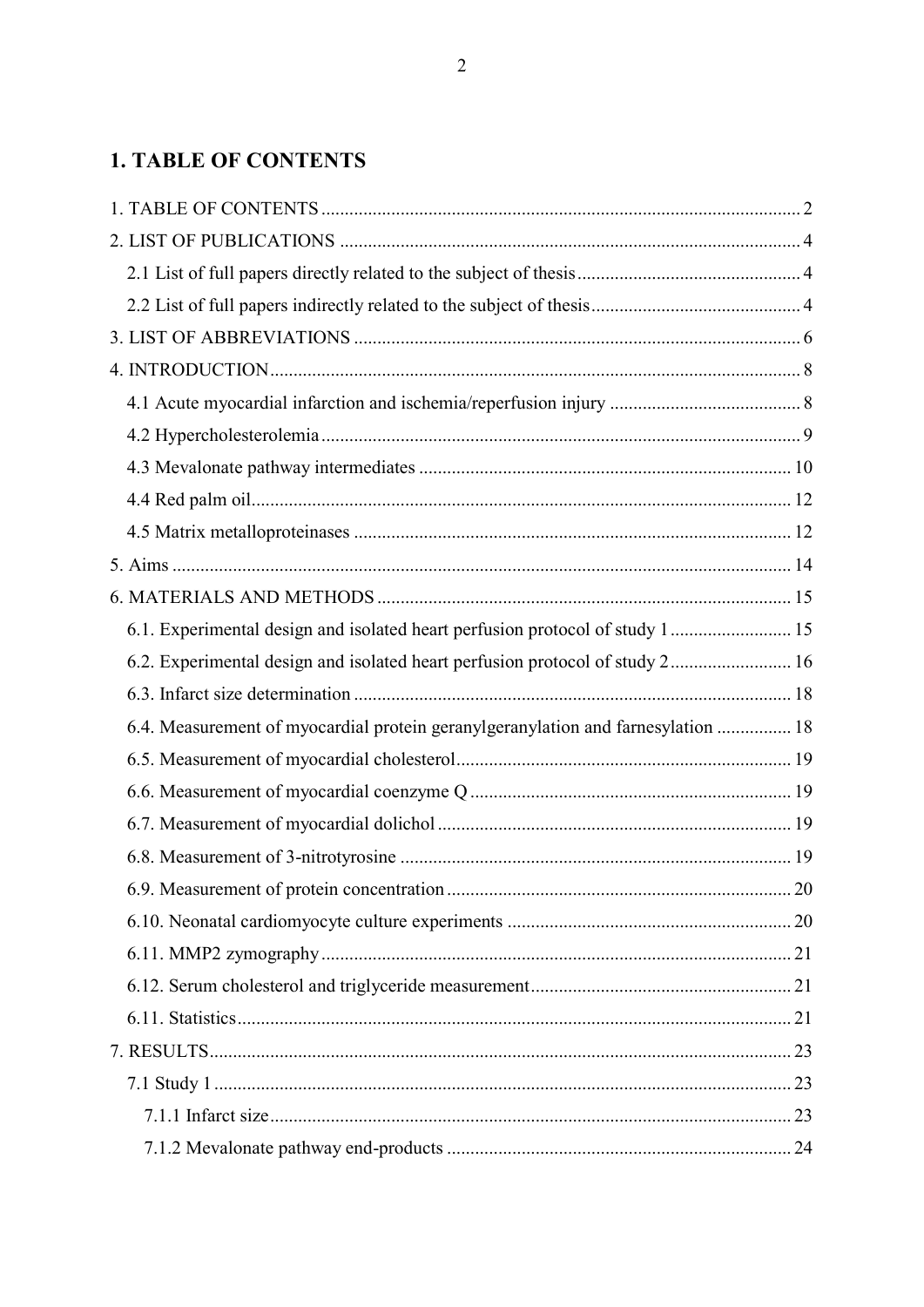# 1. TABLE OF CONTENTS

1. TABLE OF CONTENTS .......... 2
2. LIST OF PUBLICATIONS .......... 4
   - 2.1 List of full papers directly related to the subject of thesis .......... 4
   - 2.2 List of full papers indirectly related to the subject of thesis .......... 4
3. LIST OF ABBREVIATIONS .......... 6
4. INTRODUCTION .......... 8
   - 4.1 Acute myocardial infarction and ischemia/reperfusion injury .......... 8
   - 4.2 Hypercholesterolemia .......... 9
   - 4.3 Mevalonate pathway intermediates .......... 10
   - 4.4 Red palm oil .......... 12
   - 4.5 Matrix metalloproteinases .......... 12
5. Aims .......... 14
6. MATERIALS AND METHODS .......... 15
   - 6.1. Experimental design and isolated heart perfusion protocol of study 1 .......... 15
   - 6.2. Experimental design and isolated heart perfusion protocol of study 2 .......... 16
   - 6.3. Infarct size determination .......... 18
   - 6.4. Measurement of myocardial protein geranylgeranylation and farnesylation .......... 18
   - 6.5. Measurement of myocardial cholesterol .......... 19
   - 6.6. Measurement of myocardial coenzyme Q .......... 19
   - 6.7. Measurement of myocardial dolichol .......... 19
   - 6.8. Measurement of 3-nitrotyrosine .......... 19
   - 6.9. Measurement of protein concentration .......... 20
   - 6.10. Neonatal cardiomyocyte culture experiments .......... 20
   - 6.11. MMP2 zymography .......... 21
   - 6.12. Serum cholesterol and triglyceride measurement .......... 21
   - 6.11. Statistics .......... 21
7. RESULTS .......... 23
   - 7.1 Study 1 .......... 23
     - 7.1.1 Infarct size .......... 23
     - 7.1.2 Mevalonate pathway end-products .......... 24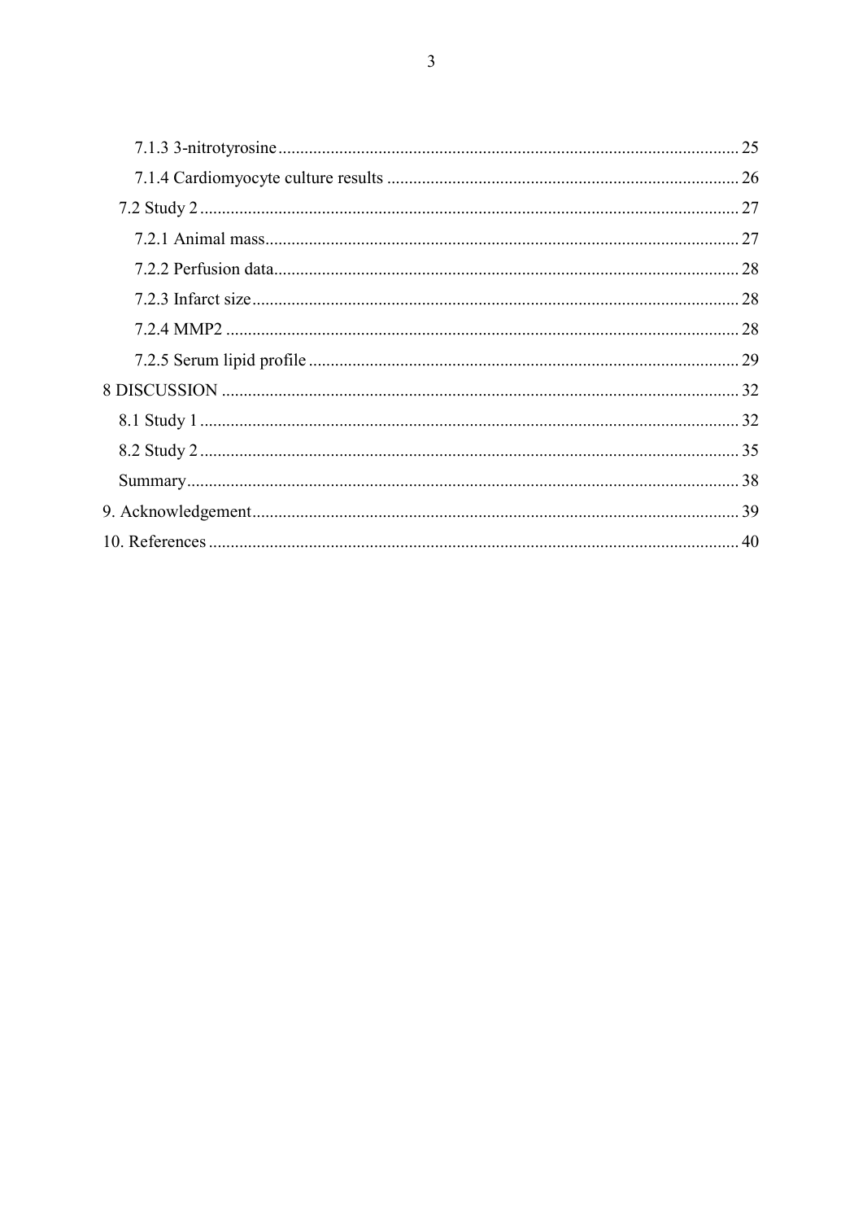7.1.3 3-nitrotyrosine ........................................................................................................ 25

7.1.4 Cardiomyocyte culture results ................................................................................ 26

7.2 Study 2 .......................................................................................................................... 27

7.2.1 Animal mass............................................................................................................ 27

7.2.2 Perfusion data.......................................................................................................... 28

7.2.3 Infarct size............................................................................................................... 28

7.2.4 MMP2 ..................................................................................................................... 28

7.2.5 Serum lipid profile .................................................................................................. 29

8 DISCUSSION ...................................................................................................................... 32

8.1 Study 1 .......................................................................................................................... 32

8.2 Study 2 .......................................................................................................................... 35

Summary............................................................................................................................. 38

9. Acknowledgement.............................................................................................................. 39

10. References ......................................................................................................................... 40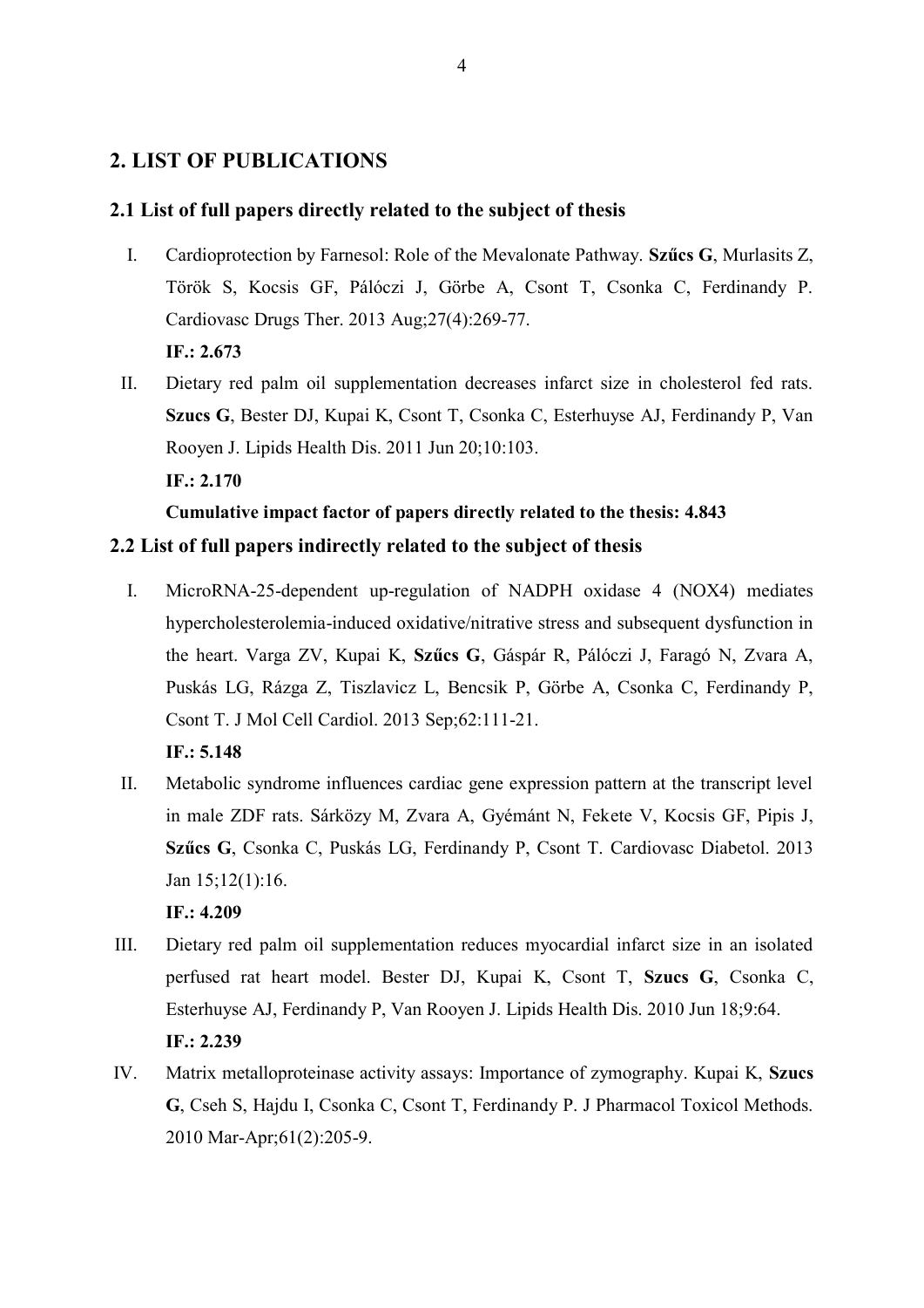## 2. LIST OF PUBLICATIONS

### 2.1 List of full papers directly related to the subject of thesis

I. Cardioprotection by Farnesol: Role of the Mevalonate Pathway. **Szűcs G**, Murlasits Z, Török S, Kocsis GF, Pálóczi J, Görbe A, Csont T, Csonka C, Ferdinandy P. Cardiovasc Drugs Ther. 2013 Aug;27(4):269-77.

**IF.: 2.673**

II. Dietary red palm oil supplementation decreases infarct size in cholesterol fed rats. **Szucs G**, Bester DJ, Kupai K, Csont T, Csonka C, Esterhuyse AJ, Ferdinandy P, Van Rooyen J. Lipids Health Dis. 2011 Jun 20;10:103.

**IF.: 2.170**

**Cumulative impact factor of papers directly related to the thesis: 4.843**

### 2.2 List of full papers indirectly related to the subject of thesis

I. MicroRNA-25-dependent up-regulation of NADPH oxidase 4 (NOX4) mediates hypercholesterolemia-induced oxidative/nitrative stress and subsequent dysfunction in the heart. Varga ZV, Kupai K, **Szűcs G**, Gáspár R, Pálóczi J, Faragó N, Zvara A, Puskás LG, Rázga Z, Tiszlavicz L, Bencsik P, Görbe A, Csonka C, Ferdinandy P, Csont T. J Mol Cell Cardiol. 2013 Sep;62:111-21.

**IF.: 5.148**

II. Metabolic syndrome influences cardiac gene expression pattern at the transcript level in male ZDF rats. Sárközy M, Zvara A, Gyémánt N, Fekete V, Kocsis GF, Pipis J, **Szűcs G**, Csonka C, Puskás LG, Ferdinandy P, Csont T. Cardiovasc Diabetol. 2013 Jan 15;12(1):16.

**IF.: 4.209**

III. Dietary red palm oil supplementation reduces myocardial infarct size in an isolated perfused rat heart model. Bester DJ, Kupai K, Csont T, **Szucs G**, Csonka C, Esterhuyse AJ, Ferdinandy P, Van Rooyen J. Lipids Health Dis. 2010 Jun 18;9:64.

**IF.: 2.239**

IV. Matrix metalloproteinase activity assays: Importance of zymography. Kupai K, **Szucs G**, Cseh S, Hajdu I, Csonka C, Csont T, Ferdinandy P. J Pharmacol Toxicol Methods. 2010 Mar-Apr;61(2):205-9.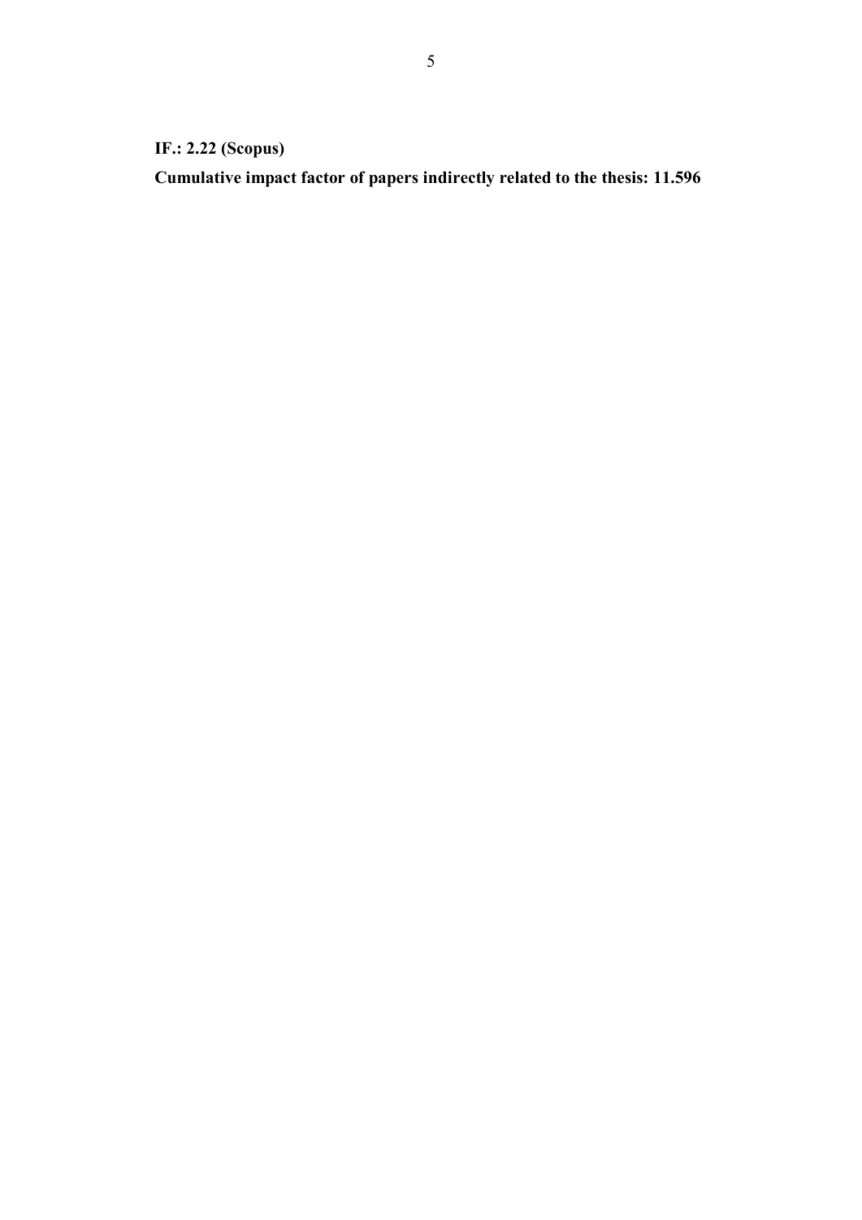**IF.: 2.22 (Scopus)**

**Cumulative impact factor of papers indirectly related to the thesis: 11.596**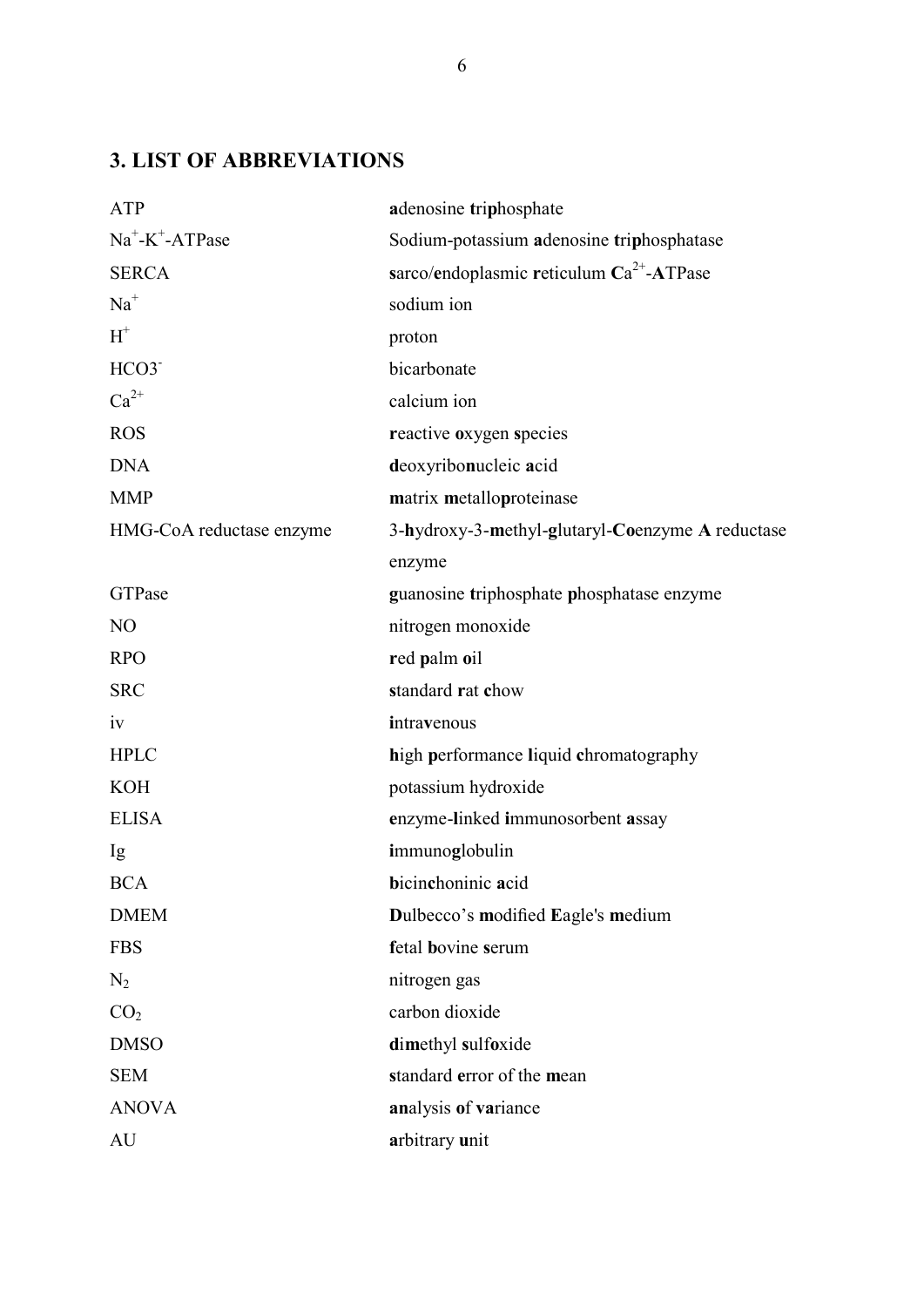## 3. LIST OF ABBREVIATIONS

| | |
|---|---|
| ATP | **a**denosine **t**ri**p**hosphate |
| $Na^+$-$K^+$-ATPase | Sodium-potassium **a**denosine **tri**phosphatase |
| SERCA | **s**arco/**e**ndoplasmic **r**eticulum **C**$a^{2+}$-**A**TPase |
| $Na^+$ | sodium ion |
| $H^+$ | proton |
| $HCO3^-$ | bicarbonate |
| $Ca^{2+}$ | calcium ion |
| ROS | **r**eactive **o**xygen **s**pecies |
| DNA | **d**eoxyribo**n**ucleic **a**cid |
| MMP | **m**atrix **m**etallo**p**roteinase |
| HMG-CoA reductase enzyme | 3-**h**ydroxy-3-**m**ethyl-**g**lutaryl-**Co**enzyme **A** reductase enzyme |
| GTPase | **g**uanosine **t**riphosphate **p**hosphatase enzyme |
| NO | nitrogen monoxide |
| RPO | **r**ed **p**alm **o**il |
| SRC | **s**tandard **r**at **c**how |
| iv | **i**ntra**v**enous |
| HPLC | **h**igh **p**erformance **l**iquid **c**hromatography |
| KOH | potassium hydroxide |
| ELISA | **e**nzyme-**l**inked **i**mmunosorbent **a**ssay |
| Ig | **i**mmuno**g**lobulin |
| BCA | **b**icin**c**honinic **a**cid |
| DMEM | **D**ulbecco's **m**odified **E**agle's **m**edium |
| FBS | **f**etal **b**ovine **s**erum |
| $N_2$ | nitrogen gas |
| $CO_2$ | carbon dioxide |
| DMSO | **d**i**m**ethyl **s**ulf**o**xide |
| SEM | **s**tandard **e**rror of the **m**ean |
| ANOVA | **an**alysis **o**f **va**riance |
| AU | **a**rbitrary **u**nit |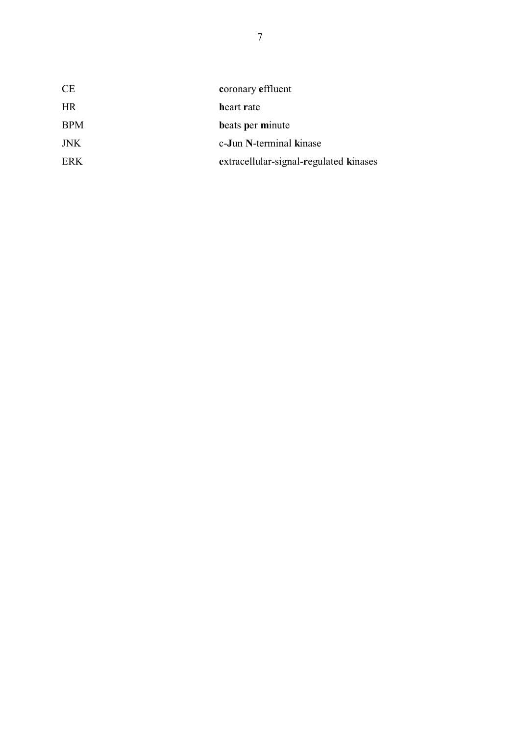| | |
|---|---|
| CE | **c**oronary **e**ffluent |
| HR | **h**eart **r**ate |
| BPM | **b**eats **p**er **m**inute |
| JNK | c-**J**un **N**-terminal **k**inase |
| ERK | **e**xtracellular-signal-**r**egulated **k**inases |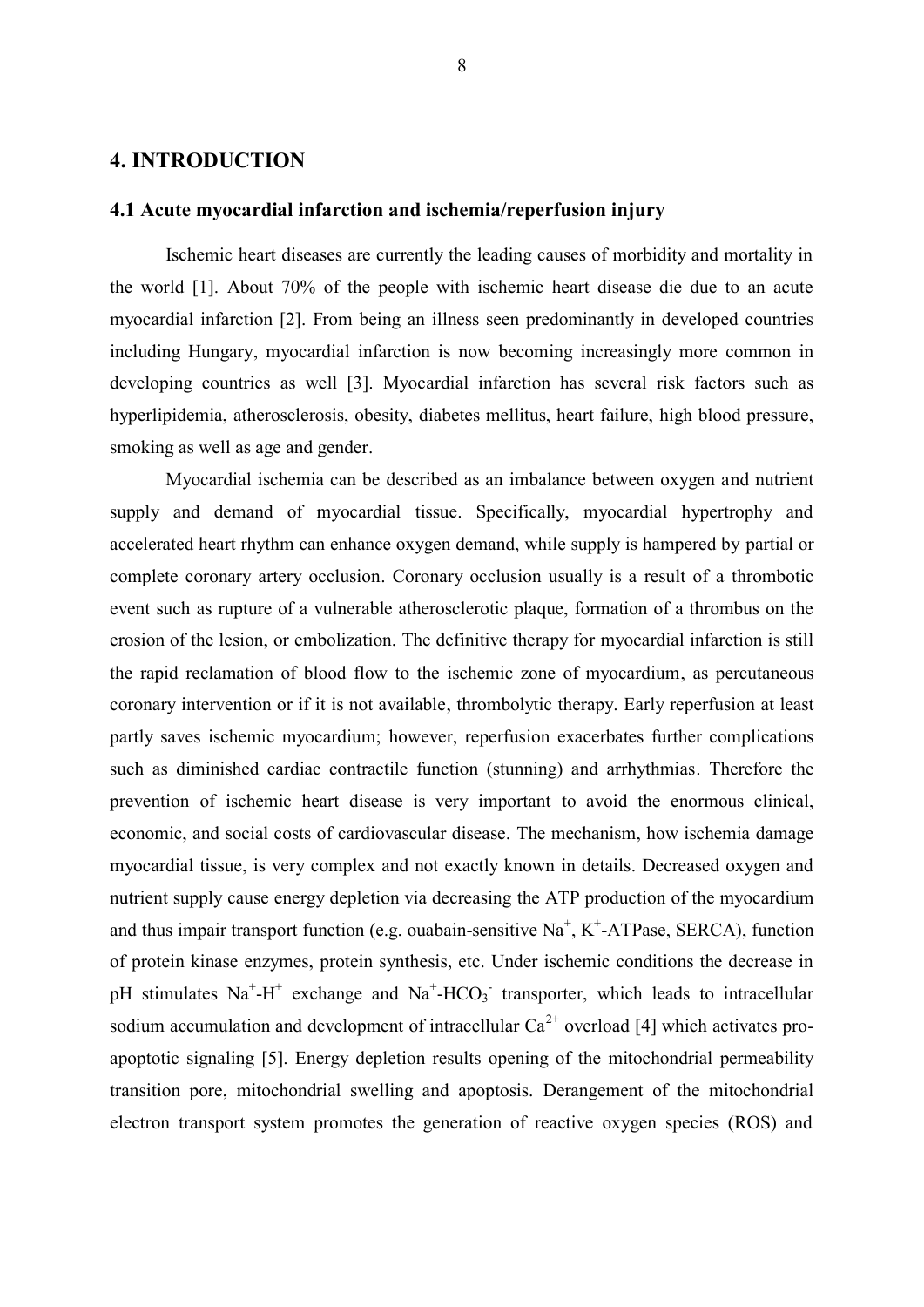# 4. INTRODUCTION

## 4.1 Acute myocardial infarction and ischemia/reperfusion injury

Ischemic heart diseases are currently the leading causes of morbidity and mortality in the world [1]. About 70% of the people with ischemic heart disease die due to an acute myocardial infarction [2]. From being an illness seen predominantly in developed countries including Hungary, myocardial infarction is now becoming increasingly more common in developing countries as well [3]. Myocardial infarction has several risk factors such as hyperlipidemia, atherosclerosis, obesity, diabetes mellitus, heart failure, high blood pressure, smoking as well as age and gender.

Myocardial ischemia can be described as an imbalance between oxygen and nutrient supply and demand of myocardial tissue. Specifically, myocardial hypertrophy and accelerated heart rhythm can enhance oxygen demand, while supply is hampered by partial or complete coronary artery occlusion. Coronary occlusion usually is a result of a thrombotic event such as rupture of a vulnerable atherosclerotic plaque, formation of a thrombus on the erosion of the lesion, or embolization. The definitive therapy for myocardial infarction is still the rapid reclamation of blood flow to the ischemic zone of myocardium, as percutaneous coronary intervention or if it is not available, thrombolytic therapy. Early reperfusion at least partly saves ischemic myocardium; however, reperfusion exacerbates further complications such as diminished cardiac contractile function (stunning) and arrhythmias. Therefore the prevention of ischemic heart disease is very important to avoid the enormous clinical, economic, and social costs of cardiovascular disease. The mechanism, how ischemia damage myocardial tissue, is very complex and not exactly known in details. Decreased oxygen and nutrient supply cause energy depletion via decreasing the ATP production of the myocardium and thus impair transport function (e.g. ouabain-sensitive $Na^+$, $K^+$-ATPase, SERCA), function of protein kinase enzymes, protein synthesis, etc. Under ischemic conditions the decrease in pH stimulates $Na^+$-$H^+$ exchange and $Na^+$-$HCO_3^-$ transporter, which leads to intracellular sodium accumulation and development of intracellular $Ca^{2+}$ overload [4] which activates pro-apoptotic signaling [5]. Energy depletion results opening of the mitochondrial permeability transition pore, mitochondrial swelling and apoptosis. Derangement of the mitochondrial electron transport system promotes the generation of reactive oxygen species (ROS) and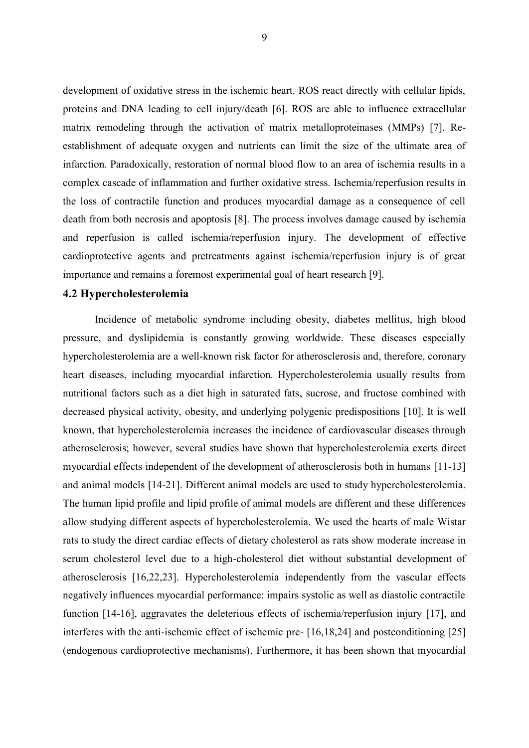development of oxidative stress in the ischemic heart. ROS react directly with cellular lipids, proteins and DNA leading to cell injury/death [6]. ROS are able to influence extracellular matrix remodeling through the activation of matrix metalloproteinases (MMPs) [7]. Re-establishment of adequate oxygen and nutrients can limit the size of the ultimate area of infarction. Paradoxically, restoration of normal blood flow to an area of ischemia results in a complex cascade of inflammation and further oxidative stress. Ischemia/reperfusion results in the loss of contractile function and produces myocardial damage as a consequence of cell death from both necrosis and apoptosis [8]. The process involves damage caused by ischemia and reperfusion is called ischemia/reperfusion injury. The development of effective cardioprotective agents and pretreatments against ischemia/reperfusion injury is of great importance and remains a foremost experimental goal of heart research [9].

### 4.2 Hypercholesterolemia

Incidence of metabolic syndrome including obesity, diabetes mellitus, high blood pressure, and dyslipidemia is constantly growing worldwide. These diseases especially hypercholesterolemia are a well-known risk factor for atherosclerosis and, therefore, coronary heart diseases, including myocardial infarction. Hypercholesterolemia usually results from nutritional factors such as a diet high in saturated fats, sucrose, and fructose combined with decreased physical activity, obesity, and underlying polygenic predispositions [10]. It is well known, that hypercholesterolemia increases the incidence of cardiovascular diseases through atherosclerosis; however, several studies have shown that hypercholesterolemia exerts direct myocardial effects independent of the development of atherosclerosis both in humans [11-13] and animal models [14-21]. Different animal models are used to study hypercholesterolemia. The human lipid profile and lipid profile of animal models are different and these differences allow studying different aspects of hypercholesterolemia. We used the hearts of male Wistar rats to study the direct cardiac effects of dietary cholesterol as rats show moderate increase in serum cholesterol level due to a high-cholesterol diet without substantial development of atherosclerosis [16,22,23]. Hypercholesterolemia independently from the vascular effects negatively influences myocardial performance: impairs systolic as well as diastolic contractile function [14-16], aggravates the deleterious effects of ischemia/reperfusion injury [17], and interferes with the anti-ischemic effect of ischemic pre- [16,18,24] and postconditioning [25] (endogenous cardioprotective mechanisms). Furthermore, it has been shown that myocardial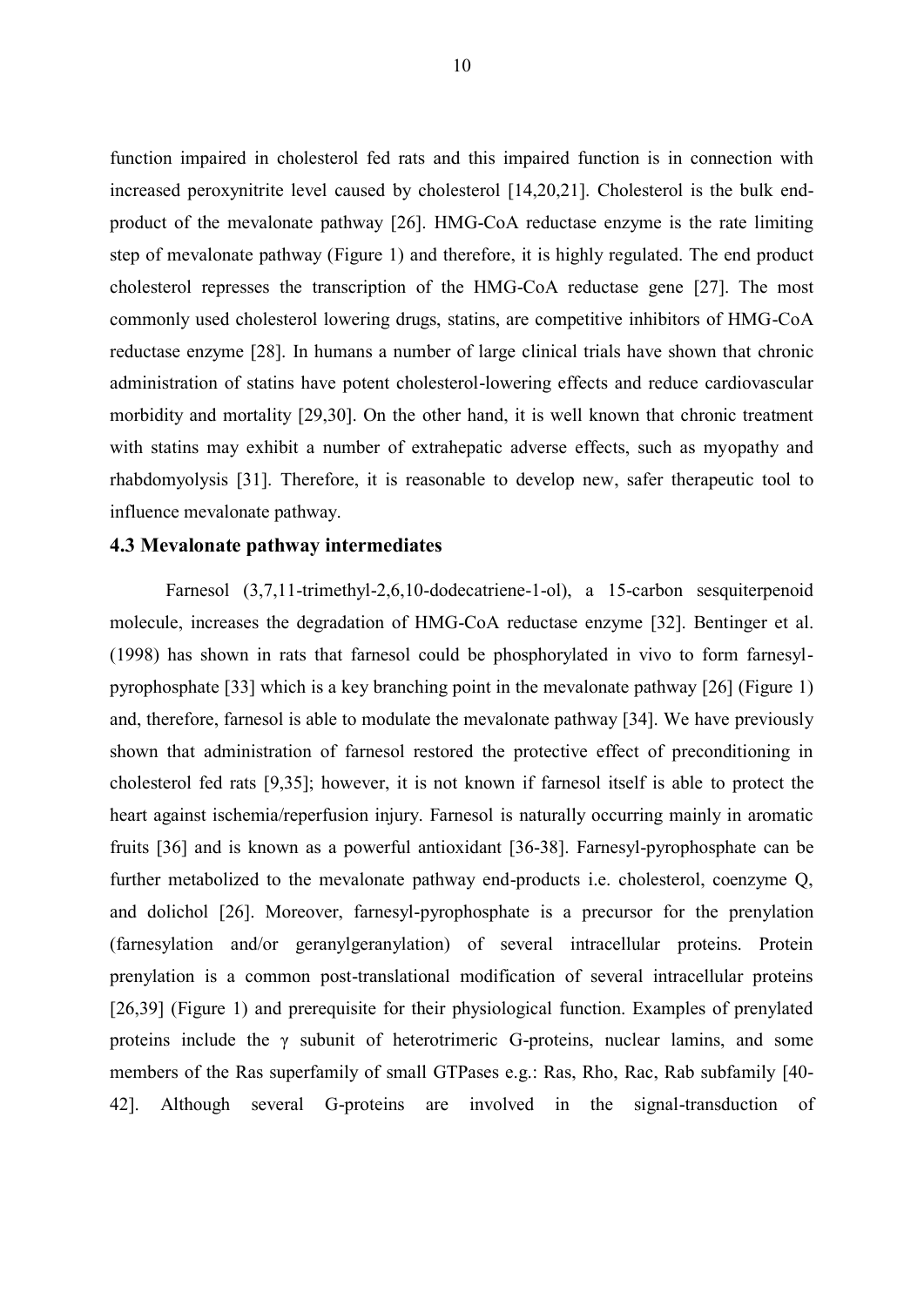function impaired in cholesterol fed rats and this impaired function is in connection with increased peroxynitrite level caused by cholesterol [14,20,21]. Cholesterol is the bulk end-product of the mevalonate pathway [26]. HMG-CoA reductase enzyme is the rate limiting step of mevalonate pathway (Figure 1) and therefore, it is highly regulated. The end product cholesterol represses the transcription of the HMG-CoA reductase gene [27]. The most commonly used cholesterol lowering drugs, statins, are competitive inhibitors of HMG-CoA reductase enzyme [28]. In humans a number of large clinical trials have shown that chronic administration of statins have potent cholesterol-lowering effects and reduce cardiovascular morbidity and mortality [29,30]. On the other hand, it is well known that chronic treatment with statins may exhibit a number of extrahepatic adverse effects, such as myopathy and rhabdomyolysis [31]. Therefore, it is reasonable to develop new, safer therapeutic tool to influence mevalonate pathway.

### 4.3 Mevalonate pathway intermediates

Farnesol (3,7,11-trimethyl-2,6,10-dodecatriene-1-ol), a 15-carbon sesquiterpenoid molecule, increases the degradation of HMG-CoA reductase enzyme [32]. Bentinger et al. (1998) has shown in rats that farnesol could be phosphorylated in vivo to form farnesyl-pyrophosphate [33] which is a key branching point in the mevalonate pathway [26] (Figure 1) and, therefore, farnesol is able to modulate the mevalonate pathway [34]. We have previously shown that administration of farnesol restored the protective effect of preconditioning in cholesterol fed rats [9,35]; however, it is not known if farnesol itself is able to protect the heart against ischemia/reperfusion injury. Farnesol is naturally occurring mainly in aromatic fruits [36] and is known as a powerful antioxidant [36-38]. Farnesyl-pyrophosphate can be further metabolized to the mevalonate pathway end-products i.e. cholesterol, coenzyme Q, and dolichol [26]. Moreover, farnesyl-pyrophosphate is a precursor for the prenylation (farnesylation and/or geranylgeranylation) of several intracellular proteins. Protein prenylation is a common post-translational modification of several intracellular proteins [26,39] (Figure 1) and prerequisite for their physiological function. Examples of prenylated proteins include the γ subunit of heterotrimeric G-proteins, nuclear lamins, and some members of the Ras superfamily of small GTPases e.g.: Ras, Rho, Rac, Rab subfamily [40-42]. Although several G-proteins are involved in the signal-transduction of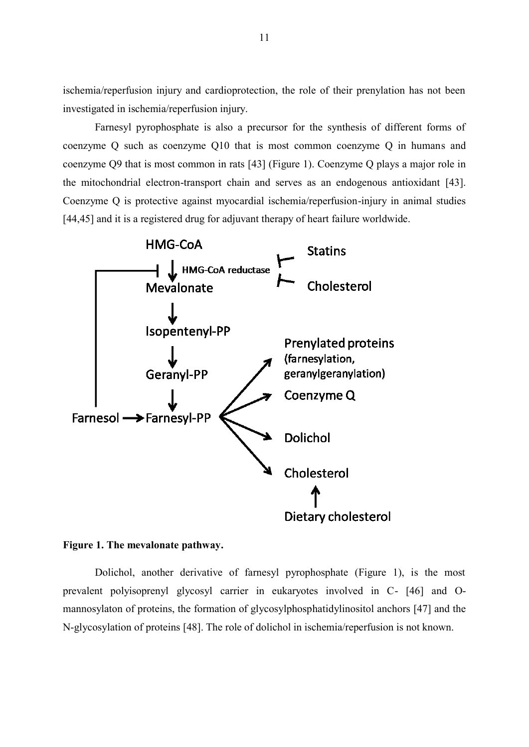ischemia/reperfusion injury and cardioprotection, the role of their prenylation has not been investigated in ischemia/reperfusion injury.

Farnesyl pyrophosphate is also a precursor for the synthesis of different forms of coenzyme Q such as coenzyme Q10 that is most common coenzyme Q in humans and coenzyme Q9 that is most common in rats [43] (Figure 1). Coenzyme Q plays a major role in the mitochondrial electron-transport chain and serves as an endogenous antioxidant [43]. Coenzyme Q is protective against myocardial ischemia/reperfusion-injury in animal studies [44,45] and it is a registered drug for adjuvant therapy of heart failure worldwide.

**Figure 1. The mevalonate pathway.**

Dolichol, another derivative of farnesyl pyrophosphate (Figure 1), is the most prevalent polyisoprenyl glycosyl carrier in eukaryotes involved in C- [46] and O-mannosylaton of proteins, the formation of glycosylphosphatidylinositol anchors [47] and the N-glycosylation of proteins [48]. The role of dolichol in ischemia/reperfusion is not known.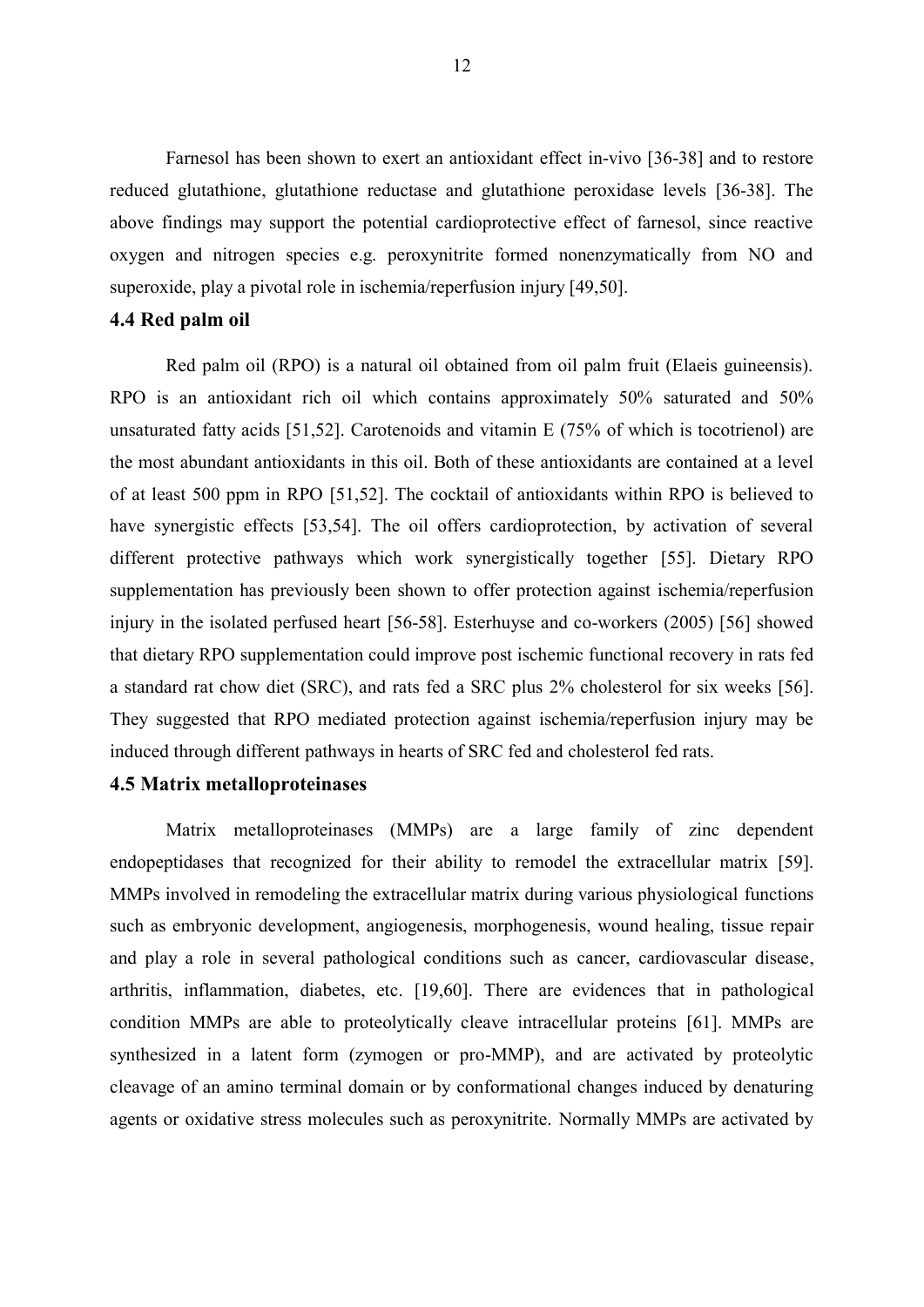Farnesol has been shown to exert an antioxidant effect in-vivo [36-38] and to restore reduced glutathione, glutathione reductase and glutathione peroxidase levels [36-38]. The above findings may support the potential cardioprotective effect of farnesol, since reactive oxygen and nitrogen species e.g. peroxynitrite formed nonenzymatically from NO and superoxide, play a pivotal role in ischemia/reperfusion injury [49,50].

### 4.4 Red palm oil

Red palm oil (RPO) is a natural oil obtained from oil palm fruit (Elaeis guineensis). RPO is an antioxidant rich oil which contains approximately 50% saturated and 50% unsaturated fatty acids [51,52]. Carotenoids and vitamin E (75% of which is tocotrienol) are the most abundant antioxidants in this oil. Both of these antioxidants are contained at a level of at least 500 ppm in RPO [51,52]. The cocktail of antioxidants within RPO is believed to have synergistic effects [53,54]. The oil offers cardioprotection, by activation of several different protective pathways which work synergistically together [55]. Dietary RPO supplementation has previously been shown to offer protection against ischemia/reperfusion injury in the isolated perfused heart [56-58]. Esterhuyse and co-workers (2005) [56] showed that dietary RPO supplementation could improve post ischemic functional recovery in rats fed a standard rat chow diet (SRC), and rats fed a SRC plus 2% cholesterol for six weeks [56]. They suggested that RPO mediated protection against ischemia/reperfusion injury may be induced through different pathways in hearts of SRC fed and cholesterol fed rats.

### 4.5 Matrix metalloproteinases

Matrix metalloproteinases (MMPs) are a large family of zinc dependent endopeptidases that recognized for their ability to remodel the extracellular matrix [59]. MMPs involved in remodeling the extracellular matrix during various physiological functions such as embryonic development, angiogenesis, morphogenesis, wound healing, tissue repair and play a role in several pathological conditions such as cancer, cardiovascular disease, arthritis, inflammation, diabetes, etc. [19,60]. There are evidences that in pathological condition MMPs are able to proteolytically cleave intracellular proteins [61]. MMPs are synthesized in a latent form (zymogen or pro-MMP), and are activated by proteolytic cleavage of an amino terminal domain or by conformational changes induced by denaturing agents or oxidative stress molecules such as peroxynitrite. Normally MMPs are activated by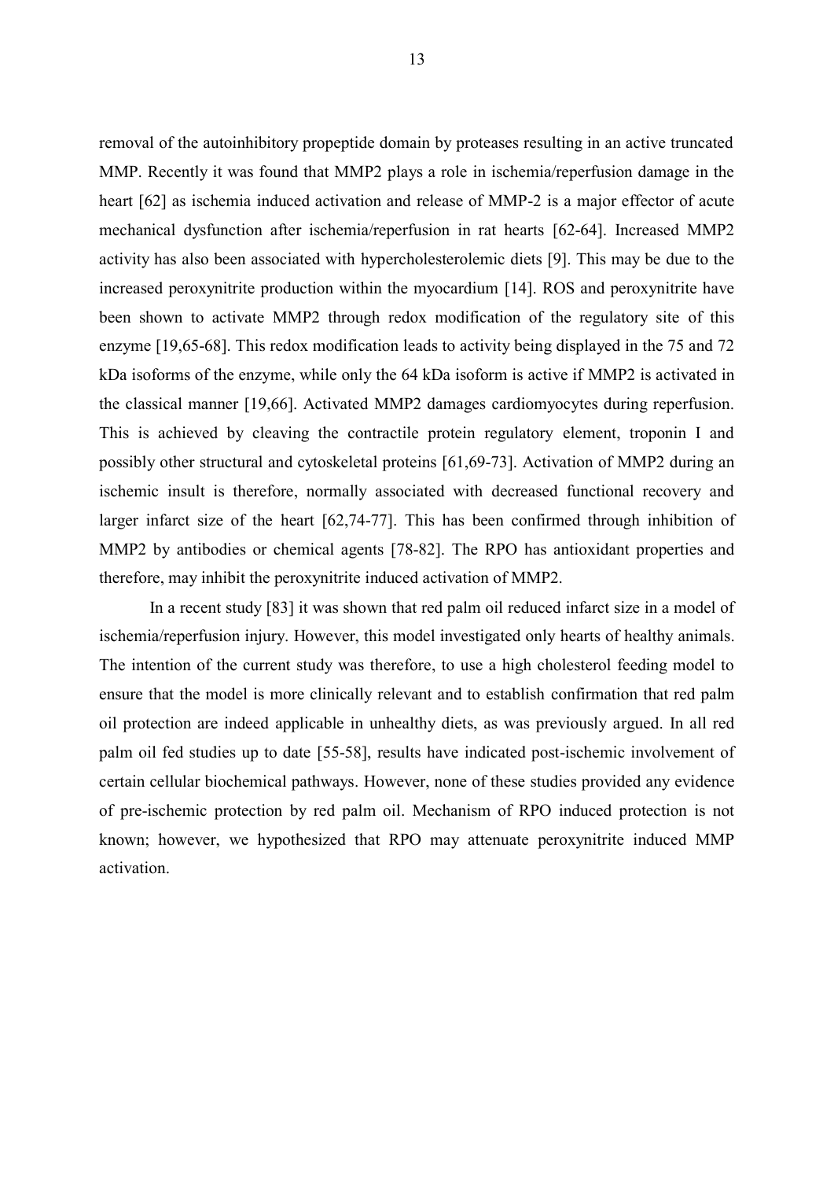removal of the autoinhibitory propeptide domain by proteases resulting in an active truncated MMP. Recently it was found that MMP2 plays a role in ischemia/reperfusion damage in the heart [62] as ischemia induced activation and release of MMP-2 is a major effector of acute mechanical dysfunction after ischemia/reperfusion in rat hearts [62-64]. Increased MMP2 activity has also been associated with hypercholesterolemic diets [9]. This may be due to the increased peroxynitrite production within the myocardium [14]. ROS and peroxynitrite have been shown to activate MMP2 through redox modification of the regulatory site of this enzyme [19,65-68]. This redox modification leads to activity being displayed in the 75 and 72 kDa isoforms of the enzyme, while only the 64 kDa isoform is active if MMP2 is activated in the classical manner [19,66]. Activated MMP2 damages cardiomyocytes during reperfusion. This is achieved by cleaving the contractile protein regulatory element, troponin I and possibly other structural and cytoskeletal proteins [61,69-73]. Activation of MMP2 during an ischemic insult is therefore, normally associated with decreased functional recovery and larger infarct size of the heart [62,74-77]. This has been confirmed through inhibition of MMP2 by antibodies or chemical agents [78-82]. The RPO has antioxidant properties and therefore, may inhibit the peroxynitrite induced activation of MMP2.

In a recent study [83] it was shown that red palm oil reduced infarct size in a model of ischemia/reperfusion injury. However, this model investigated only hearts of healthy animals. The intention of the current study was therefore, to use a high cholesterol feeding model to ensure that the model is more clinically relevant and to establish confirmation that red palm oil protection are indeed applicable in unhealthy diets, as was previously argued. In all red palm oil fed studies up to date [55-58], results have indicated post-ischemic involvement of certain cellular biochemical pathways. However, none of these studies provided any evidence of pre-ischemic protection by red palm oil. Mechanism of RPO induced protection is not known; however, we hypothesized that RPO may attenuate peroxynitrite induced MMP activation.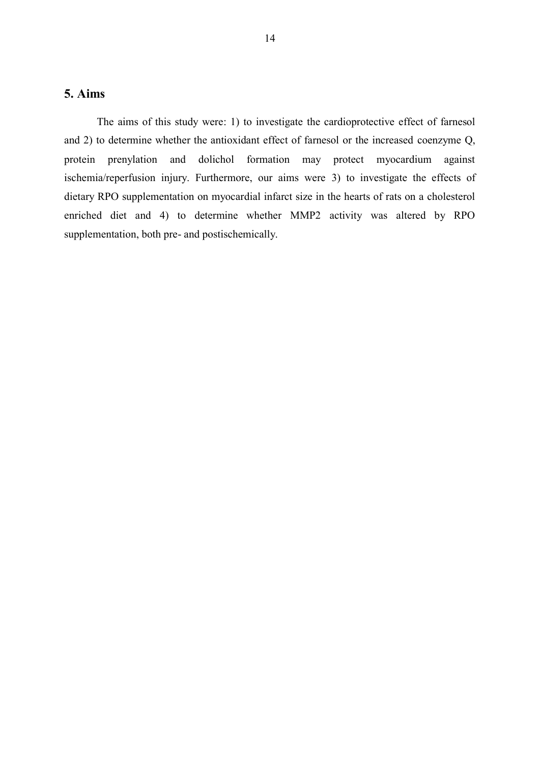## 5. Aims

The aims of this study were: 1) to investigate the cardioprotective effect of farnesol and 2) to determine whether the antioxidant effect of farnesol or the increased coenzyme Q, protein prenylation and dolichol formation may protect myocardium against ischemia/reperfusion injury. Furthermore, our aims were 3) to investigate the effects of dietary RPO supplementation on myocardial infarct size in the hearts of rats on a cholesterol enriched diet and 4) to determine whether MMP2 activity was altered by RPO supplementation, both pre- and postischemically.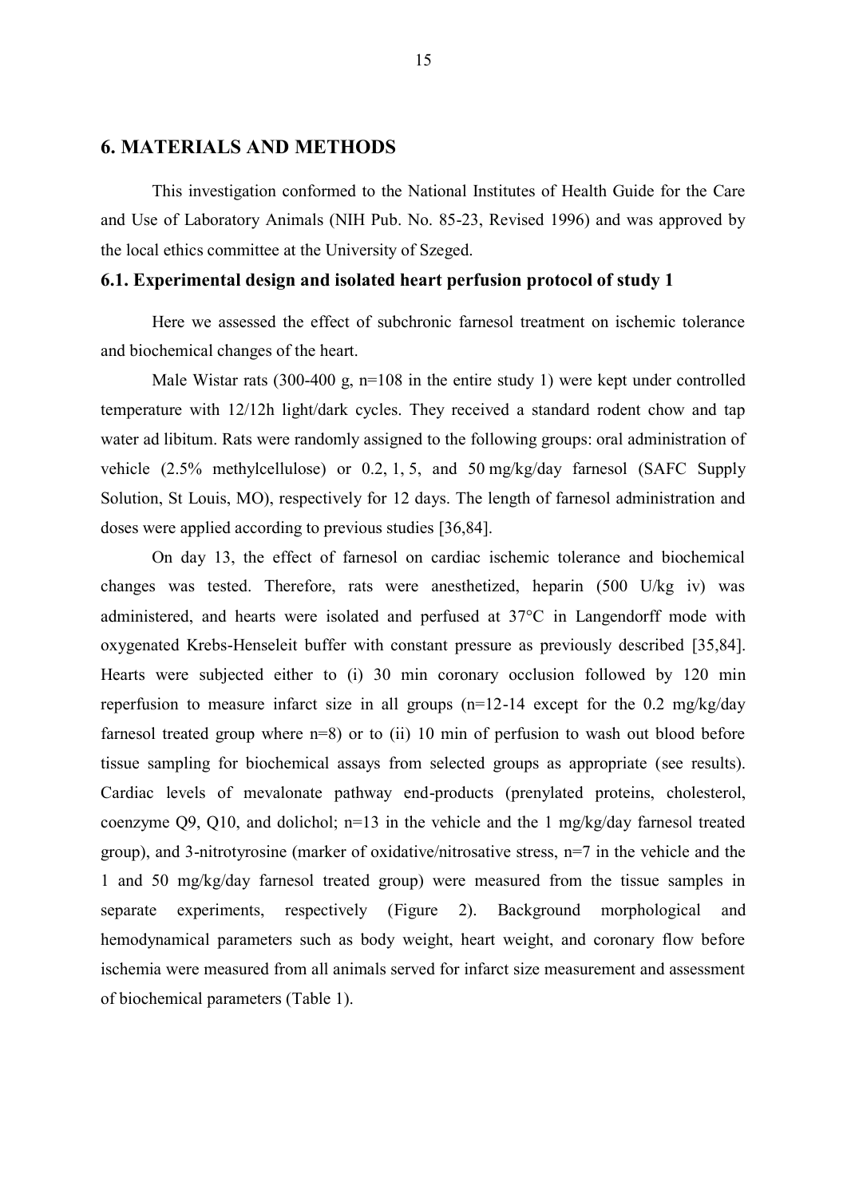## 6. MATERIALS AND METHODS

This investigation conformed to the National Institutes of Health Guide for the Care and Use of Laboratory Animals (NIH Pub. No. 85-23, Revised 1996) and was approved by the local ethics committee at the University of Szeged.

### 6.1. Experimental design and isolated heart perfusion protocol of study 1

Here we assessed the effect of subchronic farnesol treatment on ischemic tolerance and biochemical changes of the heart.

Male Wistar rats (300-400 g, n=108 in the entire study 1) were kept under controlled temperature with 12/12h light/dark cycles. They received a standard rodent chow and tap water ad libitum. Rats were randomly assigned to the following groups: oral administration of vehicle (2.5% methylcellulose) or 0.2, 1, 5, and 50 mg/kg/day farnesol (SAFC Supply Solution, St Louis, MO), respectively for 12 days. The length of farnesol administration and doses were applied according to previous studies [36,84].

On day 13, the effect of farnesol on cardiac ischemic tolerance and biochemical changes was tested. Therefore, rats were anesthetized, heparin (500 U/kg iv) was administered, and hearts were isolated and perfused at 37°C in Langendorff mode with oxygenated Krebs-Henseleit buffer with constant pressure as previously described [35,84]. Hearts were subjected either to (i) 30 min coronary occlusion followed by 120 min reperfusion to measure infarct size in all groups (n=12-14 except for the 0.2 mg/kg/day farnesol treated group where n=8) or to (ii) 10 min of perfusion to wash out blood before tissue sampling for biochemical assays from selected groups as appropriate (see results). Cardiac levels of mevalonate pathway end-products (prenylated proteins, cholesterol, coenzyme Q9, Q10, and dolichol; n=13 in the vehicle and the 1 mg/kg/day farnesol treated group), and 3-nitrotyrosine (marker of oxidative/nitrosative stress, n=7 in the vehicle and the 1 and 50 mg/kg/day farnesol treated group) were measured from the tissue samples in separate experiments, respectively (Figure 2). Background morphological and hemodynamical parameters such as body weight, heart weight, and coronary flow before ischemia were measured from all animals served for infarct size measurement and assessment of biochemical parameters (Table 1).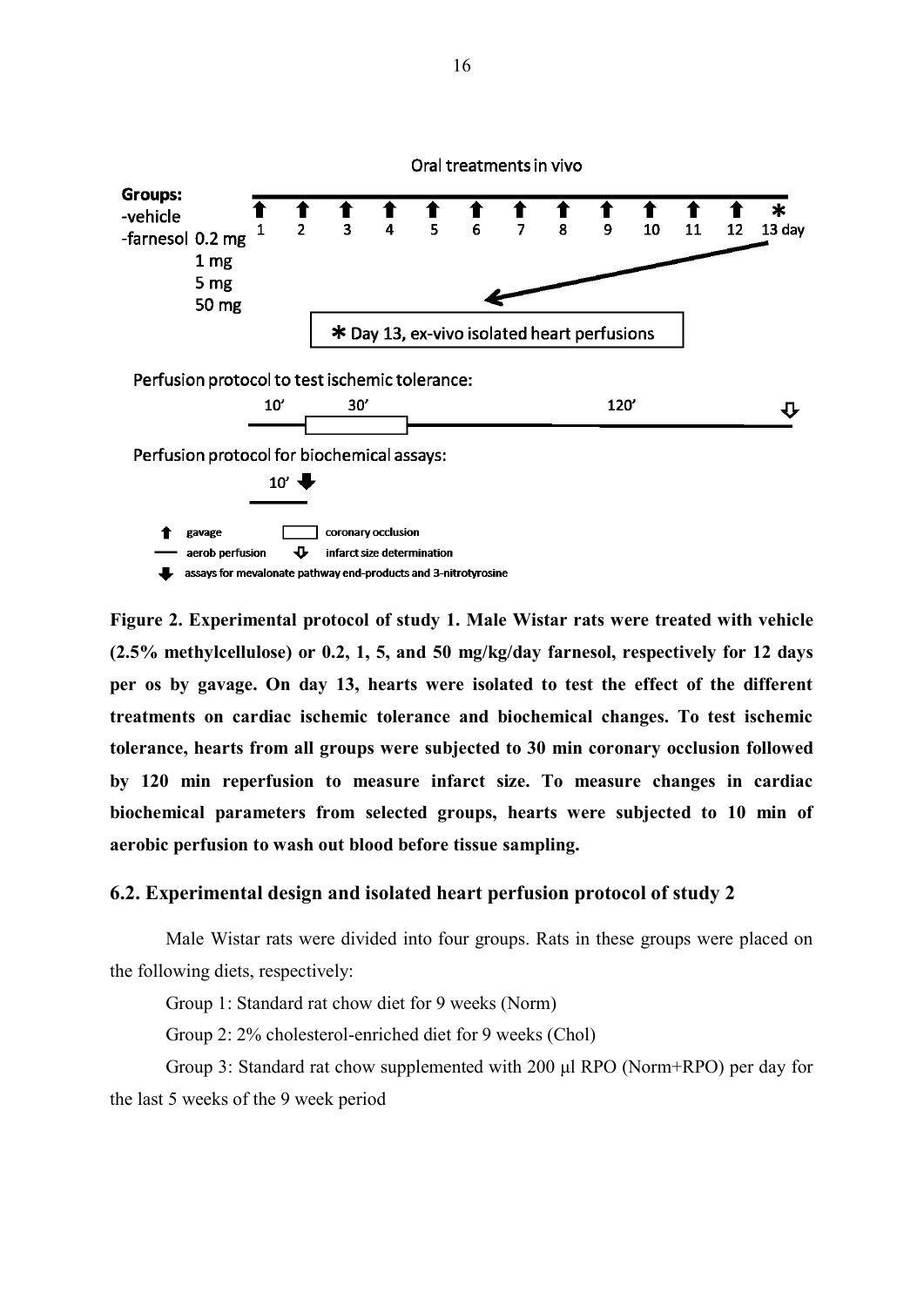Oral treatments in vivo

**Groups:**
-vehicle
-farnesol 0.2 mg
1 mg
5 mg
50 mg

1 2 3 4 5 6 7 8 9 10 11 12 13 day

* Day 13, ex-vivo isolated heart perfusions

Perfusion protocol to test ischemic tolerance:

10' 30' 120'

Perfusion protocol for biochemical assays:

10'

gavage — coronary occlusion — aerob perfusion — infarct size determination — assays for mevalonate pathway end-products and 3-nitrotyrosine

**Figure 2. Experimental protocol of study 1. Male Wistar rats were treated with vehicle (2.5% methylcellulose) or 0.2, 1, 5, and 50 mg/kg/day farnesol, respectively for 12 days per os by gavage. On day 13, hearts were isolated to test the effect of the different treatments on cardiac ischemic tolerance and biochemical changes. To test ischemic tolerance, hearts from all groups were subjected to 30 min coronary occlusion followed by 120 min reperfusion to measure infarct size. To measure changes in cardiac biochemical parameters from selected groups, hearts were subjected to 10 min of aerobic perfusion to wash out blood before tissue sampling.**

### 6.2. Experimental design and isolated heart perfusion protocol of study 2

Male Wistar rats were divided into four groups. Rats in these groups were placed on the following diets, respectively:

Group 1: Standard rat chow diet for 9 weeks (Norm)

Group 2: 2% cholesterol-enriched diet for 9 weeks (Chol)

Group 3: Standard rat chow supplemented with 200 μl RPO (Norm+RPO) per day for the last 5 weeks of the 9 week period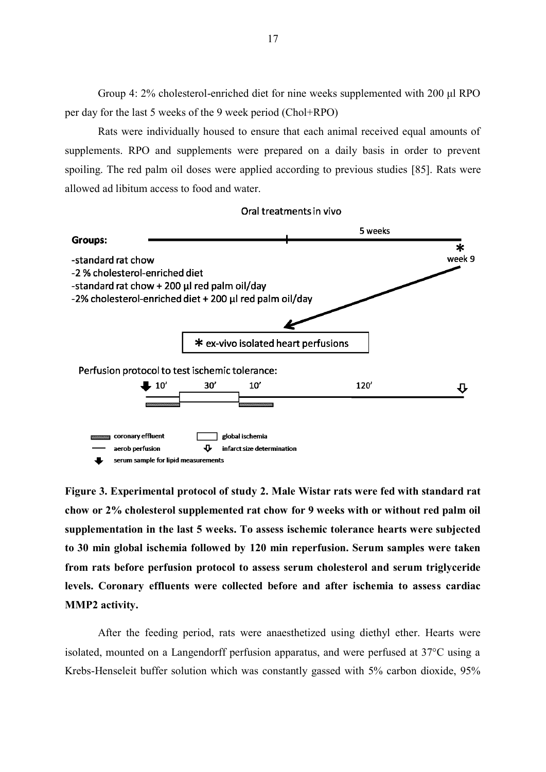Group 4: 2% cholesterol-enriched diet for nine weeks supplemented with 200 μl RPO per day for the last 5 weeks of the 9 week period (Chol+RPO)

Rats were individually housed to ensure that each animal received equal amounts of supplements. RPO and supplements were prepared on a daily basis in order to prevent spoiling. The red palm oil doses were applied according to previous studies [85]. Rats were allowed ad libitum access to food and water.

Oral treatments in vivo

Groups:

- standard rat chow
- 2 % cholesterol-enriched diet
- standard rat chow + 200 μl red palm oil/day
- 2% cholesterol-enriched diet + 200 μl red palm oil/day

5 weeks

* week 9

* ex-vivo isolated heart perfusions

Perfusion protocol to test ischemic tolerance:

10' 30' 10' 120'

coronary effluent — global ischemia — aerob perfusion — infarct size determination — serum sample for lipid measurements

**Figure 3. Experimental protocol of study 2. Male Wistar rats were fed with standard rat chow or 2% cholesterol supplemented rat chow for 9 weeks with or without red palm oil supplementation in the last 5 weeks. To assess ischemic tolerance hearts were subjected to 30 min global ischemia followed by 120 min reperfusion. Serum samples were taken from rats before perfusion protocol to assess serum cholesterol and serum triglyceride levels. Coronary effluents were collected before and after ischemia to assess cardiac MMP2 activity.**

After the feeding period, rats were anaesthetized using diethyl ether. Hearts were isolated, mounted on a Langendorff perfusion apparatus, and were perfused at 37°C using a Krebs-Henseleit buffer solution which was constantly gassed with 5% carbon dioxide, 95%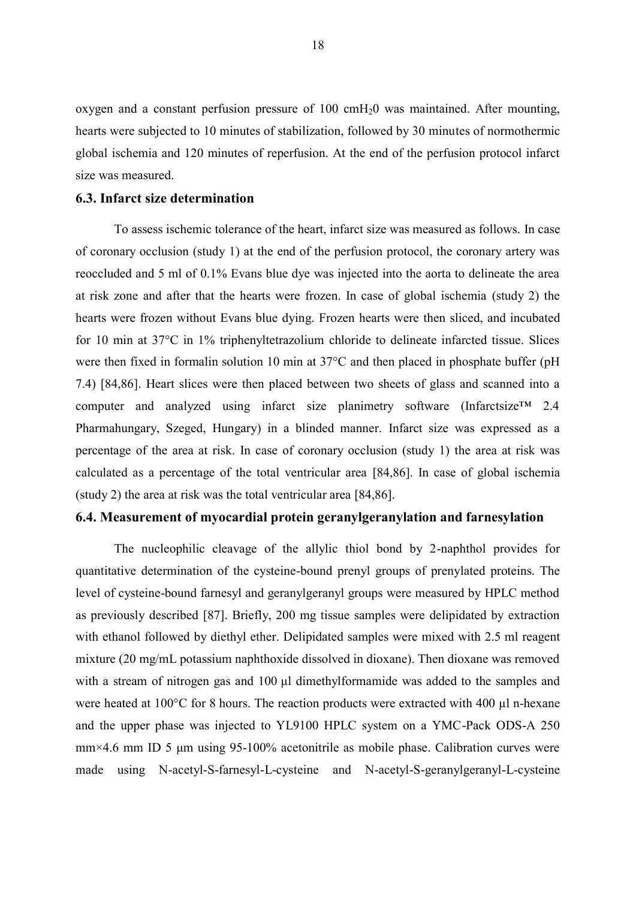oxygen and a constant perfusion pressure of 100 $cmH_2O$ was maintained. After mounting, hearts were subjected to 10 minutes of stabilization, followed by 30 minutes of normothermic global ischemia and 120 minutes of reperfusion. At the end of the perfusion protocol infarct size was measured.

### 6.3. Infarct size determination

To assess ischemic tolerance of the heart, infarct size was measured as follows. In case of coronary occlusion (study 1) at the end of the perfusion protocol, the coronary artery was reoccluded and 5 ml of 0.1% Evans blue dye was injected into the aorta to delineate the area at risk zone and after that the hearts were frozen. In case of global ischemia (study 2) the hearts were frozen without Evans blue dying. Frozen hearts were then sliced, and incubated for 10 min at 37°C in 1% triphenyltetrazolium chloride to delineate infarcted tissue. Slices were then fixed in formalin solution 10 min at 37°C and then placed in phosphate buffer (pH 7.4) [84,86]. Heart slices were then placed between two sheets of glass and scanned into a computer and analyzed using infarct size planimetry software (Infarctsize™ 2.4 Pharmahungary, Szeged, Hungary) in a blinded manner. Infarct size was expressed as a percentage of the area at risk. In case of coronary occlusion (study 1) the area at risk was calculated as a percentage of the total ventricular area [84,86]. In case of global ischemia (study 2) the area at risk was the total ventricular area [84,86].

### 6.4. Measurement of myocardial protein geranylgeranylation and farnesylation

The nucleophilic cleavage of the allylic thiol bond by 2-naphthol provides for quantitative determination of the cysteine-bound prenyl groups of prenylated proteins. The level of cysteine-bound farnesyl and geranylgeranyl groups were measured by HPLC method as previously described [87]. Briefly, 200 mg tissue samples were delipidated by extraction with ethanol followed by diethyl ether. Delipidated samples were mixed with 2.5 ml reagent mixture (20 mg/mL potassium naphthoxide dissolved in dioxane). Then dioxane was removed with a stream of nitrogen gas and 100 µl dimethylformamide was added to the samples and were heated at 100°C for 8 hours. The reaction products were extracted with 400 µl n-hexane and the upper phase was injected to YL9100 HPLC system on a YMC-Pack ODS-A 250 mm×4.6 mm ID 5 µm using 95-100% acetonitrile as mobile phase. Calibration curves were made using N-acetyl-S-farnesyl-L-cysteine and N-acetyl-S-geranylgeranyl-L-cysteine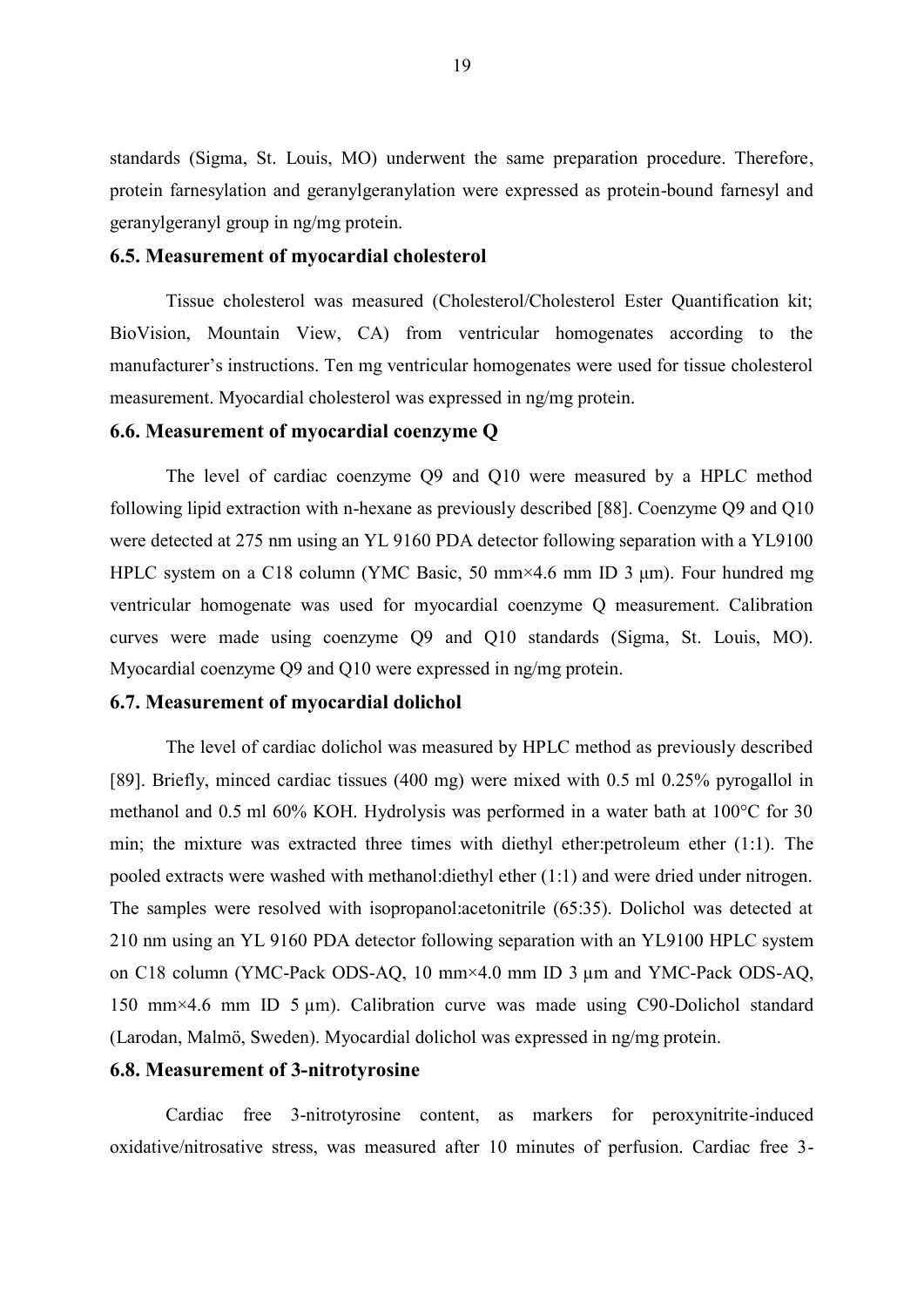standards (Sigma, St. Louis, MO) underwent the same preparation procedure. Therefore, protein farnesylation and geranylgeranylation were expressed as protein-bound farnesyl and geranylgeranyl group in ng/mg protein.

### 6.5. Measurement of myocardial cholesterol

Tissue cholesterol was measured (Cholesterol/Cholesterol Ester Quantification kit; BioVision, Mountain View, CA) from ventricular homogenates according to the manufacturer's instructions. Ten mg ventricular homogenates were used for tissue cholesterol measurement. Myocardial cholesterol was expressed in ng/mg protein.

### 6.6. Measurement of myocardial coenzyme Q

The level of cardiac coenzyme Q9 and Q10 were measured by a HPLC method following lipid extraction with n-hexane as previously described [88]. Coenzyme Q9 and Q10 were detected at 275 nm using an YL 9160 PDA detector following separation with a YL9100 HPLC system on a C18 column (YMC Basic, 50 mm×4.6 mm ID 3 μm). Four hundred mg ventricular homogenate was used for myocardial coenzyme Q measurement. Calibration curves were made using coenzyme Q9 and Q10 standards (Sigma, St. Louis, MO). Myocardial coenzyme Q9 and Q10 were expressed in ng/mg protein.

### 6.7. Measurement of myocardial dolichol

The level of cardiac dolichol was measured by HPLC method as previously described [89]. Briefly, minced cardiac tissues (400 mg) were mixed with 0.5 ml 0.25% pyrogallol in methanol and 0.5 ml 60% KOH. Hydrolysis was performed in a water bath at 100°C for 30 min; the mixture was extracted three times with diethyl ether:petroleum ether (1:1). The pooled extracts were washed with methanol:diethyl ether (1:1) and were dried under nitrogen. The samples were resolved with isopropanol:acetonitrile (65:35). Dolichol was detected at 210 nm using an YL 9160 PDA detector following separation with an YL9100 HPLC system on C18 column (YMC-Pack ODS-AQ, 10 mm×4.0 mm ID 3 μm and YMC-Pack ODS-AQ, 150 mm×4.6 mm ID 5 μm). Calibration curve was made using C90-Dolichol standard (Larodan, Malmö, Sweden). Myocardial dolichol was expressed in ng/mg protein.

### 6.8. Measurement of 3-nitrotyrosine

Cardiac free 3-nitrotyrosine content, as markers for peroxynitrite-induced oxidative/nitrosative stress, was measured after 10 minutes of perfusion. Cardiac free 3-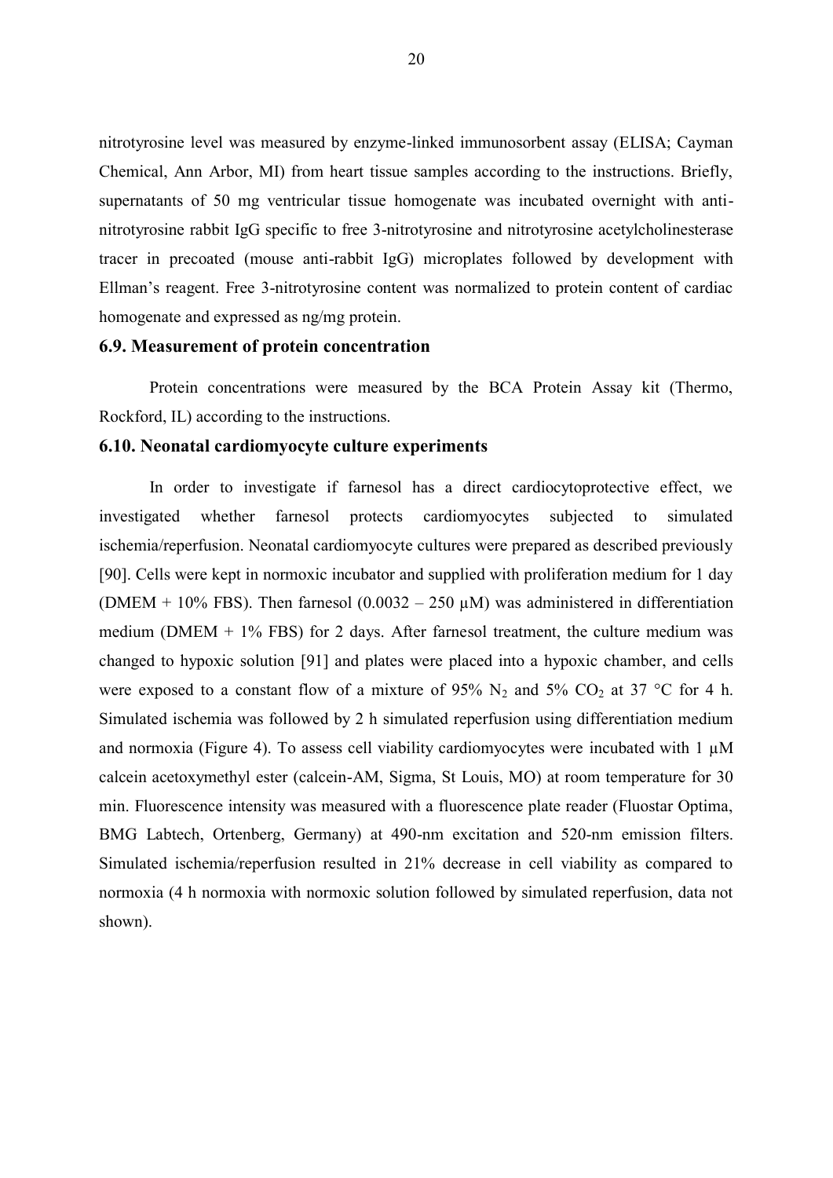nitrotyrosine level was measured by enzyme-linked immunosorbent assay (ELISA; Cayman Chemical, Ann Arbor, MI) from heart tissue samples according to the instructions. Briefly, supernatants of 50 mg ventricular tissue homogenate was incubated overnight with anti-nitrotyrosine rabbit IgG specific to free 3-nitrotyrosine and nitrotyrosine acetylcholinesterase tracer in precoated (mouse anti-rabbit IgG) microplates followed by development with Ellman's reagent. Free 3-nitrotyrosine content was normalized to protein content of cardiac homogenate and expressed as ng/mg protein.

### 6.9. Measurement of protein concentration

Protein concentrations were measured by the BCA Protein Assay kit (Thermo, Rockford, IL) according to the instructions.

### 6.10. Neonatal cardiomyocyte culture experiments

In order to investigate if farnesol has a direct cardiocytoprotective effect, we investigated whether farnesol protects cardiomyocytes subjected to simulated ischemia/reperfusion. Neonatal cardiomyocyte cultures were prepared as described previously [90]. Cells were kept in normoxic incubator and supplied with proliferation medium for 1 day (DMEM + 10% FBS). Then farnesol (0.0032 – 250 µM) was administered in differentiation medium (DMEM + 1% FBS) for 2 days. After farnesol treatment, the culture medium was changed to hypoxic solution [91] and plates were placed into a hypoxic chamber, and cells were exposed to a constant flow of a mixture of 95% $N_2$ and 5% $CO_2$ at 37 °C for 4 h. Simulated ischemia was followed by 2 h simulated reperfusion using differentiation medium and normoxia (Figure 4). To assess cell viability cardiomyocytes were incubated with 1 µM calcein acetoxymethyl ester (calcein-AM, Sigma, St Louis, MO) at room temperature for 30 min. Fluorescence intensity was measured with a fluorescence plate reader (Fluostar Optima, BMG Labtech, Ortenberg, Germany) at 490-nm excitation and 520-nm emission filters. Simulated ischemia/reperfusion resulted in 21% decrease in cell viability as compared to normoxia (4 h normoxia with normoxic solution followed by simulated reperfusion, data not shown).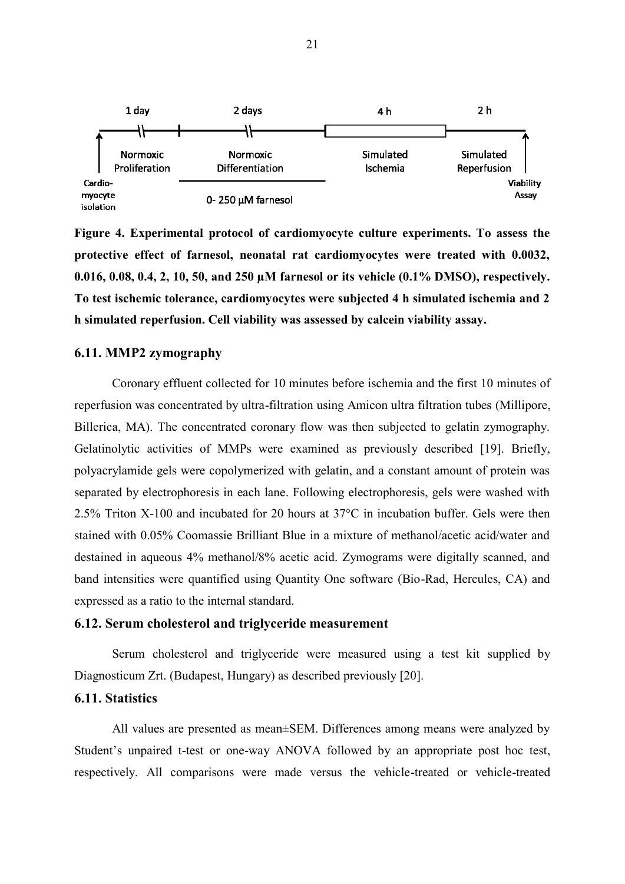1 day | 2 days | 4 h | 2 h

Cardio-myocyte isolation | Normoxic Proliferation | Normoxic Differentiation | Simulated Ischemia | Simulated Reperfusion | Viability Assay

0- 250 µM farnesol

**Figure 4. Experimental protocol of cardiomyocyte culture experiments. To assess the protective effect of farnesol, neonatal rat cardiomyocytes were treated with 0.0032, 0.016, 0.08, 0.4, 2, 10, 50, and 250 µM farnesol or its vehicle (0.1% DMSO), respectively. To test ischemic tolerance, cardiomyocytes were subjected 4 h simulated ischemia and 2 h simulated reperfusion. Cell viability was assessed by calcein viability assay.**

### 6.11. MMP2 zymography

Coronary effluent collected for 10 minutes before ischemia and the first 10 minutes of reperfusion was concentrated by ultra-filtration using Amicon ultra filtration tubes (Millipore, Billerica, MA). The concentrated coronary flow was then subjected to gelatin zymography. Gelatinolytic activities of MMPs were examined as previously described [19]. Briefly, polyacrylamide gels were copolymerized with gelatin, and a constant amount of protein was separated by electrophoresis in each lane. Following electrophoresis, gels were washed with 2.5% Triton X-100 and incubated for 20 hours at 37°C in incubation buffer. Gels were then stained with 0.05% Coomassie Brilliant Blue in a mixture of methanol/acetic acid/water and destained in aqueous 4% methanol/8% acetic acid. Zymograms were digitally scanned, and band intensities were quantified using Quantity One software (Bio-Rad, Hercules, CA) and expressed as a ratio to the internal standard.

### 6.12. Serum cholesterol and triglyceride measurement

Serum cholesterol and triglyceride were measured using a test kit supplied by Diagnosticum Zrt. (Budapest, Hungary) as described previously [20].

### 6.11. Statistics

All values are presented as mean±SEM. Differences among means were analyzed by Student's unpaired t-test or one-way ANOVA followed by an appropriate post hoc test, respectively. All comparisons were made versus the vehicle-treated or vehicle-treated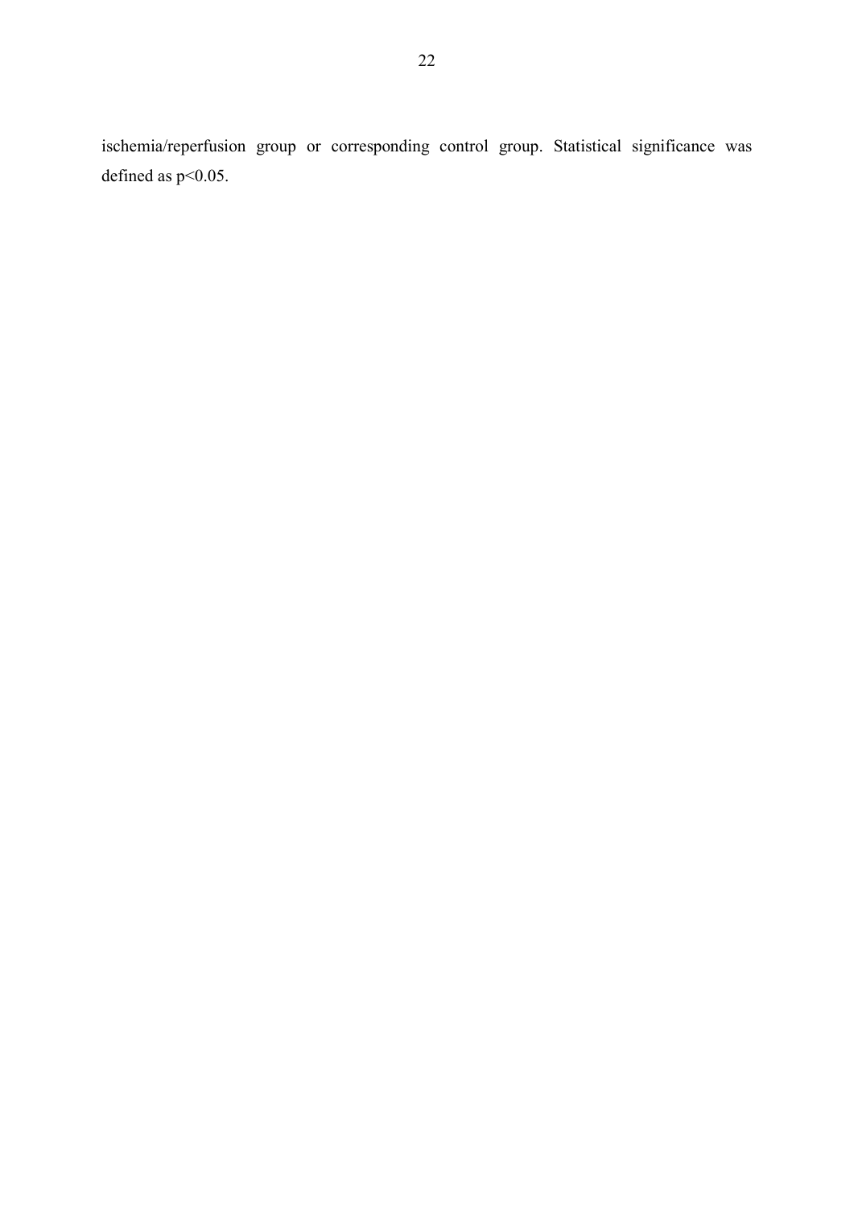ischemia/reperfusion group or corresponding control group. Statistical significance was defined as $p<0.05$.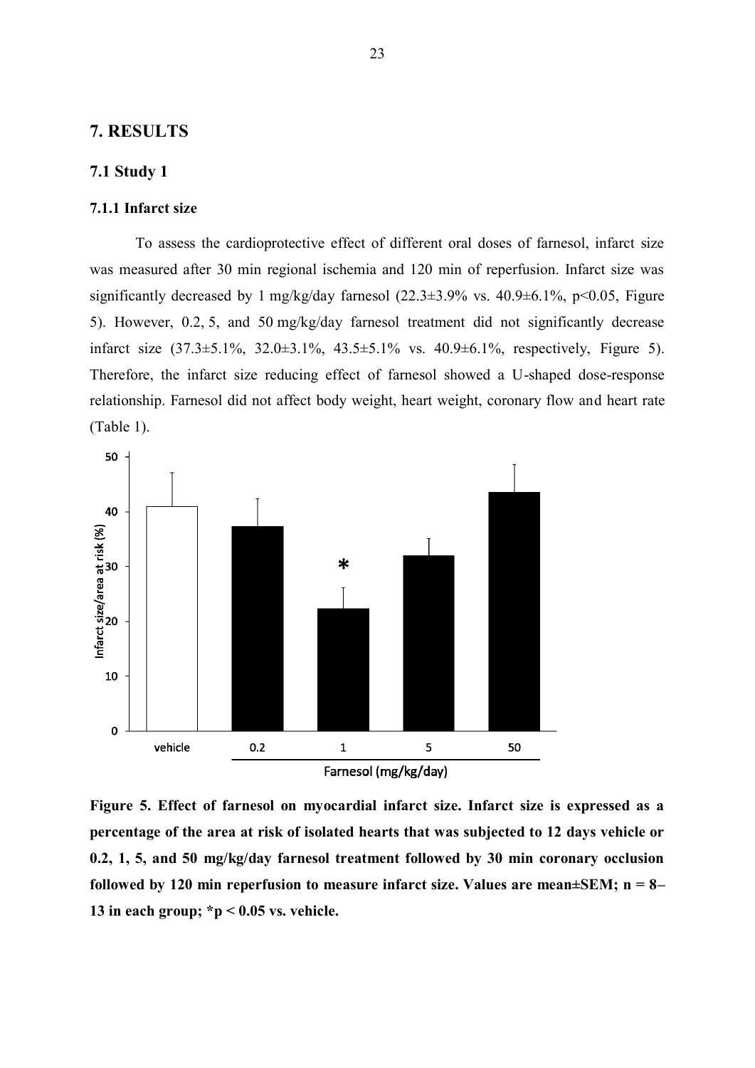# 7. RESULTS

## 7.1 Study 1

### 7.1.1 Infarct size

To assess the cardioprotective effect of different oral doses of farnesol, infarct size was measured after 30 min regional ischemia and 120 min of reperfusion. Infarct size was significantly decreased by 1 mg/kg/day farnesol (22.3±3.9% vs. 40.9±6.1%, $p<0.05$, Figure 5). However, 0.2, 5, and 50 mg/kg/day farnesol treatment did not significantly decrease infarct size (37.3±5.1%, 32.0±3.1%, 43.5±5.1% vs. 40.9±6.1%, respectively, Figure 5). Therefore, the infarct size reducing effect of farnesol showed a U-shaped dose-response relationship. Farnesol did not affect body weight, heart weight, coronary flow and heart rate (Table 1).

**Figure 5. Effect of farnesol on myocardial infarct size. Infarct size is expressed as a percentage of the area at risk of isolated hearts that was subjected to 12 days vehicle or 0.2, 1, 5, and 50 mg/kg/day farnesol treatment followed by 30 min coronary occlusion followed by 120 min reperfusion to measure infarct size. Values are mean±SEM; n = 8–13 in each group; *p < 0.05 vs. vehicle.**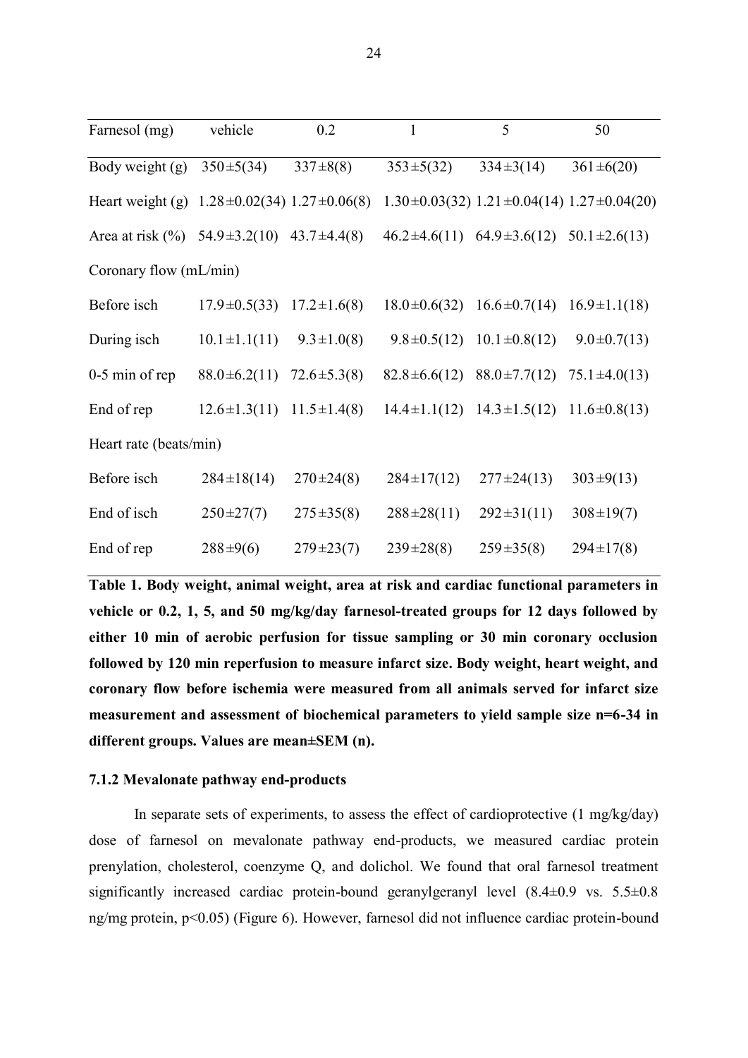| Farnesol (mg) | vehicle | 0.2 | 1 | 5 | 50 |
|---|---|---|---|---|---|
| Body weight (g) | 350±5(34) | 337±8(8) | 353±5(32) | 334±3(14) | 361±6(20) |
| Heart weight (g) | 1.28±0.02(34) | 1.27±0.06(8) | 1.30±0.03(32) | 1.21±0.04(14) | 1.27±0.04(20) |
| Area at risk (%) | 54.9±3.2(10) | 43.7±4.4(8) | 46.2±4.6(11) | 64.9±3.6(12) | 50.1±2.6(13) |
| Coronary flow (mL/min) | | | | | |
| Before isch | 17.9±0.5(33) | 17.2±1.6(8) | 18.0±0.6(32) | 16.6±0.7(14) | 16.9±1.1(18) |
| During isch | 10.1±1.1(11) | 9.3±1.0(8) | 9.8±0.5(12) | 10.1±0.8(12) | 9.0±0.7(13) |
| 0-5 min of rep | 88.0±6.2(11) | 72.6±5.3(8) | 82.8±6.6(12) | 88.0±7.7(12) | 75.1±4.0(13) |
| End of rep | 12.6±1.3(11) | 11.5±1.4(8) | 14.4±1.1(12) | 14.3±1.5(12) | 11.6±0.8(13) |
| Heart rate (beats/min) | | | | | |
| Before isch | 284±18(14) | 270±24(8) | 284±17(12) | 277±24(13) | 303±9(13) |
| End of isch | 250±27(7) | 275±35(8) | 288±28(11) | 292±31(11) | 308±19(7) |
| End of rep | 288±9(6) | 279±23(7) | 239±28(8) | 259±35(8) | 294±17(8) |

**Table 1. Body weight, animal weight, area at risk and cardiac functional parameters in vehicle or 0.2, 1, 5, and 50 mg/kg/day farnesol-treated groups for 12 days followed by either 10 min of aerobic perfusion for tissue sampling or 30 min coronary occlusion followed by 120 min reperfusion to measure infarct size. Body weight, heart weight, and coronary flow before ischemia were measured from all animals served for infarct size measurement and assessment of biochemical parameters to yield sample size n=6-34 in different groups. Values are mean±SEM (n).**

### 7.1.2 Mevalonate pathway end-products

In separate sets of experiments, to assess the effect of cardioprotective (1 mg/kg/day) dose of farnesol on mevalonate pathway end-products, we measured cardiac protein prenylation, cholesterol, coenzyme Q, and dolichol. We found that oral farnesol treatment significantly increased cardiac protein-bound geranylgeranyl level (8.4±0.9 vs. 5.5±0.8 ng/mg protein, $p<0.05$) (Figure 6). However, farnesol did not influence cardiac protein-bound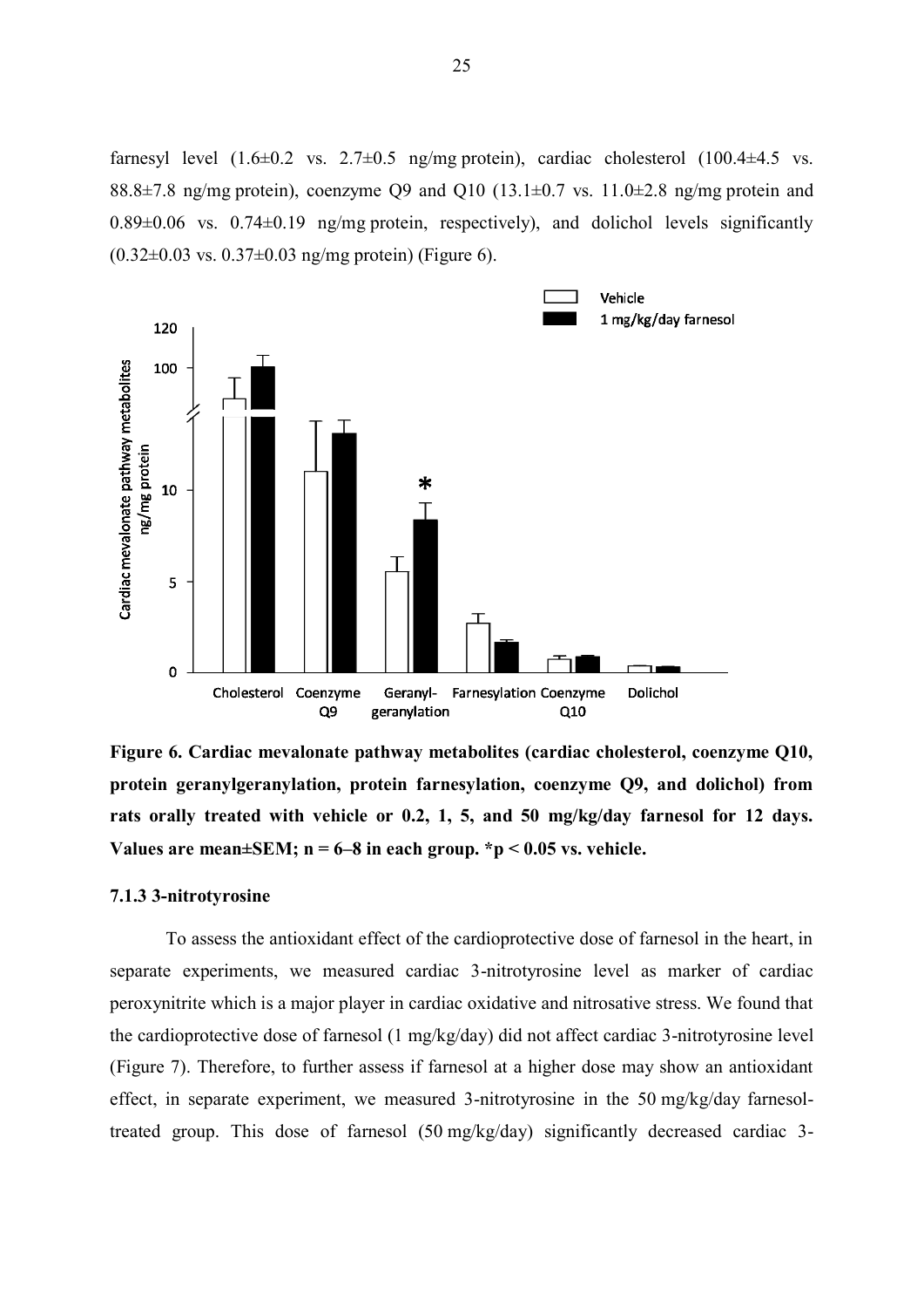farnesyl level (1.6±0.2 vs. 2.7±0.5 ng/mg protein), cardiac cholesterol (100.4±4.5 vs. 88.8±7.8 ng/mg protein), coenzyme Q9 and Q10 (13.1±0.7 vs. 11.0±2.8 ng/mg protein and 0.89±0.06 vs. 0.74±0.19 ng/mg protein, respectively), and dolichol levels significantly (0.32±0.03 vs. 0.37±0.03 ng/mg protein) (Figure 6).

**Figure 6. Cardiac mevalonate pathway metabolites (cardiac cholesterol, coenzyme Q10, protein geranylgeranylation, protein farnesylation, coenzyme Q9, and dolichol) from rats orally treated with vehicle or 0.2, 1, 5, and 50 mg/kg/day farnesol for 12 days. Values are mean±SEM; n = 6–8 in each group. *p < 0.05 vs. vehicle.**

### 7.1.3 3-nitrotyrosine

To assess the antioxidant effect of the cardioprotective dose of farnesol in the heart, in separate experiments, we measured cardiac 3-nitrotyrosine level as marker of cardiac peroxynitrite which is a major player in cardiac oxidative and nitrosative stress. We found that the cardioprotective dose of farnesol (1 mg/kg/day) did not affect cardiac 3-nitrotyrosine level (Figure 7). Therefore, to further assess if farnesol at a higher dose may show an antioxidant effect, in separate experiment, we measured 3-nitrotyrosine in the 50 mg/kg/day farnesol-treated group. This dose of farnesol (50 mg/kg/day) significantly decreased cardiac 3-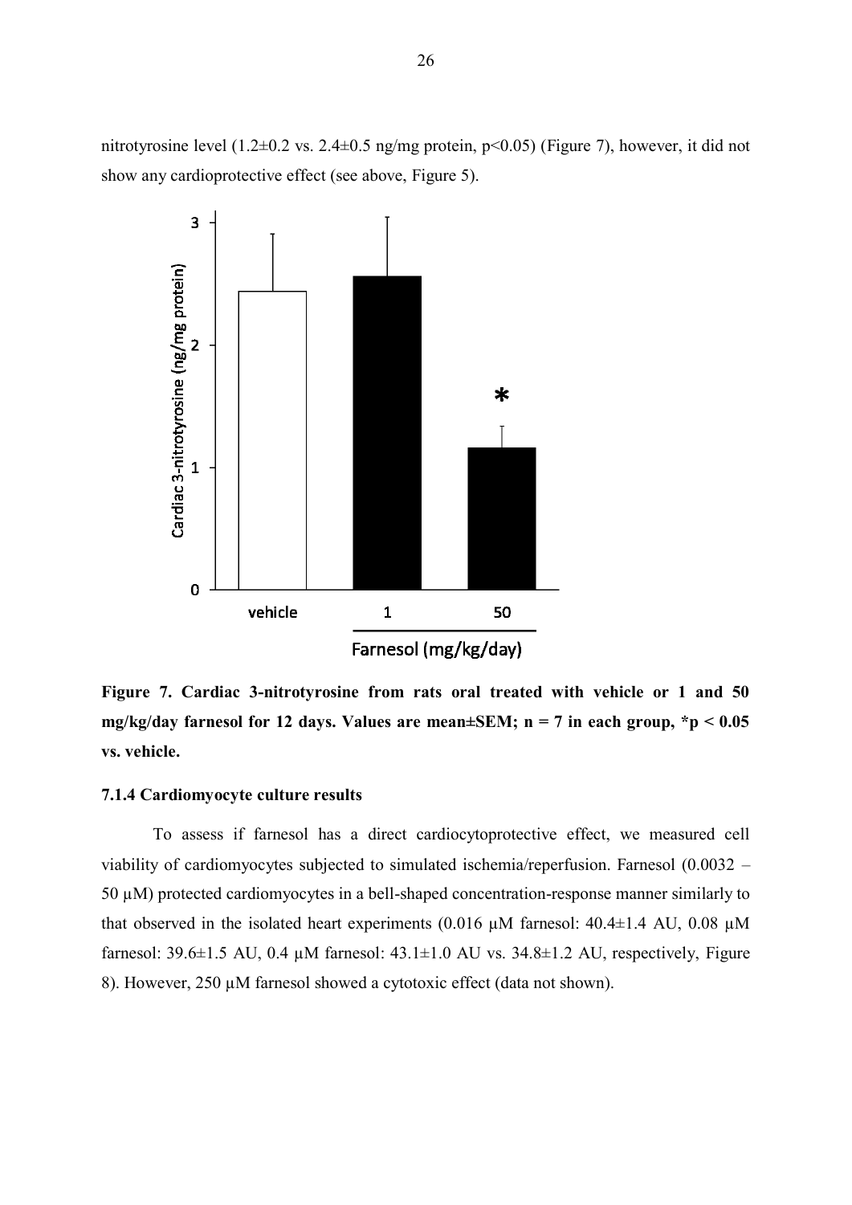nitrotyrosine level (1.2±0.2 vs. 2.4±0.5 ng/mg protein, $p<0.05$) (Figure 7), however, it did not show any cardioprotective effect (see above, Figure 5).

**Figure 7. Cardiac 3-nitrotyrosine from rats oral treated with vehicle or 1 and 50 mg/kg/day farnesol for 12 days. Values are mean±SEM; n = 7 in each group, *p < 0.05 vs. vehicle.**

#### 7.1.4 Cardiomyocyte culture results

To assess if farnesol has a direct cardiocytoprotective effect, we measured cell viability of cardiomyocytes subjected to simulated ischemia/reperfusion. Farnesol (0.0032 – 50 µM) protected cardiomyocytes in a bell-shaped concentration-response manner similarly to that observed in the isolated heart experiments (0.016 µM farnesol: 40.4±1.4 AU, 0.08 µM farnesol: 39.6±1.5 AU, 0.4 µM farnesol: 43.1±1.0 AU vs. 34.8±1.2 AU, respectively, Figure 8). However, 250 µM farnesol showed a cytotoxic effect (data not shown).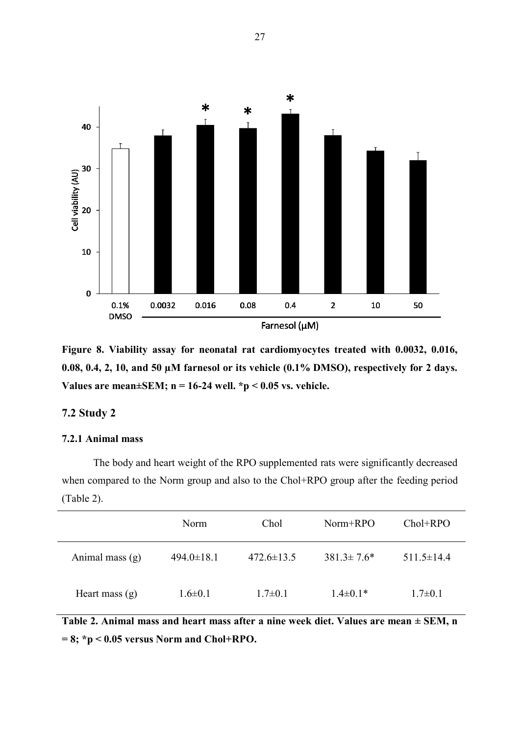**Figure 8. Viability assay for neonatal rat cardiomyocytes treated with 0.0032, 0.016, 0.08, 0.4, 2, 10, and 50 µM farnesol or its vehicle (0.1% DMSO), respectively for 2 days. Values are mean±SEM; n = 16-24 well. *p < 0.05 vs. vehicle.**

## 7.2 Study 2

### 7.2.1 Animal mass

The body and heart weight of the RPO supplemented rats were significantly decreased when compared to the Norm group and also to the Chol+RPO group after the feeding period (Table 2).

| | Norm | Chol | Norm+RPO | Chol+RPO |
|---|---|---|---|---|
| Animal mass (g) | 494.0±18.1 | 472.6±13.5 | 381.3± 7.6* | 511.5±14.4 |
| Heart mass (g) | 1.6±0.1 | 1.7±0.1 | 1.4±0.1* | 1.7±0.1 |

**Table 2. Animal mass and heart mass after a nine week diet. Values are mean ± SEM, n = 8; *p < 0.05 versus Norm and Chol+RPO.**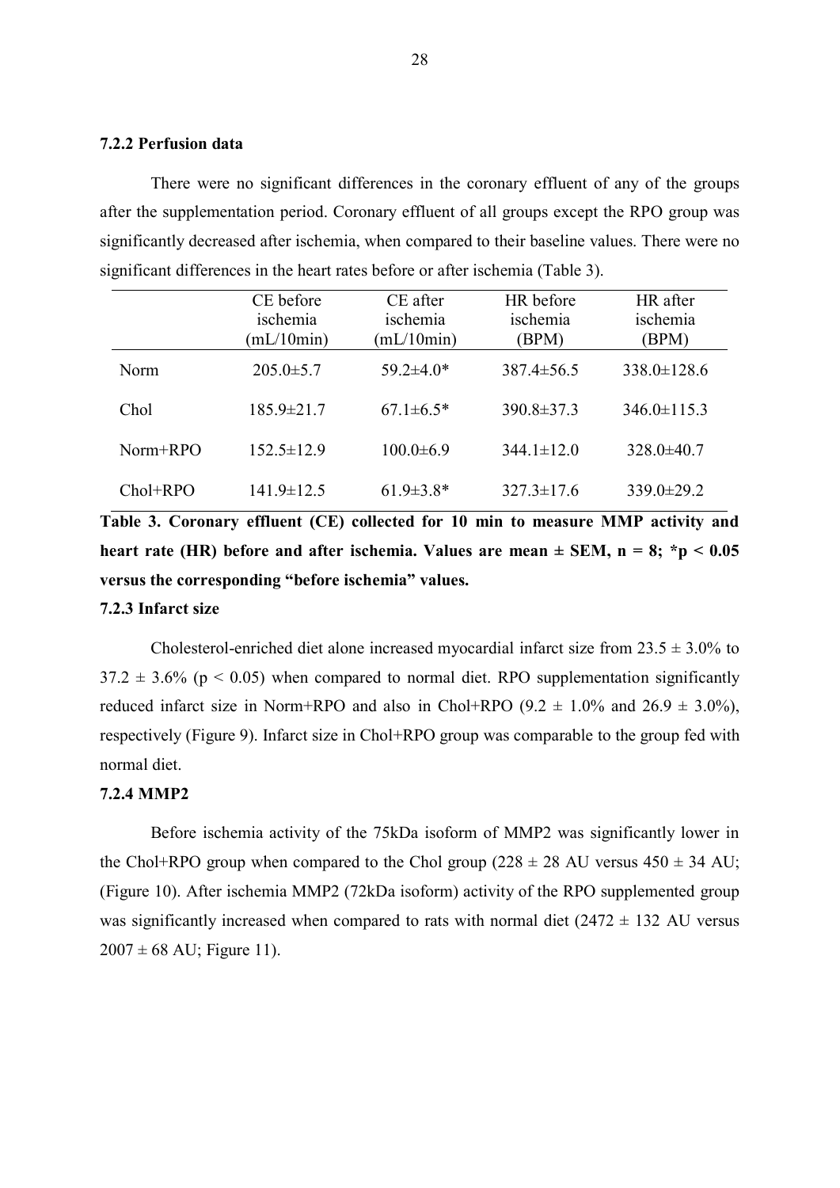### 7.2.2 Perfusion data

There were no significant differences in the coronary effluent of any of the groups after the supplementation period. Coronary effluent of all groups except the RPO group was significantly decreased after ischemia, when compared to their baseline values. There were no significant differences in the heart rates before or after ischemia (Table 3).

| | CE before ischemia (mL/10min) | CE after ischemia (mL/10min) | HR before ischemia (BPM) | HR after ischemia (BPM) |
|---|---|---|---|---|
| Norm | 205.0±5.7 | 59.2±4.0* | 387.4±56.5 | 338.0±128.6 |
| Chol | 185.9±21.7 | 67.1±6.5* | 390.8±37.3 | 346.0±115.3 |
| Norm+RPO | 152.5±12.9 | 100.0±6.9 | 344.1±12.0 | 328.0±40.7 |
| Chol+RPO | 141.9±12.5 | 61.9±3.8* | 327.3±17.6 | 339.0±29.2 |

**Table 3. Coronary effluent (CE) collected for 10 min to measure MMP activity and heart rate (HR) before and after ischemia. Values are mean ± SEM, n = 8; \*p < 0.05 versus the corresponding "before ischemia" values.**

### 7.2.3 Infarct size

Cholesterol-enriched diet alone increased myocardial infarct size from 23.5 ± 3.0% to 37.2 ± 3.6% ($p < 0.05$) when compared to normal diet. RPO supplementation significantly reduced infarct size in Norm+RPO and also in Chol+RPO (9.2 ± 1.0% and 26.9 ± 3.0%), respectively (Figure 9). Infarct size in Chol+RPO group was comparable to the group fed with normal diet.

### 7.2.4 MMP2

Before ischemia activity of the 75kDa isoform of MMP2 was significantly lower in the Chol+RPO group when compared to the Chol group (228 ± 28 AU versus 450 ± 34 AU; (Figure 10). After ischemia MMP2 (72kDa isoform) activity of the RPO supplemented group was significantly increased when compared to rats with normal diet (2472 ± 132 AU versus 2007 ± 68 AU; Figure 11).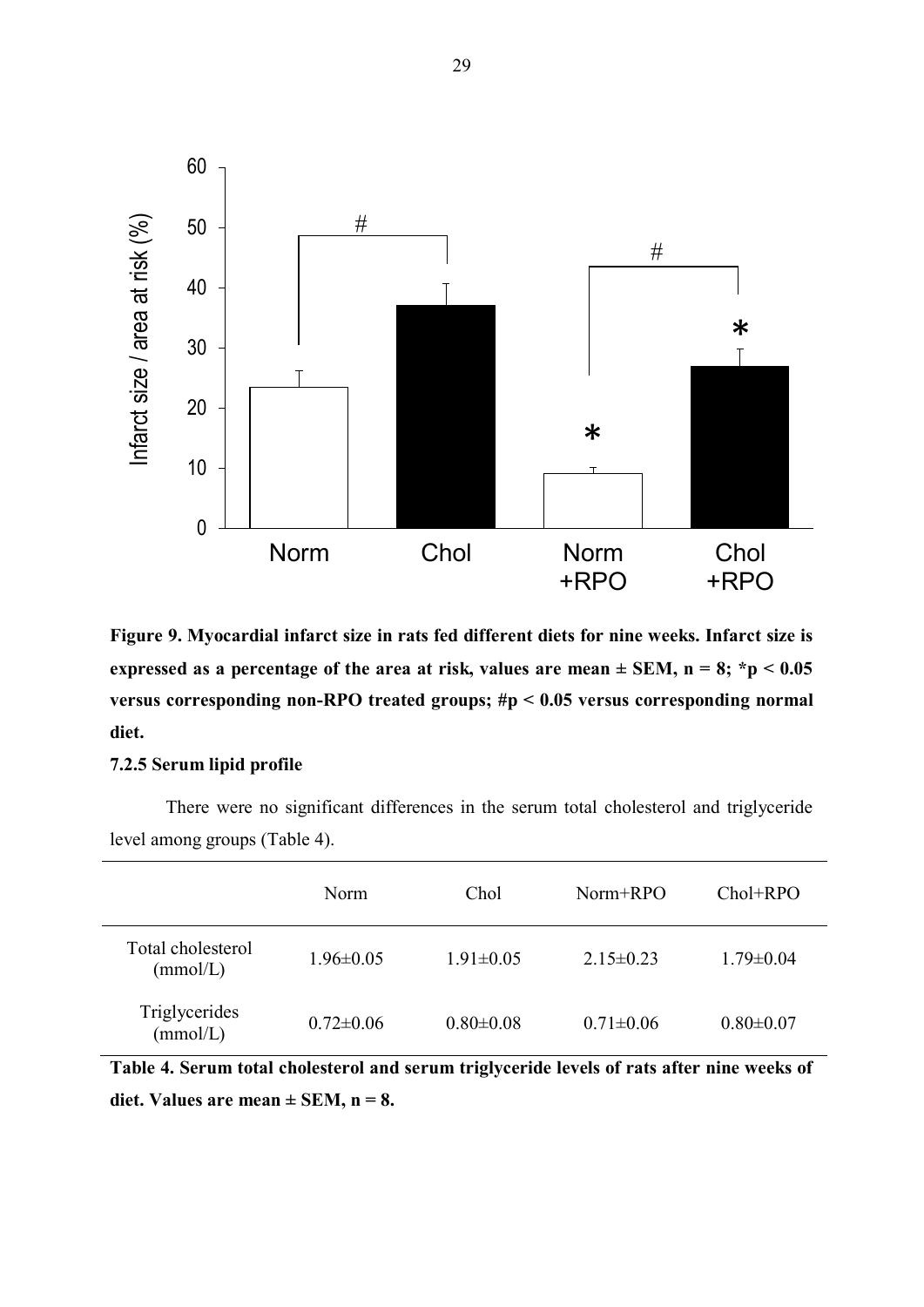**Figure 9. Myocardial infarct size in rats fed different diets for nine weeks. Infarct size is expressed as a percentage of the area at risk, values are mean ± SEM, n = 8; *p < 0.05 versus corresponding non-RPO treated groups; #p < 0.05 versus corresponding normal diet.**

### 7.2.5 Serum lipid profile

There were no significant differences in the serum total cholesterol and triglyceride level among groups (Table 4).

| | Norm | Chol | Norm+RPO | Chol+RPO |
|---|---|---|---|---|
| Total cholesterol (mmol/L) | 1.96±0.05 | 1.91±0.05 | 2.15±0.23 | 1.79±0.04 |
| Triglycerides (mmol/L) | 0.72±0.06 | 0.80±0.08 | 0.71±0.06 | 0.80±0.07 |

**Table 4. Serum total cholesterol and serum triglyceride levels of rats after nine weeks of diet. Values are mean ± SEM, n = 8.**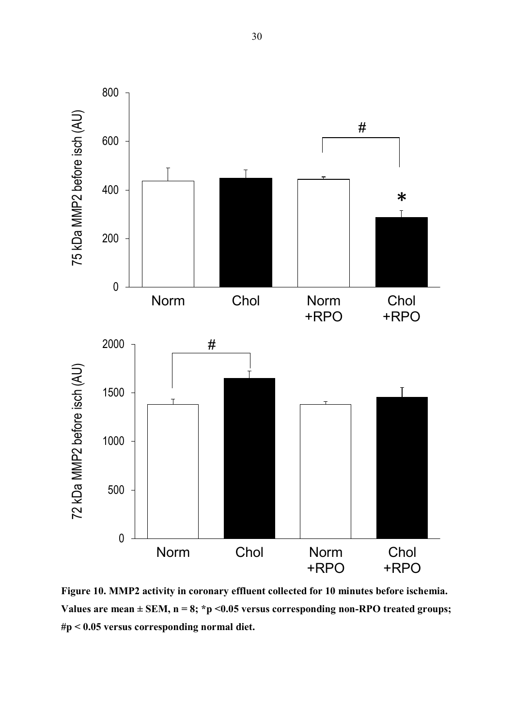**Figure 10. MMP2 activity in coronary effluent collected for 10 minutes before ischemia. Values are mean ± SEM, n = 8; *p <0.05 versus corresponding non-RPO treated groups; #p < 0.05 versus corresponding normal diet.**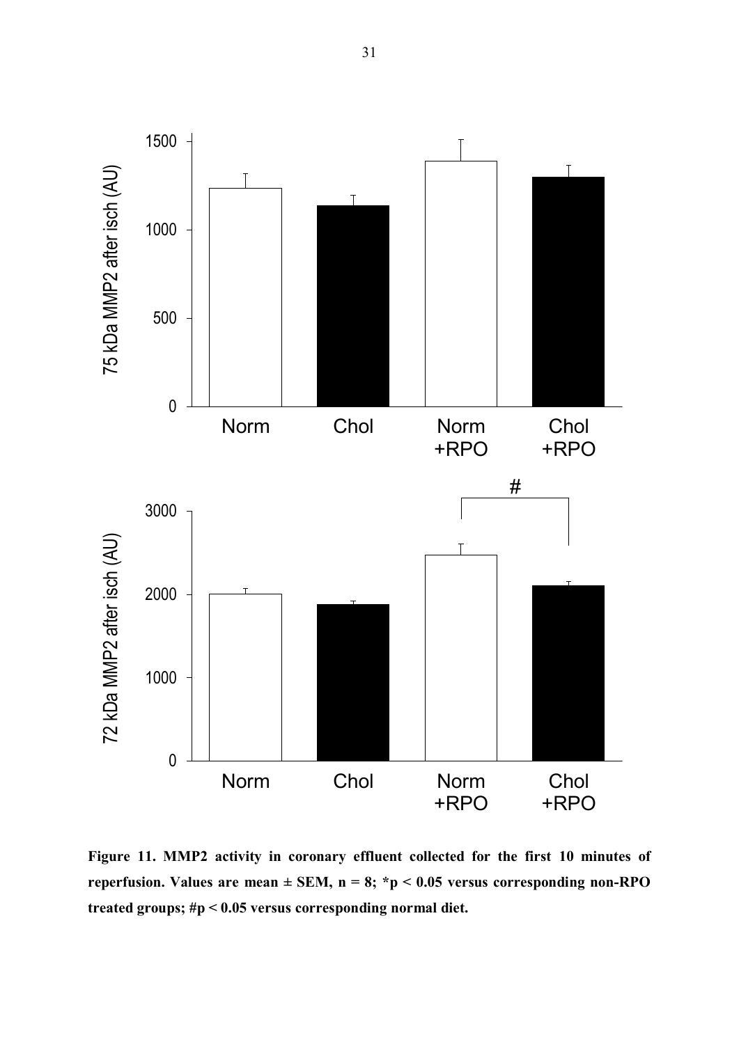**Figure 11. MMP2 activity in coronary effluent collected for the first 10 minutes of reperfusion. Values are mean ± SEM, n = 8; *p < 0.05 versus corresponding non-RPO treated groups; #p < 0.05 versus corresponding normal diet.**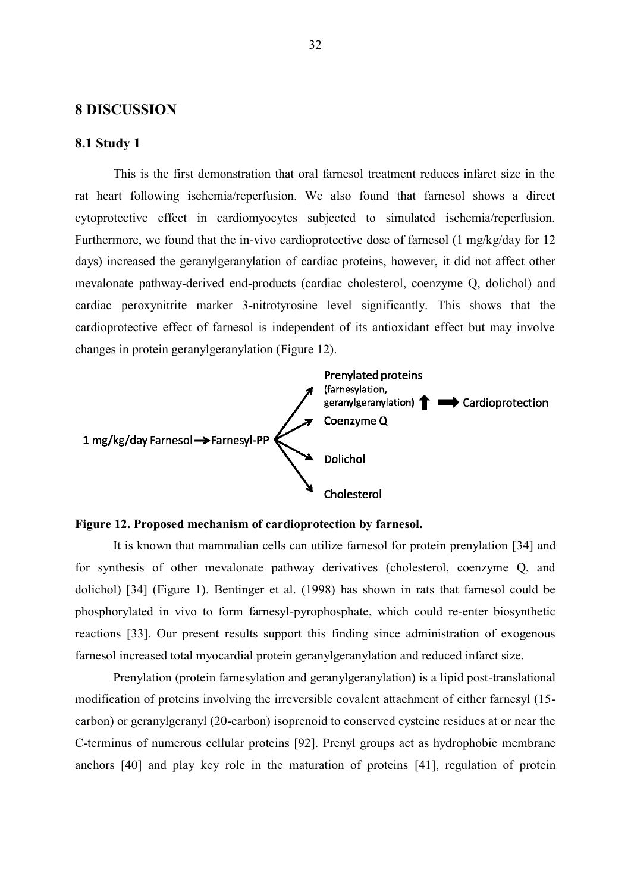# 8 DISCUSSION

## 8.1 Study 1

This is the first demonstration that oral farnesol treatment reduces infarct size in the rat heart following ischemia/reperfusion. We also found that farnesol shows a direct cytoprotective effect in cardiomyocytes subjected to simulated ischemia/reperfusion. Furthermore, we found that the in-vivo cardioprotective dose of farnesol (1 mg/kg/day for 12 days) increased the geranylgeranylation of cardiac proteins, however, it did not affect other mevalonate pathway-derived end-products (cardiac cholesterol, coenzyme Q, dolichol) and cardiac peroxynitrite marker 3-nitrotyrosine level significantly. This shows that the cardioprotective effect of farnesol is independent of its antioxidant effect but may involve changes in protein geranylgeranylation (Figure 12).

1 mg/kg/day Farnesol → Farnesyl-PP → Prenylated proteins (farnesylation, geranylgeranylation) ↑ ⟹ Cardioprotection; Coenzyme Q; Dolichol; Cholesterol

**Figure 12. Proposed mechanism of cardioprotection by farnesol.**

It is known that mammalian cells can utilize farnesol for protein prenylation [34] and for synthesis of other mevalonate pathway derivatives (cholesterol, coenzyme Q, and dolichol) [34] (Figure 1). Bentinger et al. (1998) has shown in rats that farnesol could be phosphorylated in vivo to form farnesyl-pyrophosphate, which could re-enter biosynthetic reactions [33]. Our present results support this finding since administration of exogenous farnesol increased total myocardial protein geranylgeranylation and reduced infarct size.

Prenylation (protein farnesylation and geranylgeranylation) is a lipid post-translational modification of proteins involving the irreversible covalent attachment of either farnesyl (15-carbon) or geranylgeranyl (20-carbon) isoprenoid to conserved cysteine residues at or near the C-terminus of numerous cellular proteins [92]. Prenyl groups act as hydrophobic membrane anchors [40] and play key role in the maturation of proteins [41], regulation of protein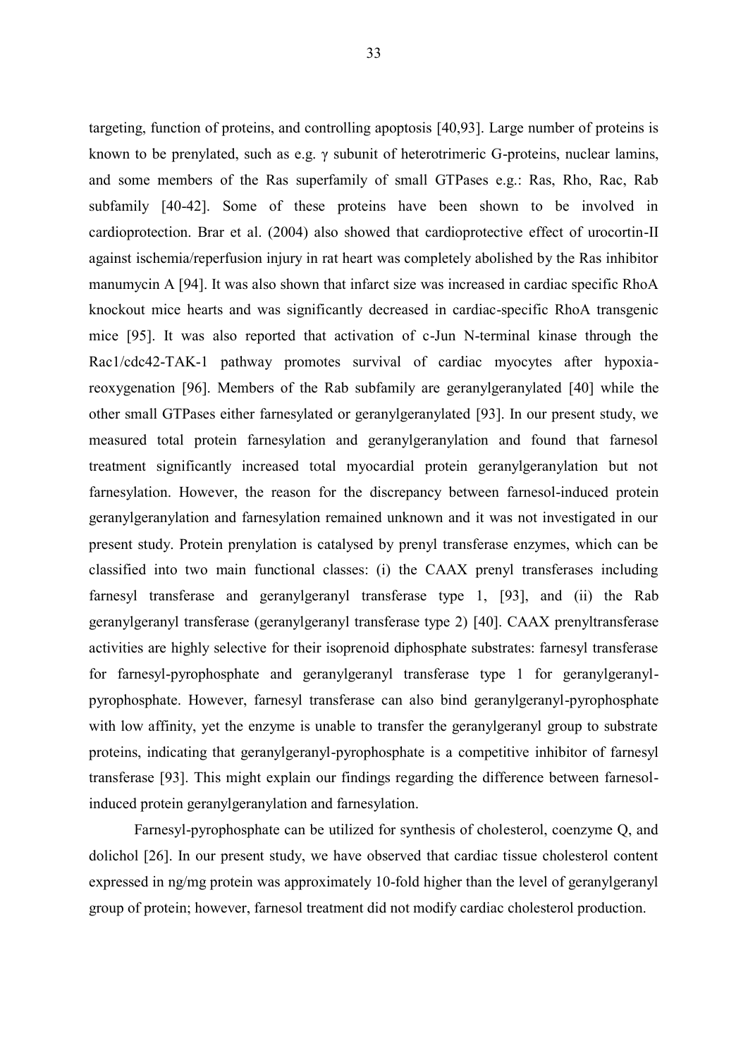targeting, function of proteins, and controlling apoptosis [40,93]. Large number of proteins is known to be prenylated, such as e.g. $\gamma$ subunit of heterotrimeric G-proteins, nuclear lamins, and some members of the Ras superfamily of small GTPases e.g.: Ras, Rho, Rac, Rab subfamily [40-42]. Some of these proteins have been shown to be involved in cardioprotection. Brar et al. (2004) also showed that cardioprotective effect of urocortin-II against ischemia/reperfusion injury in rat heart was completely abolished by the Ras inhibitor manumycin A [94]. It was also shown that infarct size was increased in cardiac specific RhoA knockout mice hearts and was significantly decreased in cardiac-specific RhoA transgenic mice [95]. It was also reported that activation of c-Jun N-terminal kinase through the Rac1/cdc42-TAK-1 pathway promotes survival of cardiac myocytes after hypoxia-reoxygenation [96]. Members of the Rab subfamily are geranylgeranylated [40] while the other small GTPases either farnesylated or geranylgeranylated [93]. In our present study, we measured total protein farnesylation and geranylgeranylation and found that farnesol treatment significantly increased total myocardial protein geranylgeranylation but not farnesylation. However, the reason for the discrepancy between farnesol-induced protein geranylgeranylation and farnesylation remained unknown and it was not investigated in our present study. Protein prenylation is catalysed by prenyl transferase enzymes, which can be classified into two main functional classes: (i) the CAAX prenyl transferases including farnesyl transferase and geranylgeranyl transferase type 1, [93], and (ii) the Rab geranylgeranyl transferase (geranylgeranyl transferase type 2) [40]. CAAX prenyltransferase activities are highly selective for their isoprenoid diphosphate substrates: farnesyl transferase for farnesyl-pyrophosphate and geranylgeranyl transferase type 1 for geranylgeranyl-pyrophosphate. However, farnesyl transferase can also bind geranylgeranyl-pyrophosphate with low affinity, yet the enzyme is unable to transfer the geranylgeranyl group to substrate proteins, indicating that geranylgeranyl-pyrophosphate is a competitive inhibitor of farnesyl transferase [93]. This might explain our findings regarding the difference between farnesol-induced protein geranylgeranylation and farnesylation.

Farnesyl-pyrophosphate can be utilized for synthesis of cholesterol, coenzyme Q, and dolichol [26]. In our present study, we have observed that cardiac tissue cholesterol content expressed in ng/mg protein was approximately 10-fold higher than the level of geranylgeranyl group of protein; however, farnesol treatment did not modify cardiac cholesterol production.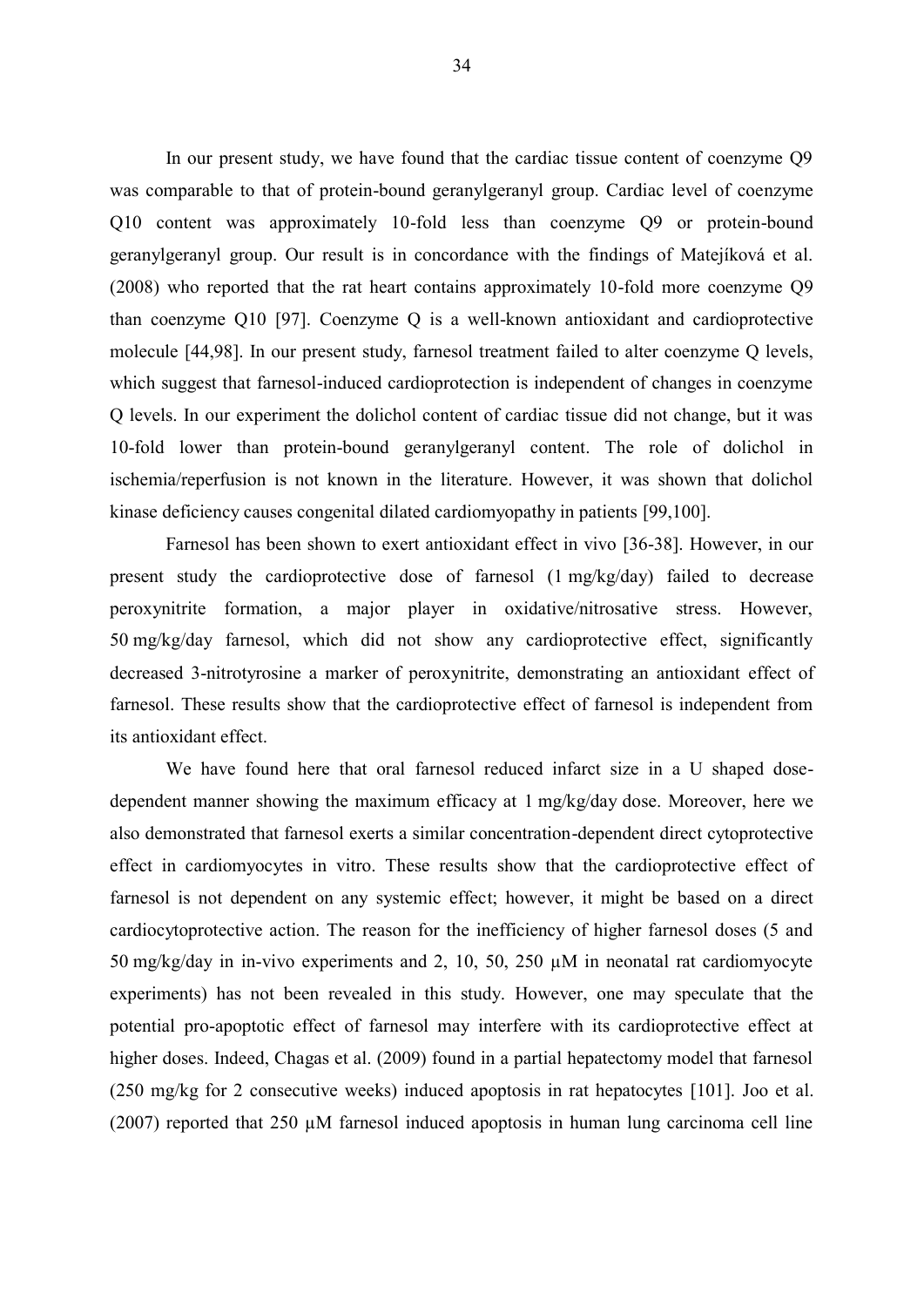In our present study, we have found that the cardiac tissue content of coenzyme Q9 was comparable to that of protein-bound geranylgeranyl group. Cardiac level of coenzyme Q10 content was approximately 10-fold less than coenzyme Q9 or protein-bound geranylgeranyl group. Our result is in concordance with the findings of Matejíková et al. (2008) who reported that the rat heart contains approximately 10-fold more coenzyme Q9 than coenzyme Q10 [97]. Coenzyme Q is a well-known antioxidant and cardioprotective molecule [44,98]. In our present study, farnesol treatment failed to alter coenzyme Q levels, which suggest that farnesol-induced cardioprotection is independent of changes in coenzyme Q levels. In our experiment the dolichol content of cardiac tissue did not change, but it was 10-fold lower than protein-bound geranylgeranyl content. The role of dolichol in ischemia/reperfusion is not known in the literature. However, it was shown that dolichol kinase deficiency causes congenital dilated cardiomyopathy in patients [99,100].

Farnesol has been shown to exert antioxidant effect in vivo [36-38]. However, in our present study the cardioprotective dose of farnesol (1 mg/kg/day) failed to decrease peroxynitrite formation, a major player in oxidative/nitrosative stress. However, 50 mg/kg/day farnesol, which did not show any cardioprotective effect, significantly decreased 3-nitrotyrosine a marker of peroxynitrite, demonstrating an antioxidant effect of farnesol. These results show that the cardioprotective effect of farnesol is independent from its antioxidant effect.

We have found here that oral farnesol reduced infarct size in a U shaped dose-dependent manner showing the maximum efficacy at 1 mg/kg/day dose. Moreover, here we also demonstrated that farnesol exerts a similar concentration-dependent direct cytoprotective effect in cardiomyocytes in vitro. These results show that the cardioprotective effect of farnesol is not dependent on any systemic effect; however, it might be based on a direct cardiocytoprotective action. The reason for the inefficiency of higher farnesol doses (5 and 50 mg/kg/day in in-vivo experiments and 2, 10, 50, 250 μM in neonatal rat cardiomyocyte experiments) has not been revealed in this study. However, one may speculate that the potential pro-apoptotic effect of farnesol may interfere with its cardioprotective effect at higher doses. Indeed, Chagas et al. (2009) found in a partial hepatectomy model that farnesol (250 mg/kg for 2 consecutive weeks) induced apoptosis in rat hepatocytes [101]. Joo et al. (2007) reported that 250 μM farnesol induced apoptosis in human lung carcinoma cell line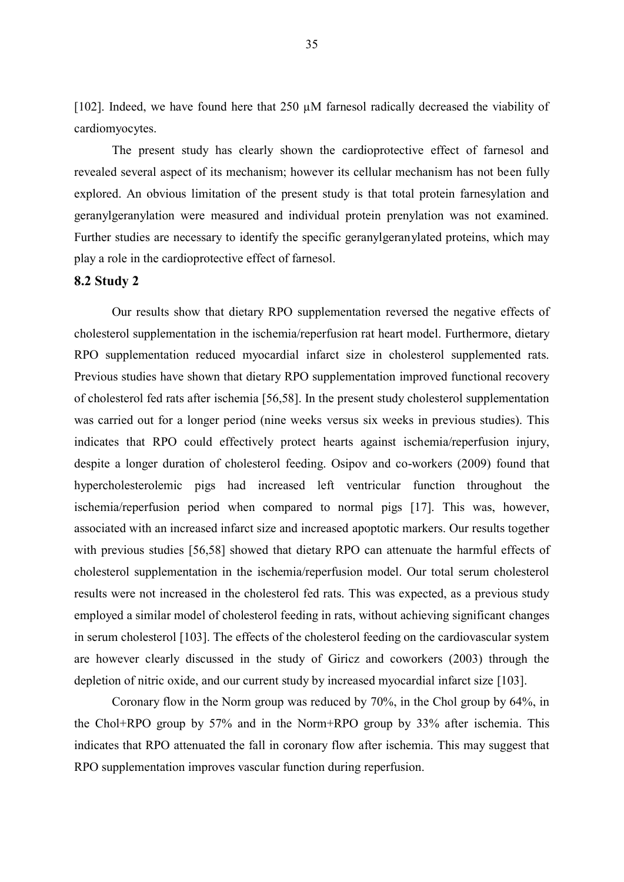[102]. Indeed, we have found here that 250 µM farnesol radically decreased the viability of cardiomyocytes.

The present study has clearly shown the cardioprotective effect of farnesol and revealed several aspect of its mechanism; however its cellular mechanism has not been fully explored. An obvious limitation of the present study is that total protein farnesylation and geranylgeranylation were measured and individual protein prenylation was not examined. Further studies are necessary to identify the specific geranylgeranylated proteins, which may play a role in the cardioprotective effect of farnesol.

### 8.2 Study 2

Our results show that dietary RPO supplementation reversed the negative effects of cholesterol supplementation in the ischemia/reperfusion rat heart model. Furthermore, dietary RPO supplementation reduced myocardial infarct size in cholesterol supplemented rats. Previous studies have shown that dietary RPO supplementation improved functional recovery of cholesterol fed rats after ischemia [56,58]. In the present study cholesterol supplementation was carried out for a longer period (nine weeks versus six weeks in previous studies). This indicates that RPO could effectively protect hearts against ischemia/reperfusion injury, despite a longer duration of cholesterol feeding. Osipov and co-workers (2009) found that hypercholesterolemic pigs had increased left ventricular function throughout the ischemia/reperfusion period when compared to normal pigs [17]. This was, however, associated with an increased infarct size and increased apoptotic markers. Our results together with previous studies [56,58] showed that dietary RPO can attenuate the harmful effects of cholesterol supplementation in the ischemia/reperfusion model. Our total serum cholesterol results were not increased in the cholesterol fed rats. This was expected, as a previous study employed a similar model of cholesterol feeding in rats, without achieving significant changes in serum cholesterol [103]. The effects of the cholesterol feeding on the cardiovascular system are however clearly discussed in the study of Giricz and coworkers (2003) through the depletion of nitric oxide, and our current study by increased myocardial infarct size [103].

Coronary flow in the Norm group was reduced by 70%, in the Chol group by 64%, in the Chol+RPO group by 57% and in the Norm+RPO group by 33% after ischemia. This indicates that RPO attenuated the fall in coronary flow after ischemia. This may suggest that RPO supplementation improves vascular function during reperfusion.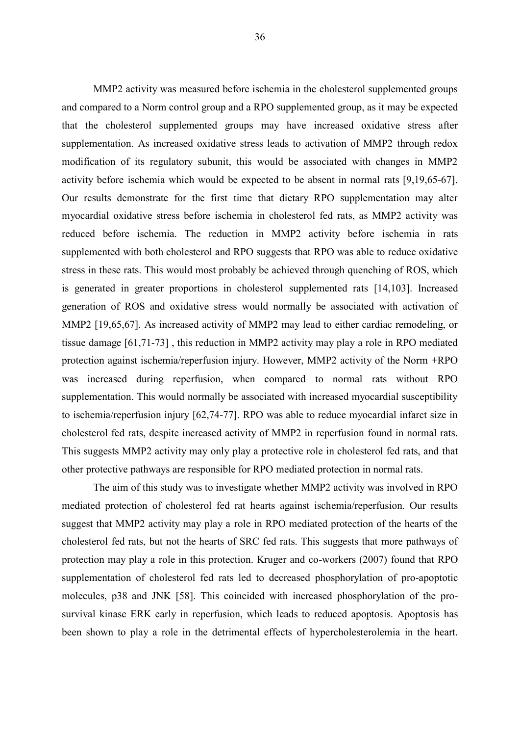MMP2 activity was measured before ischemia in the cholesterol supplemented groups and compared to a Norm control group and a RPO supplemented group, as it may be expected that the cholesterol supplemented groups may have increased oxidative stress after supplementation. As increased oxidative stress leads to activation of MMP2 through redox modification of its regulatory subunit, this would be associated with changes in MMP2 activity before ischemia which would be expected to be absent in normal rats [9,19,65-67]. Our results demonstrate for the first time that dietary RPO supplementation may alter myocardial oxidative stress before ischemia in cholesterol fed rats, as MMP2 activity was reduced before ischemia. The reduction in MMP2 activity before ischemia in rats supplemented with both cholesterol and RPO suggests that RPO was able to reduce oxidative stress in these rats. This would most probably be achieved through quenching of ROS, which is generated in greater proportions in cholesterol supplemented rats [14,103]. Increased generation of ROS and oxidative stress would normally be associated with activation of MMP2 [19,65,67]. As increased activity of MMP2 may lead to either cardiac remodeling, or tissue damage [61,71-73] , this reduction in MMP2 activity may play a role in RPO mediated protection against ischemia/reperfusion injury. However, MMP2 activity of the Norm +RPO was increased during reperfusion, when compared to normal rats without RPO supplementation. This would normally be associated with increased myocardial susceptibility to ischemia/reperfusion injury [62,74-77]. RPO was able to reduce myocardial infarct size in cholesterol fed rats, despite increased activity of MMP2 in reperfusion found in normal rats. This suggests MMP2 activity may only play a protective role in cholesterol fed rats, and that other protective pathways are responsible for RPO mediated protection in normal rats.

The aim of this study was to investigate whether MMP2 activity was involved in RPO mediated protection of cholesterol fed rat hearts against ischemia/reperfusion. Our results suggest that MMP2 activity may play a role in RPO mediated protection of the hearts of the cholesterol fed rats, but not the hearts of SRC fed rats. This suggests that more pathways of protection may play a role in this protection. Kruger and co-workers (2007) found that RPO supplementation of cholesterol fed rats led to decreased phosphorylation of pro-apoptotic molecules, p38 and JNK [58]. This coincided with increased phosphorylation of the pro-survival kinase ERK early in reperfusion, which leads to reduced apoptosis. Apoptosis has been shown to play a role in the detrimental effects of hypercholesterolemia in the heart.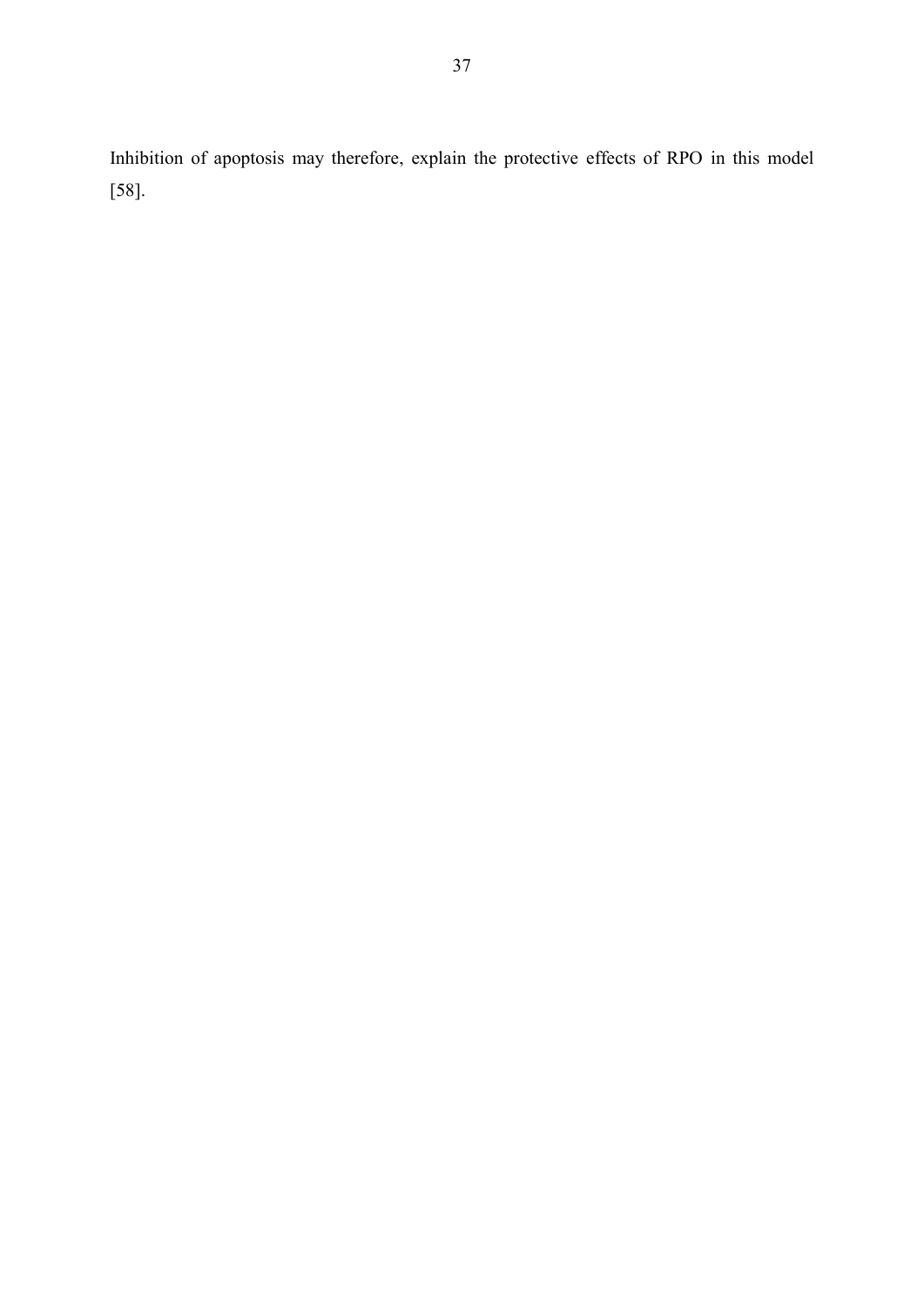Inhibition of apoptosis may therefore, explain the protective effects of RPO in this model [58].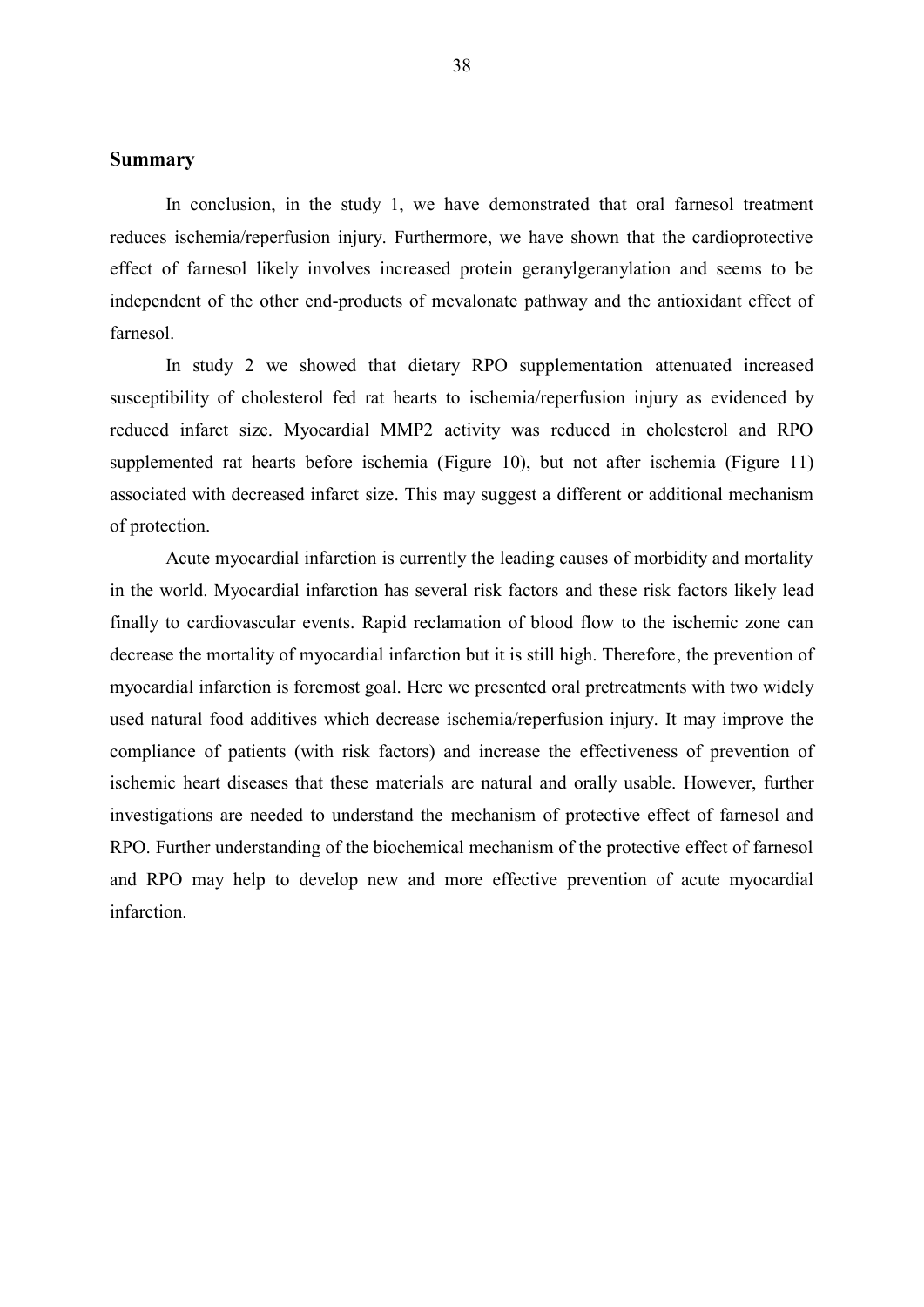## Summary

In conclusion, in the study 1, we have demonstrated that oral farnesol treatment reduces ischemia/reperfusion injury. Furthermore, we have shown that the cardioprotective effect of farnesol likely involves increased protein geranylgeranylation and seems to be independent of the other end-products of mevalonate pathway and the antioxidant effect of farnesol.

In study 2 we showed that dietary RPO supplementation attenuated increased susceptibility of cholesterol fed rat hearts to ischemia/reperfusion injury as evidenced by reduced infarct size. Myocardial MMP2 activity was reduced in cholesterol and RPO supplemented rat hearts before ischemia (Figure 10), but not after ischemia (Figure 11) associated with decreased infarct size. This may suggest a different or additional mechanism of protection.

Acute myocardial infarction is currently the leading causes of morbidity and mortality in the world. Myocardial infarction has several risk factors and these risk factors likely lead finally to cardiovascular events. Rapid reclamation of blood flow to the ischemic zone can decrease the mortality of myocardial infarction but it is still high. Therefore, the prevention of myocardial infarction is foremost goal. Here we presented oral pretreatments with two widely used natural food additives which decrease ischemia/reperfusion injury. It may improve the compliance of patients (with risk factors) and increase the effectiveness of prevention of ischemic heart diseases that these materials are natural and orally usable. However, further investigations are needed to understand the mechanism of protective effect of farnesol and RPO. Further understanding of the biochemical mechanism of the protective effect of farnesol and RPO may help to develop new and more effective prevention of acute myocardial infarction.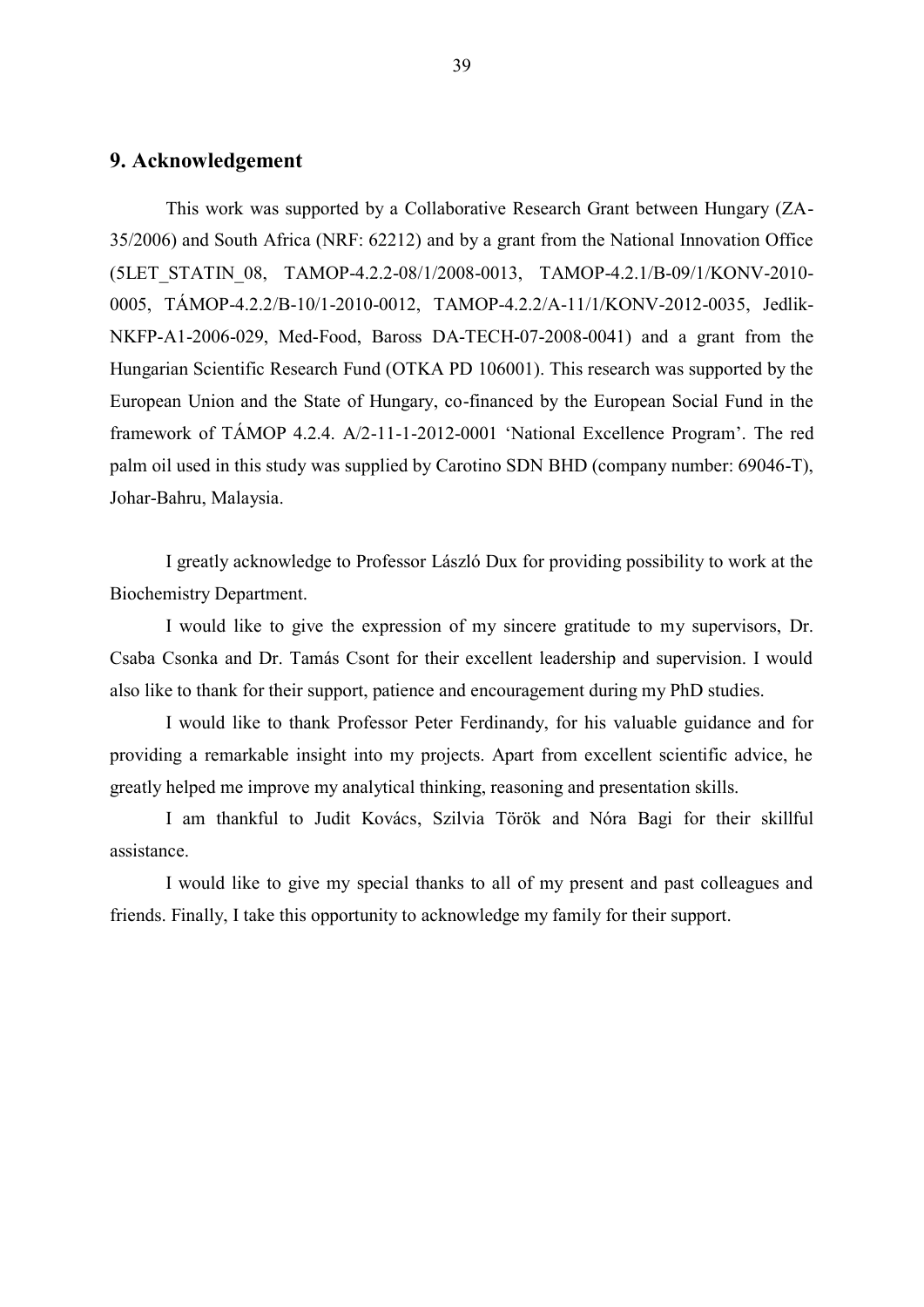## 9. Acknowledgement

This work was supported by a Collaborative Research Grant between Hungary (ZA-35/2006) and South Africa (NRF: 62212) and by a grant from the National Innovation Office (5LET_STATIN_08, TAMOP-4.2.2-08/1/2008-0013, TAMOP-4.2.1/B-09/1/KONV-2010-0005, TÁMOP-4.2.2/B-10/1-2010-0012, TAMOP-4.2.2/A-11/1/KONV-2012-0035, Jedlik-NKFP-A1-2006-029, Med-Food, Baross DA-TECH-07-2008-0041) and a grant from the Hungarian Scientific Research Fund (OTKA PD 106001). This research was supported by the European Union and the State of Hungary, co-financed by the European Social Fund in the framework of TÁMOP 4.2.4. A/2-11-1-2012-0001 'National Excellence Program'. The red palm oil used in this study was supplied by Carotino SDN BHD (company number: 69046-T), Johar-Bahru, Malaysia.

I greatly acknowledge to Professor László Dux for providing possibility to work at the Biochemistry Department.

I would like to give the expression of my sincere gratitude to my supervisors, Dr. Csaba Csonka and Dr. Tamás Csont for their excellent leadership and supervision. I would also like to thank for their support, patience and encouragement during my PhD studies.

I would like to thank Professor Peter Ferdinandy, for his valuable guidance and for providing a remarkable insight into my projects. Apart from excellent scientific advice, he greatly helped me improve my analytical thinking, reasoning and presentation skills.

I am thankful to Judit Kovács, Szilvia Török and Nóra Bagi for their skillful assistance.

I would like to give my special thanks to all of my present and past colleagues and friends. Finally, I take this opportunity to acknowledge my family for their support.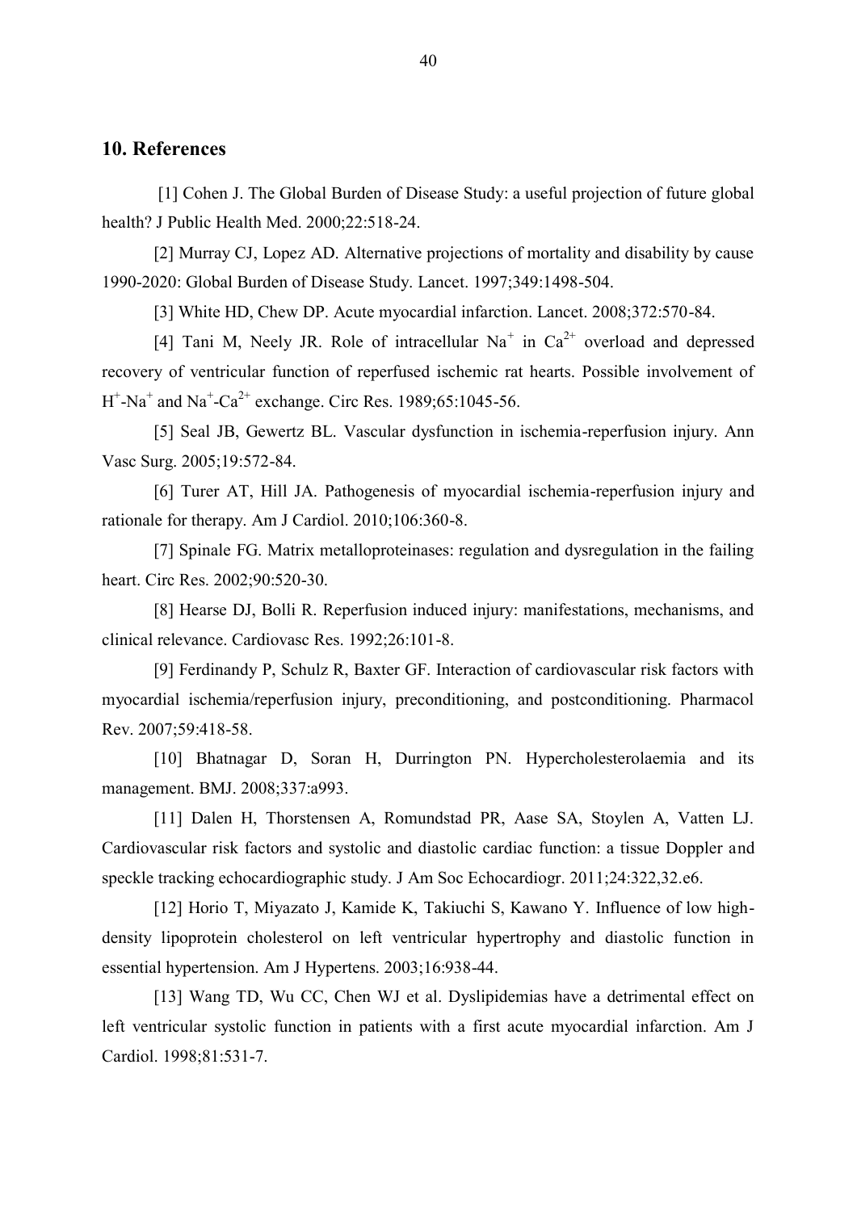## 10. References

[1] Cohen J. The Global Burden of Disease Study: a useful projection of future global health? J Public Health Med. 2000;22:518-24.

[2] Murray CJ, Lopez AD. Alternative projections of mortality and disability by cause 1990-2020: Global Burden of Disease Study. Lancet. 1997;349:1498-504.

[3] White HD, Chew DP. Acute myocardial infarction. Lancet. 2008;372:570-84.

[4] Tani M, Neely JR. Role of intracellular $Na^+$ in $Ca^{2+}$ overload and depressed recovery of ventricular function of reperfused ischemic rat hearts. Possible involvement of $H^+$-$Na^+$ and $Na^+$-$Ca^{2+}$ exchange. Circ Res. 1989;65:1045-56.

[5] Seal JB, Gewertz BL. Vascular dysfunction in ischemia-reperfusion injury. Ann Vasc Surg. 2005;19:572-84.

[6] Turer AT, Hill JA. Pathogenesis of myocardial ischemia-reperfusion injury and rationale for therapy. Am J Cardiol. 2010;106:360-8.

[7] Spinale FG. Matrix metalloproteinases: regulation and dysregulation in the failing heart. Circ Res. 2002;90:520-30.

[8] Hearse DJ, Bolli R. Reperfusion induced injury: manifestations, mechanisms, and clinical relevance. Cardiovasc Res. 1992;26:101-8.

[9] Ferdinandy P, Schulz R, Baxter GF. Interaction of cardiovascular risk factors with myocardial ischemia/reperfusion injury, preconditioning, and postconditioning. Pharmacol Rev. 2007;59:418-58.

[10] Bhatnagar D, Soran H, Durrington PN. Hypercholesterolaemia and its management. BMJ. 2008;337:a993.

[11] Dalen H, Thorstensen A, Romundstad PR, Aase SA, Stoylen A, Vatten LJ. Cardiovascular risk factors and systolic and diastolic cardiac function: a tissue Doppler and speckle tracking echocardiographic study. J Am Soc Echocardiogr. 2011;24:322,32.e6.

[12] Horio T, Miyazato J, Kamide K, Takiuchi S, Kawano Y. Influence of low high-density lipoprotein cholesterol on left ventricular hypertrophy and diastolic function in essential hypertension. Am J Hypertens. 2003;16:938-44.

[13] Wang TD, Wu CC, Chen WJ et al. Dyslipidemias have a detrimental effect on left ventricular systolic function in patients with a first acute myocardial infarction. Am J Cardiol. 1998;81:531-7.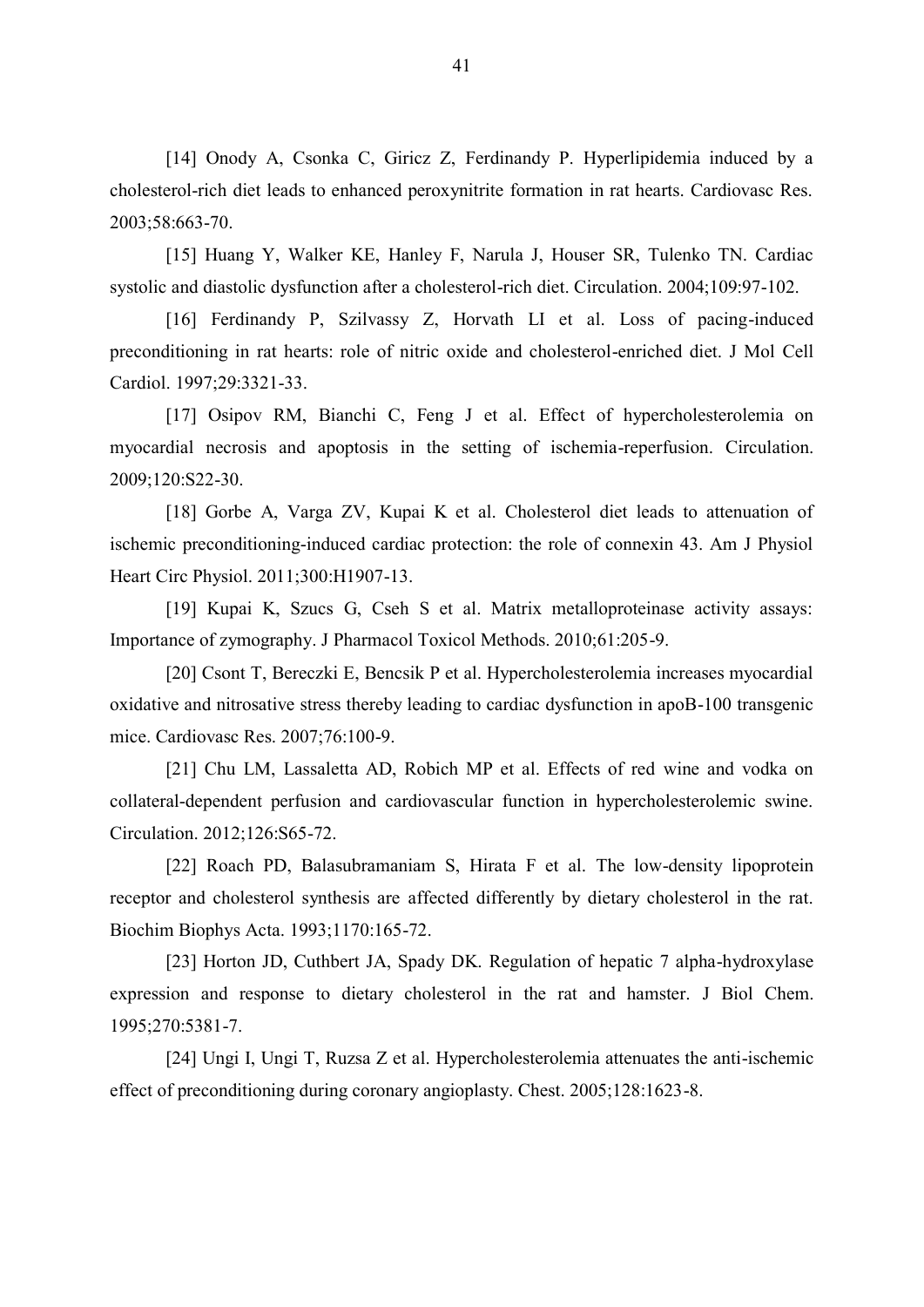[14] Onody A, Csonka C, Giricz Z, Ferdinandy P. Hyperlipidemia induced by a cholesterol-rich diet leads to enhanced peroxynitrite formation in rat hearts. Cardiovasc Res. 2003;58:663-70.

[15] Huang Y, Walker KE, Hanley F, Narula J, Houser SR, Tulenko TN. Cardiac systolic and diastolic dysfunction after a cholesterol-rich diet. Circulation. 2004;109:97-102.

[16] Ferdinandy P, Szilvassy Z, Horvath LI et al. Loss of pacing-induced preconditioning in rat hearts: role of nitric oxide and cholesterol-enriched diet. J Mol Cell Cardiol. 1997;29:3321-33.

[17] Osipov RM, Bianchi C, Feng J et al. Effect of hypercholesterolemia on myocardial necrosis and apoptosis in the setting of ischemia-reperfusion. Circulation. 2009;120:S22-30.

[18] Gorbe A, Varga ZV, Kupai K et al. Cholesterol diet leads to attenuation of ischemic preconditioning-induced cardiac protection: the role of connexin 43. Am J Physiol Heart Circ Physiol. 2011;300:H1907-13.

[19] Kupai K, Szucs G, Cseh S et al. Matrix metalloproteinase activity assays: Importance of zymography. J Pharmacol Toxicol Methods. 2010;61:205-9.

[20] Csont T, Bereczki E, Bencsik P et al. Hypercholesterolemia increases myocardial oxidative and nitrosative stress thereby leading to cardiac dysfunction in apoB-100 transgenic mice. Cardiovasc Res. 2007;76:100-9.

[21] Chu LM, Lassaletta AD, Robich MP et al. Effects of red wine and vodka on collateral-dependent perfusion and cardiovascular function in hypercholesterolemic swine. Circulation. 2012;126:S65-72.

[22] Roach PD, Balasubramaniam S, Hirata F et al. The low-density lipoprotein receptor and cholesterol synthesis are affected differently by dietary cholesterol in the rat. Biochim Biophys Acta. 1993;1170:165-72.

[23] Horton JD, Cuthbert JA, Spady DK. Regulation of hepatic 7 alpha-hydroxylase expression and response to dietary cholesterol in the rat and hamster. J Biol Chem. 1995;270:5381-7.

[24] Ungi I, Ungi T, Ruzsa Z et al. Hypercholesterolemia attenuates the anti-ischemic effect of preconditioning during coronary angioplasty. Chest. 2005;128:1623-8.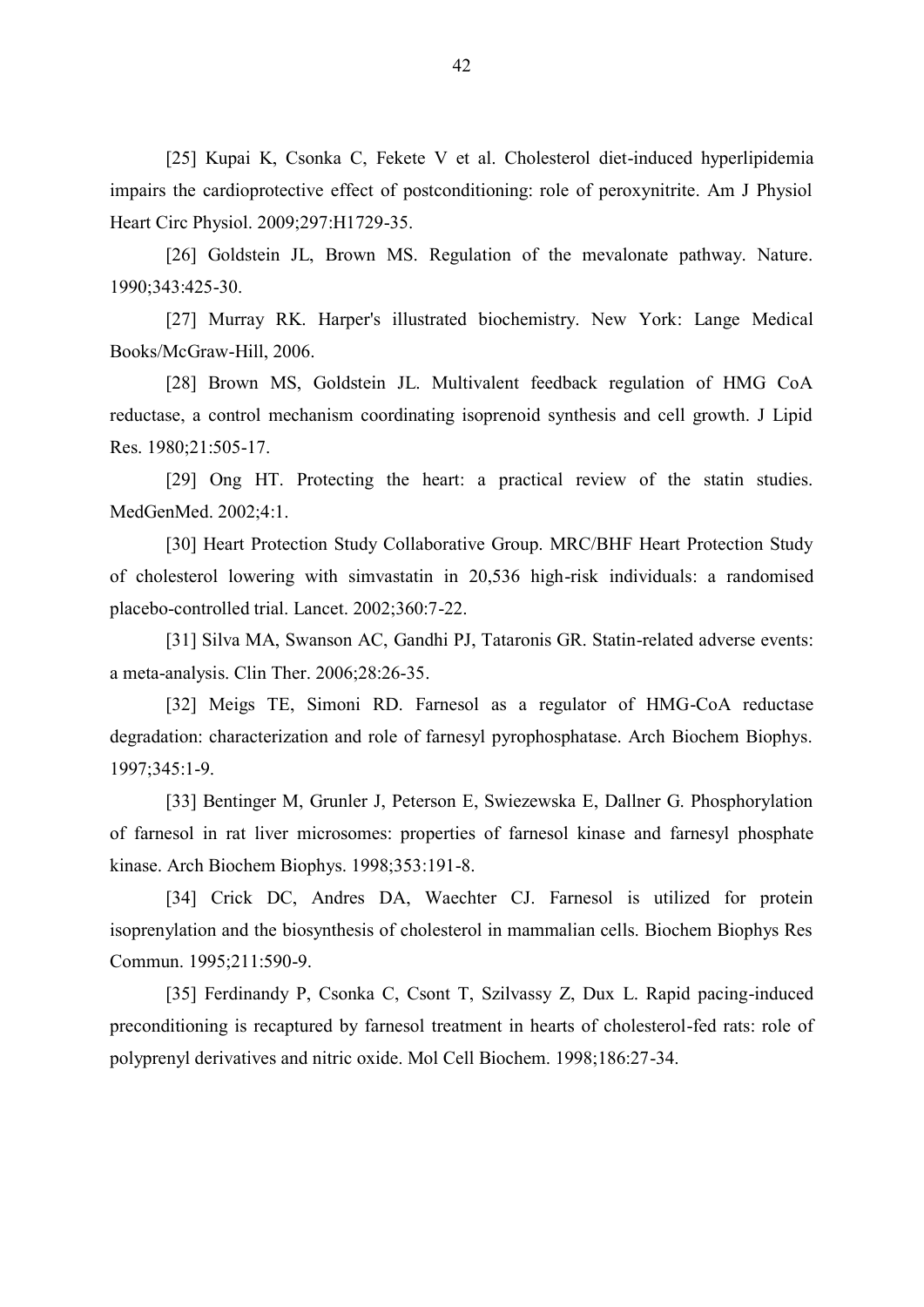[25] Kupai K, Csonka C, Fekete V et al. Cholesterol diet-induced hyperlipidemia impairs the cardioprotective effect of postconditioning: role of peroxynitrite. Am J Physiol Heart Circ Physiol. 2009;297:H1729-35.

[26] Goldstein JL, Brown MS. Regulation of the mevalonate pathway. Nature. 1990;343:425-30.

[27] Murray RK. Harper's illustrated biochemistry. New York: Lange Medical Books/McGraw-Hill, 2006.

[28] Brown MS, Goldstein JL. Multivalent feedback regulation of HMG CoA reductase, a control mechanism coordinating isoprenoid synthesis and cell growth. J Lipid Res. 1980;21:505-17.

[29] Ong HT. Protecting the heart: a practical review of the statin studies. MedGenMed. 2002;4:1.

[30] Heart Protection Study Collaborative Group. MRC/BHF Heart Protection Study of cholesterol lowering with simvastatin in 20,536 high-risk individuals: a randomised placebo-controlled trial. Lancet. 2002;360:7-22.

[31] Silva MA, Swanson AC, Gandhi PJ, Tataronis GR. Statin-related adverse events: a meta-analysis. Clin Ther. 2006;28:26-35.

[32] Meigs TE, Simoni RD. Farnesol as a regulator of HMG-CoA reductase degradation: characterization and role of farnesyl pyrophosphatase. Arch Biochem Biophys. 1997;345:1-9.

[33] Bentinger M, Grunler J, Peterson E, Swiezewska E, Dallner G. Phosphorylation of farnesol in rat liver microsomes: properties of farnesol kinase and farnesyl phosphate kinase. Arch Biochem Biophys. 1998;353:191-8.

[34] Crick DC, Andres DA, Waechter CJ. Farnesol is utilized for protein isoprenylation and the biosynthesis of cholesterol in mammalian cells. Biochem Biophys Res Commun. 1995;211:590-9.

[35] Ferdinandy P, Csonka C, Csont T, Szilvassy Z, Dux L. Rapid pacing-induced preconditioning is recaptured by farnesol treatment in hearts of cholesterol-fed rats: role of polyprenyl derivatives and nitric oxide. Mol Cell Biochem. 1998;186:27-34.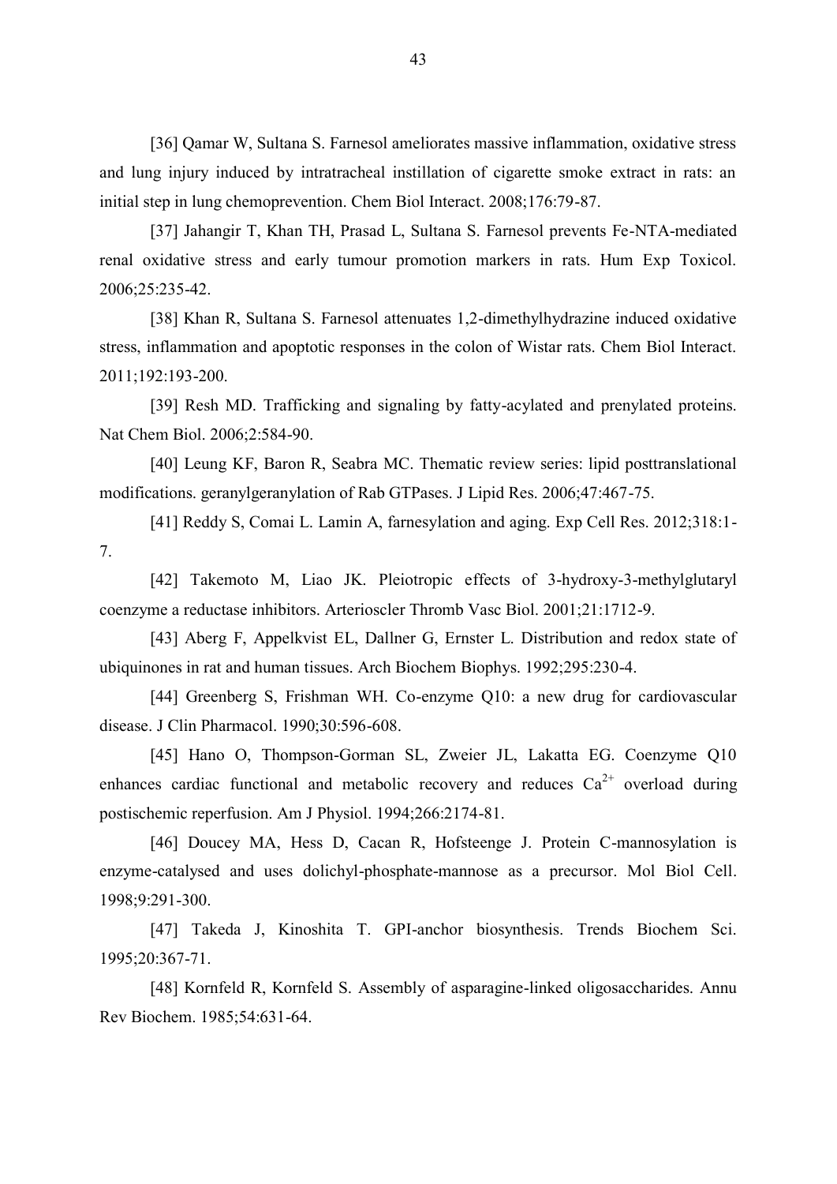[36] Qamar W, Sultana S. Farnesol ameliorates massive inflammation, oxidative stress and lung injury induced by intratracheal instillation of cigarette smoke extract in rats: an initial step in lung chemoprevention. Chem Biol Interact. 2008;176:79-87.

[37] Jahangir T, Khan TH, Prasad L, Sultana S. Farnesol prevents Fe-NTA-mediated renal oxidative stress and early tumour promotion markers in rats. Hum Exp Toxicol. 2006;25:235-42.

[38] Khan R, Sultana S. Farnesol attenuates 1,2-dimethylhydrazine induced oxidative stress, inflammation and apoptotic responses in the colon of Wistar rats. Chem Biol Interact. 2011;192:193-200.

[39] Resh MD. Trafficking and signaling by fatty-acylated and prenylated proteins. Nat Chem Biol. 2006;2:584-90.

[40] Leung KF, Baron R, Seabra MC. Thematic review series: lipid posttranslational modifications. geranylgeranylation of Rab GTPases. J Lipid Res. 2006;47:467-75.

[41] Reddy S, Comai L. Lamin A, farnesylation and aging. Exp Cell Res. 2012;318:1-7.

[42] Takemoto M, Liao JK. Pleiotropic effects of 3-hydroxy-3-methylglutaryl coenzyme a reductase inhibitors. Arterioscler Thromb Vasc Biol. 2001;21:1712-9.

[43] Aberg F, Appelkvist EL, Dallner G, Ernster L. Distribution and redox state of ubiquinones in rat and human tissues. Arch Biochem Biophys. 1992;295:230-4.

[44] Greenberg S, Frishman WH. Co-enzyme Q10: a new drug for cardiovascular disease. J Clin Pharmacol. 1990;30:596-608.

[45] Hano O, Thompson-Gorman SL, Zweier JL, Lakatta EG. Coenzyme Q10 enhances cardiac functional and metabolic recovery and reduces $Ca^{2+}$ overload during postischemic reperfusion. Am J Physiol. 1994;266:2174-81.

[46] Doucey MA, Hess D, Cacan R, Hofsteenge J. Protein C-mannosylation is enzyme-catalysed and uses dolichyl-phosphate-mannose as a precursor. Mol Biol Cell. 1998;9:291-300.

[47] Takeda J, Kinoshita T. GPI-anchor biosynthesis. Trends Biochem Sci. 1995;20:367-71.

[48] Kornfeld R, Kornfeld S. Assembly of asparagine-linked oligosaccharides. Annu Rev Biochem. 1985;54:631-64.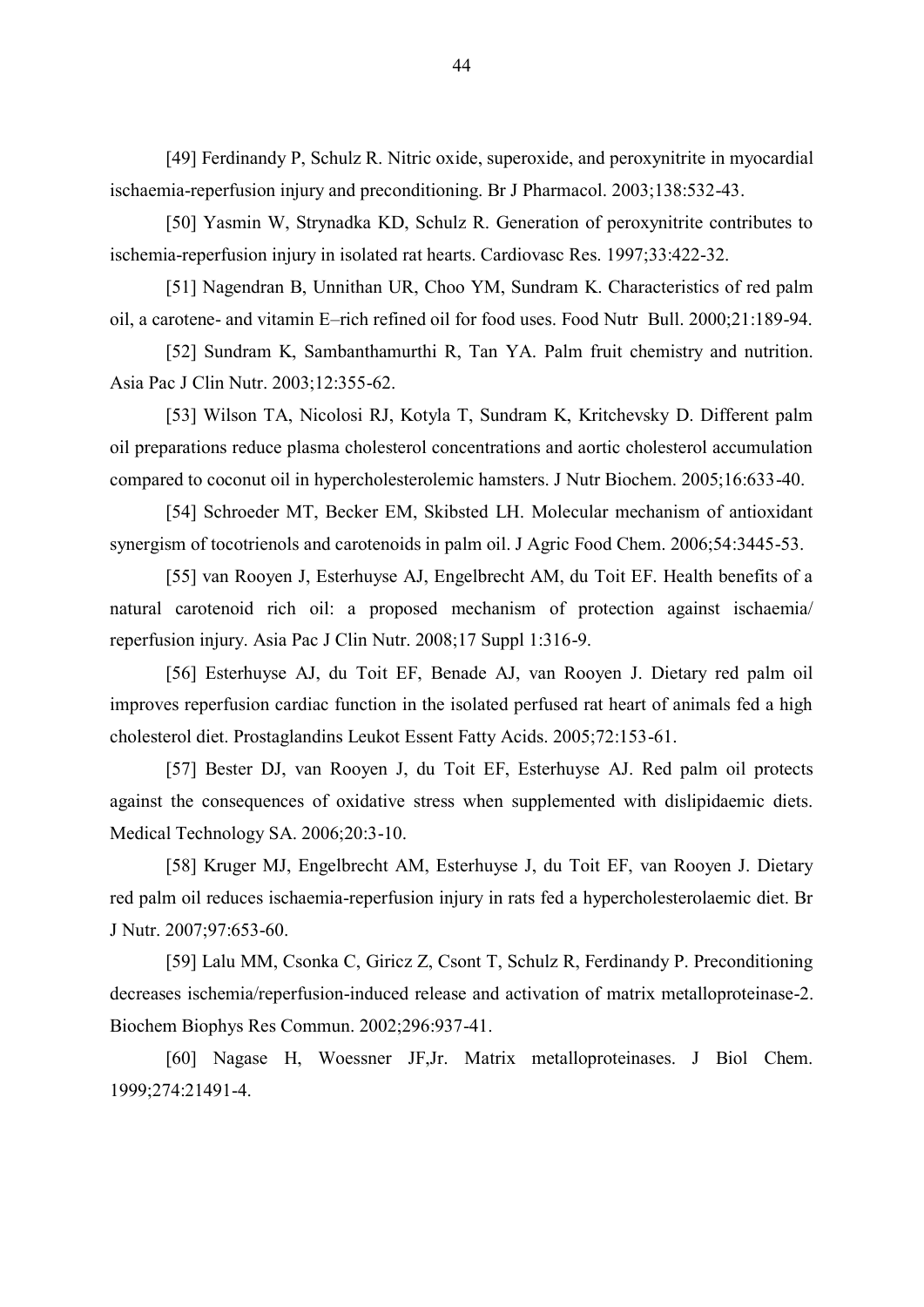[49] Ferdinandy P, Schulz R. Nitric oxide, superoxide, and peroxynitrite in myocardial ischaemia-reperfusion injury and preconditioning. Br J Pharmacol. 2003;138:532-43.

[50] Yasmin W, Strynadka KD, Schulz R. Generation of peroxynitrite contributes to ischemia-reperfusion injury in isolated rat hearts. Cardiovasc Res. 1997;33:422-32.

[51] Nagendran B, Unnithan UR, Choo YM, Sundram K. Characteristics of red palm oil, a carotene- and vitamin E–rich refined oil for food uses. Food Nutr Bull. 2000;21:189-94.

[52] Sundram K, Sambanthamurthi R, Tan YA. Palm fruit chemistry and nutrition. Asia Pac J Clin Nutr. 2003;12:355-62.

[53] Wilson TA, Nicolosi RJ, Kotyla T, Sundram K, Kritchevsky D. Different palm oil preparations reduce plasma cholesterol concentrations and aortic cholesterol accumulation compared to coconut oil in hypercholesterolemic hamsters. J Nutr Biochem. 2005;16:633-40.

[54] Schroeder MT, Becker EM, Skibsted LH. Molecular mechanism of antioxidant synergism of tocotrienols and carotenoids in palm oil. J Agric Food Chem. 2006;54:3445-53.

[55] van Rooyen J, Esterhuyse AJ, Engelbrecht AM, du Toit EF. Health benefits of a natural carotenoid rich oil: a proposed mechanism of protection against ischaemia/ reperfusion injury. Asia Pac J Clin Nutr. 2008;17 Suppl 1:316-9.

[56] Esterhuyse AJ, du Toit EF, Benade AJ, van Rooyen J. Dietary red palm oil improves reperfusion cardiac function in the isolated perfused rat heart of animals fed a high cholesterol diet. Prostaglandins Leukot Essent Fatty Acids. 2005;72:153-61.

[57] Bester DJ, van Rooyen J, du Toit EF, Esterhuyse AJ. Red palm oil protects against the consequences of oxidative stress when supplemented with dislipidaemic diets. Medical Technology SA. 2006;20:3-10.

[58] Kruger MJ, Engelbrecht AM, Esterhuyse J, du Toit EF, van Rooyen J. Dietary red palm oil reduces ischaemia-reperfusion injury in rats fed a hypercholesterolaemic diet. Br J Nutr. 2007;97:653-60.

[59] Lalu MM, Csonka C, Giricz Z, Csont T, Schulz R, Ferdinandy P. Preconditioning decreases ischemia/reperfusion-induced release and activation of matrix metalloproteinase-2. Biochem Biophys Res Commun. 2002;296:937-41.

[60] Nagase H, Woessner JF,Jr. Matrix metalloproteinases. J Biol Chem. 1999;274:21491-4.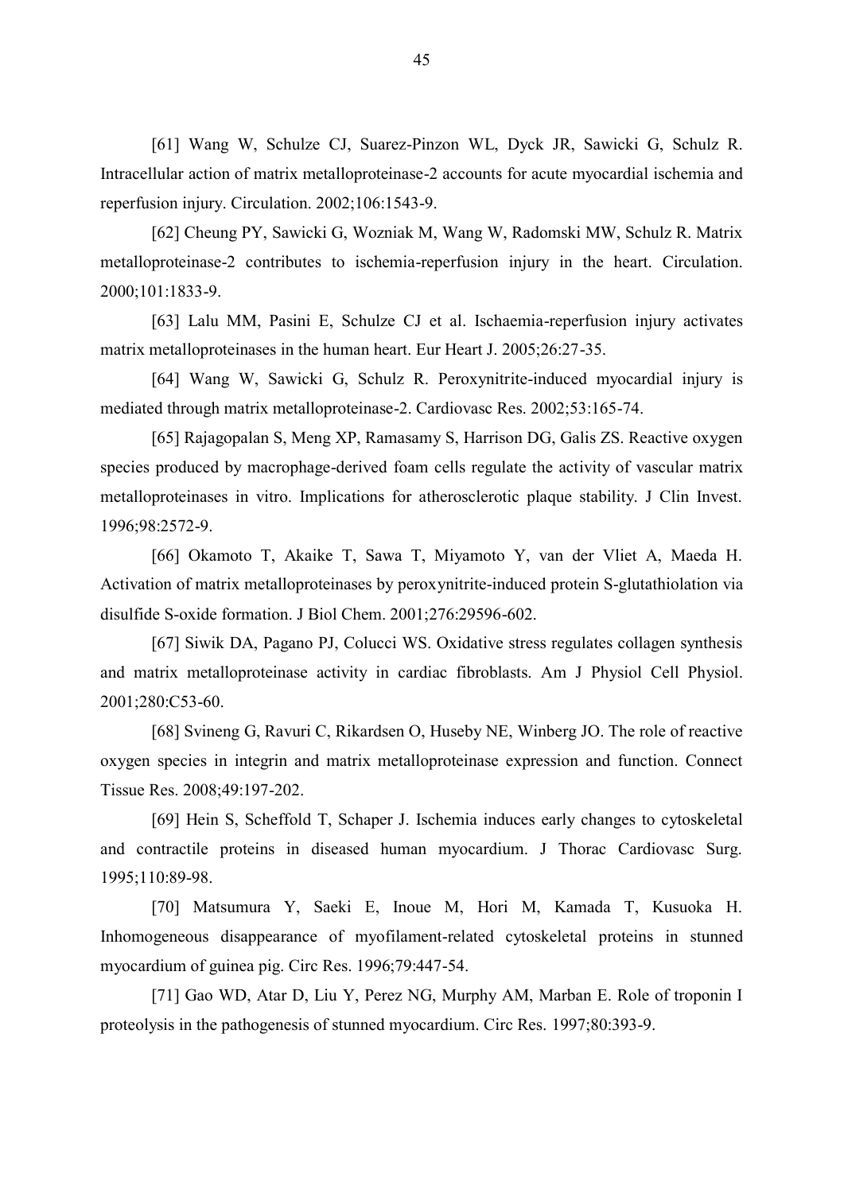[61] Wang W, Schulze CJ, Suarez-Pinzon WL, Dyck JR, Sawicki G, Schulz R. Intracellular action of matrix metalloproteinase-2 accounts for acute myocardial ischemia and reperfusion injury. Circulation. 2002;106:1543-9.

[62] Cheung PY, Sawicki G, Wozniak M, Wang W, Radomski MW, Schulz R. Matrix metalloproteinase-2 contributes to ischemia-reperfusion injury in the heart. Circulation. 2000;101:1833-9.

[63] Lalu MM, Pasini E, Schulze CJ et al. Ischaemia-reperfusion injury activates matrix metalloproteinases in the human heart. Eur Heart J. 2005;26:27-35.

[64] Wang W, Sawicki G, Schulz R. Peroxynitrite-induced myocardial injury is mediated through matrix metalloproteinase-2. Cardiovasc Res. 2002;53:165-74.

[65] Rajagopalan S, Meng XP, Ramasamy S, Harrison DG, Galis ZS. Reactive oxygen species produced by macrophage-derived foam cells regulate the activity of vascular matrix metalloproteinases in vitro. Implications for atherosclerotic plaque stability. J Clin Invest. 1996;98:2572-9.

[66] Okamoto T, Akaike T, Sawa T, Miyamoto Y, van der Vliet A, Maeda H. Activation of matrix metalloproteinases by peroxynitrite-induced protein S-glutathiolation via disulfide S-oxide formation. J Biol Chem. 2001;276:29596-602.

[67] Siwik DA, Pagano PJ, Colucci WS. Oxidative stress regulates collagen synthesis and matrix metalloproteinase activity in cardiac fibroblasts. Am J Physiol Cell Physiol. 2001;280:C53-60.

[68] Svineng G, Ravuri C, Rikardsen O, Huseby NE, Winberg JO. The role of reactive oxygen species in integrin and matrix metalloproteinase expression and function. Connect Tissue Res. 2008;49:197-202.

[69] Hein S, Scheffold T, Schaper J. Ischemia induces early changes to cytoskeletal and contractile proteins in diseased human myocardium. J Thorac Cardiovasc Surg. 1995;110:89-98.

[70] Matsumura Y, Saeki E, Inoue M, Hori M, Kamada T, Kusuoka H. Inhomogeneous disappearance of myofilament-related cytoskeletal proteins in stunned myocardium of guinea pig. Circ Res. 1996;79:447-54.

[71] Gao WD, Atar D, Liu Y, Perez NG, Murphy AM, Marban E. Role of troponin I proteolysis in the pathogenesis of stunned myocardium. Circ Res. 1997;80:393-9.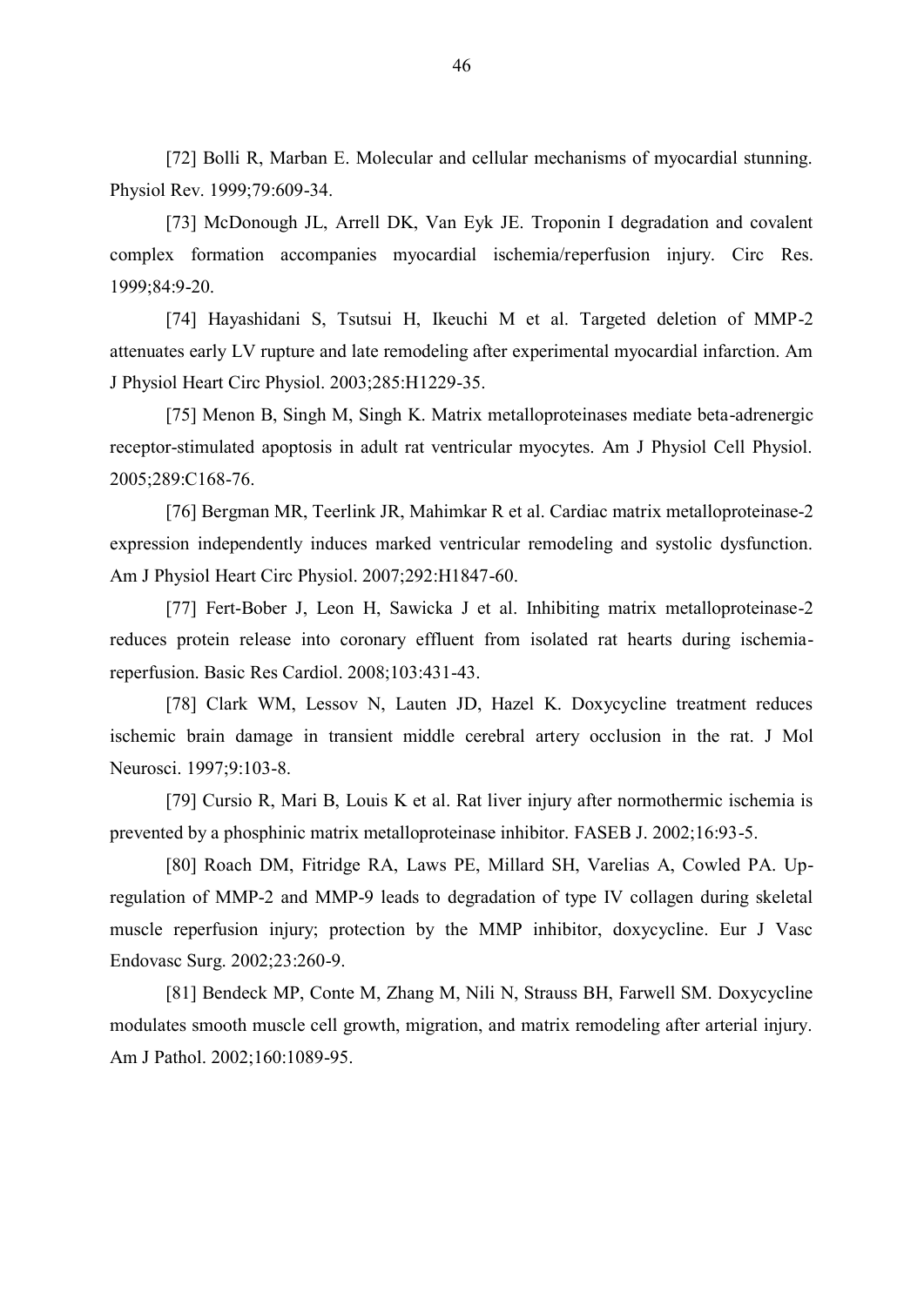[72] Bolli R, Marban E. Molecular and cellular mechanisms of myocardial stunning. Physiol Rev. 1999;79:609-34.

[73] McDonough JL, Arrell DK, Van Eyk JE. Troponin I degradation and covalent complex formation accompanies myocardial ischemia/reperfusion injury. Circ Res. 1999;84:9-20.

[74] Hayashidani S, Tsutsui H, Ikeuchi M et al. Targeted deletion of MMP-2 attenuates early LV rupture and late remodeling after experimental myocardial infarction. Am J Physiol Heart Circ Physiol. 2003;285:H1229-35.

[75] Menon B, Singh M, Singh K. Matrix metalloproteinases mediate beta-adrenergic receptor-stimulated apoptosis in adult rat ventricular myocytes. Am J Physiol Cell Physiol. 2005;289:C168-76.

[76] Bergman MR, Teerlink JR, Mahimkar R et al. Cardiac matrix metalloproteinase-2 expression independently induces marked ventricular remodeling and systolic dysfunction. Am J Physiol Heart Circ Physiol. 2007;292:H1847-60.

[77] Fert-Bober J, Leon H, Sawicka J et al. Inhibiting matrix metalloproteinase-2 reduces protein release into coronary effluent from isolated rat hearts during ischemia-reperfusion. Basic Res Cardiol. 2008;103:431-43.

[78] Clark WM, Lessov N, Lauten JD, Hazel K. Doxycycline treatment reduces ischemic brain damage in transient middle cerebral artery occlusion in the rat. J Mol Neurosci. 1997;9:103-8.

[79] Cursio R, Mari B, Louis K et al. Rat liver injury after normothermic ischemia is prevented by a phosphinic matrix metalloproteinase inhibitor. FASEB J. 2002;16:93-5.

[80] Roach DM, Fitridge RA, Laws PE, Millard SH, Varelias A, Cowled PA. Up-regulation of MMP-2 and MMP-9 leads to degradation of type IV collagen during skeletal muscle reperfusion injury; protection by the MMP inhibitor, doxycycline. Eur J Vasc Endovasc Surg. 2002;23:260-9.

[81] Bendeck MP, Conte M, Zhang M, Nili N, Strauss BH, Farwell SM. Doxycycline modulates smooth muscle cell growth, migration, and matrix remodeling after arterial injury. Am J Pathol. 2002;160:1089-95.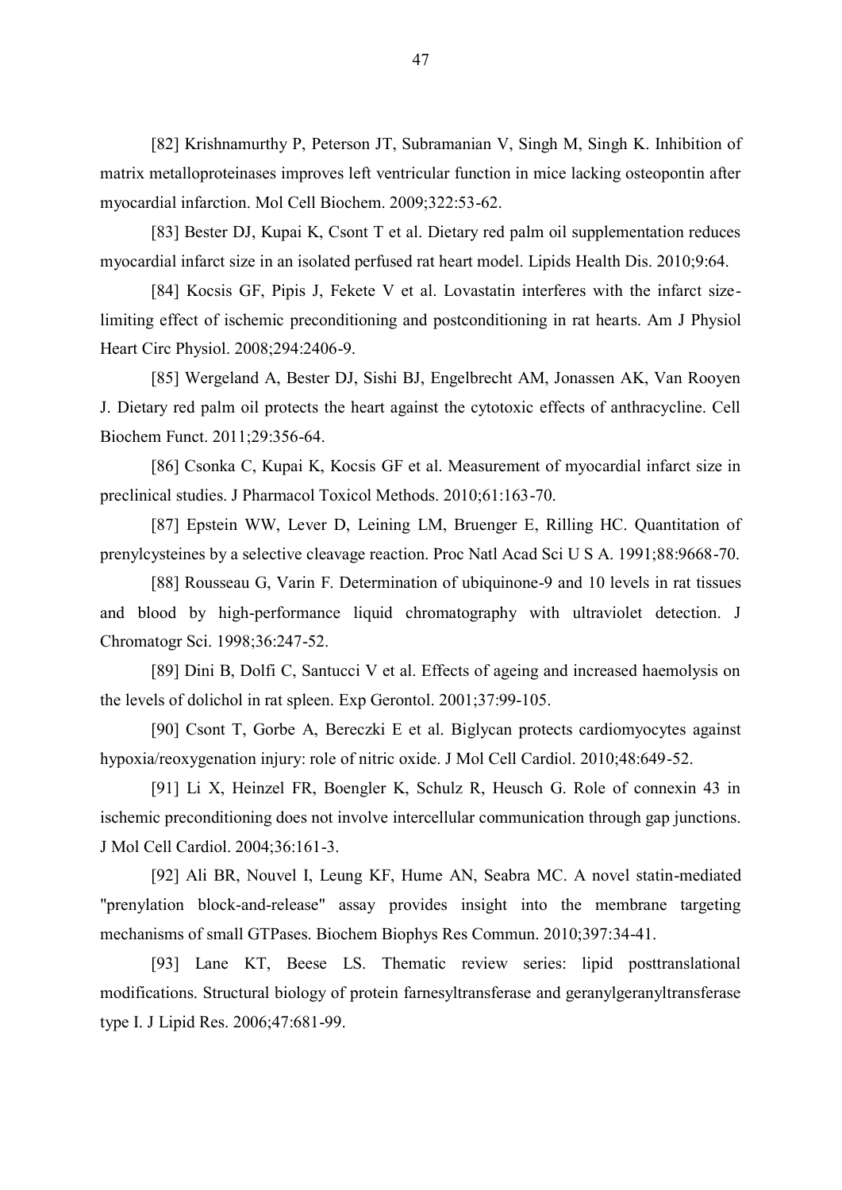[82] Krishnamurthy P, Peterson JT, Subramanian V, Singh M, Singh K. Inhibition of matrix metalloproteinases improves left ventricular function in mice lacking osteopontin after myocardial infarction. Mol Cell Biochem. 2009;322:53-62.

[83] Bester DJ, Kupai K, Csont T et al. Dietary red palm oil supplementation reduces myocardial infarct size in an isolated perfused rat heart model. Lipids Health Dis. 2010;9:64.

[84] Kocsis GF, Pipis J, Fekete V et al. Lovastatin interferes with the infarct size-limiting effect of ischemic preconditioning and postconditioning in rat hearts. Am J Physiol Heart Circ Physiol. 2008;294:2406-9.

[85] Wergeland A, Bester DJ, Sishi BJ, Engelbrecht AM, Jonassen AK, Van Rooyen J. Dietary red palm oil protects the heart against the cytotoxic effects of anthracycline. Cell Biochem Funct. 2011;29:356-64.

[86] Csonka C, Kupai K, Kocsis GF et al. Measurement of myocardial infarct size in preclinical studies. J Pharmacol Toxicol Methods. 2010;61:163-70.

[87] Epstein WW, Lever D, Leining LM, Bruenger E, Rilling HC. Quantitation of prenylcysteines by a selective cleavage reaction. Proc Natl Acad Sci U S A. 1991;88:9668-70.

[88] Rousseau G, Varin F. Determination of ubiquinone-9 and 10 levels in rat tissues and blood by high-performance liquid chromatography with ultraviolet detection. J Chromatogr Sci. 1998;36:247-52.

[89] Dini B, Dolfi C, Santucci V et al. Effects of ageing and increased haemolysis on the levels of dolichol in rat spleen. Exp Gerontol. 2001;37:99-105.

[90] Csont T, Gorbe A, Bereczki E et al. Biglycan protects cardiomyocytes against hypoxia/reoxygenation injury: role of nitric oxide. J Mol Cell Cardiol. 2010;48:649-52.

[91] Li X, Heinzel FR, Boengler K, Schulz R, Heusch G. Role of connexin 43 in ischemic preconditioning does not involve intercellular communication through gap junctions. J Mol Cell Cardiol. 2004;36:161-3.

[92] Ali BR, Nouvel I, Leung KF, Hume AN, Seabra MC. A novel statin-mediated "prenylation block-and-release" assay provides insight into the membrane targeting mechanisms of small GTPases. Biochem Biophys Res Commun. 2010;397:34-41.

[93] Lane KT, Beese LS. Thematic review series: lipid posttranslational modifications. Structural biology of protein farnesyltransferase and geranylgeranyltransferase type I. J Lipid Res. 2006;47:681-99.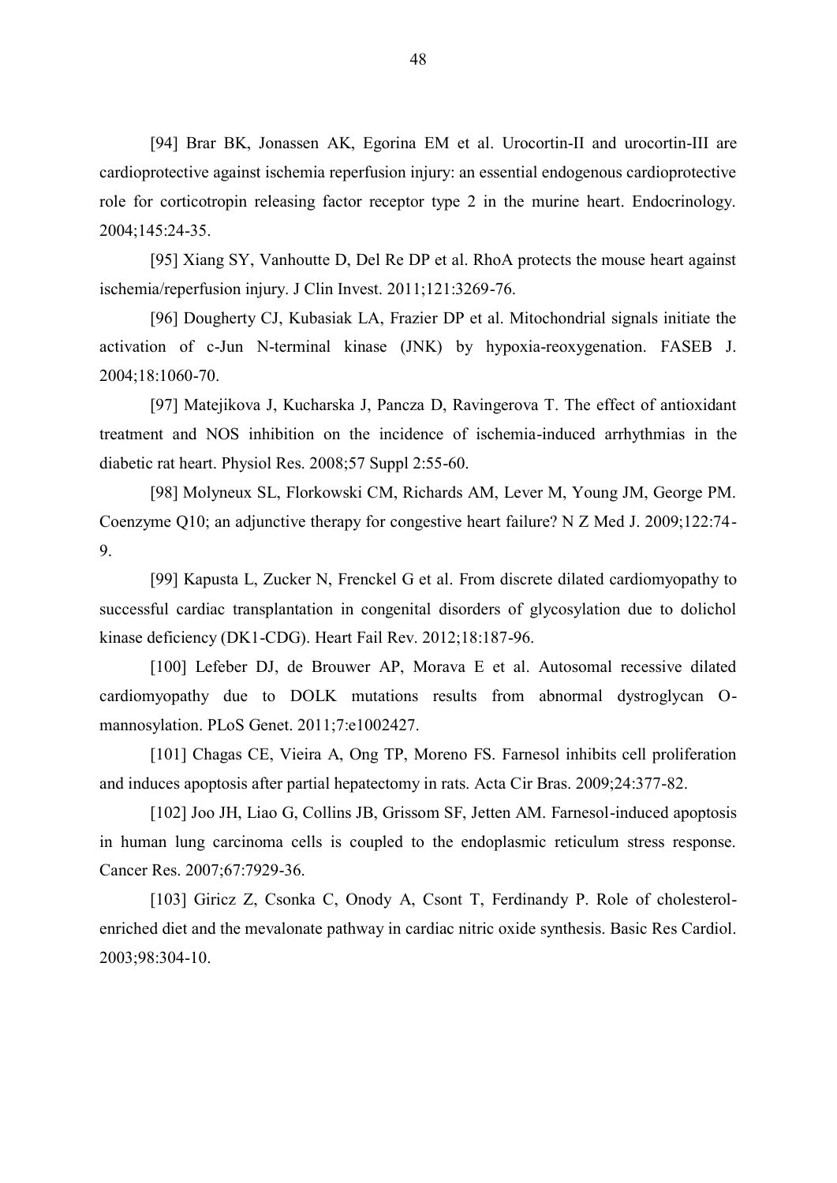[94] Brar BK, Jonassen AK, Egorina EM et al. Urocortin-II and urocortin-III are cardioprotective against ischemia reperfusion injury: an essential endogenous cardioprotective role for corticotropin releasing factor receptor type 2 in the murine heart. Endocrinology. 2004;145:24-35.

[95] Xiang SY, Vanhoutte D, Del Re DP et al. RhoA protects the mouse heart against ischemia/reperfusion injury. J Clin Invest. 2011;121:3269-76.

[96] Dougherty CJ, Kubasiak LA, Frazier DP et al. Mitochondrial signals initiate the activation of c-Jun N-terminal kinase (JNK) by hypoxia-reoxygenation. FASEB J. 2004;18:1060-70.

[97] Matejikova J, Kucharska J, Pancza D, Ravingerova T. The effect of antioxidant treatment and NOS inhibition on the incidence of ischemia-induced arrhythmias in the diabetic rat heart. Physiol Res. 2008;57 Suppl 2:55-60.

[98] Molyneux SL, Florkowski CM, Richards AM, Lever M, Young JM, George PM. Coenzyme Q10; an adjunctive therapy for congestive heart failure? N Z Med J. 2009;122:74-9.

[99] Kapusta L, Zucker N, Frenckel G et al. From discrete dilated cardiomyopathy to successful cardiac transplantation in congenital disorders of glycosylation due to dolichol kinase deficiency (DK1-CDG). Heart Fail Rev. 2012;18:187-96.

[100] Lefeber DJ, de Brouwer AP, Morava E et al. Autosomal recessive dilated cardiomyopathy due to DOLK mutations results from abnormal dystroglycan O-mannosylation. PLoS Genet. 2011;7:e1002427.

[101] Chagas CE, Vieira A, Ong TP, Moreno FS. Farnesol inhibits cell proliferation and induces apoptosis after partial hepatectomy in rats. Acta Cir Bras. 2009;24:377-82.

[102] Joo JH, Liao G, Collins JB, Grissom SF, Jetten AM. Farnesol-induced apoptosis in human lung carcinoma cells is coupled to the endoplasmic reticulum stress response. Cancer Res. 2007;67:7929-36.

[103] Giricz Z, Csonka C, Onody A, Csont T, Ferdinandy P. Role of cholesterol-enriched diet and the mevalonate pathway in cardiac nitric oxide synthesis. Basic Res Cardiol. 2003;98:304-10.